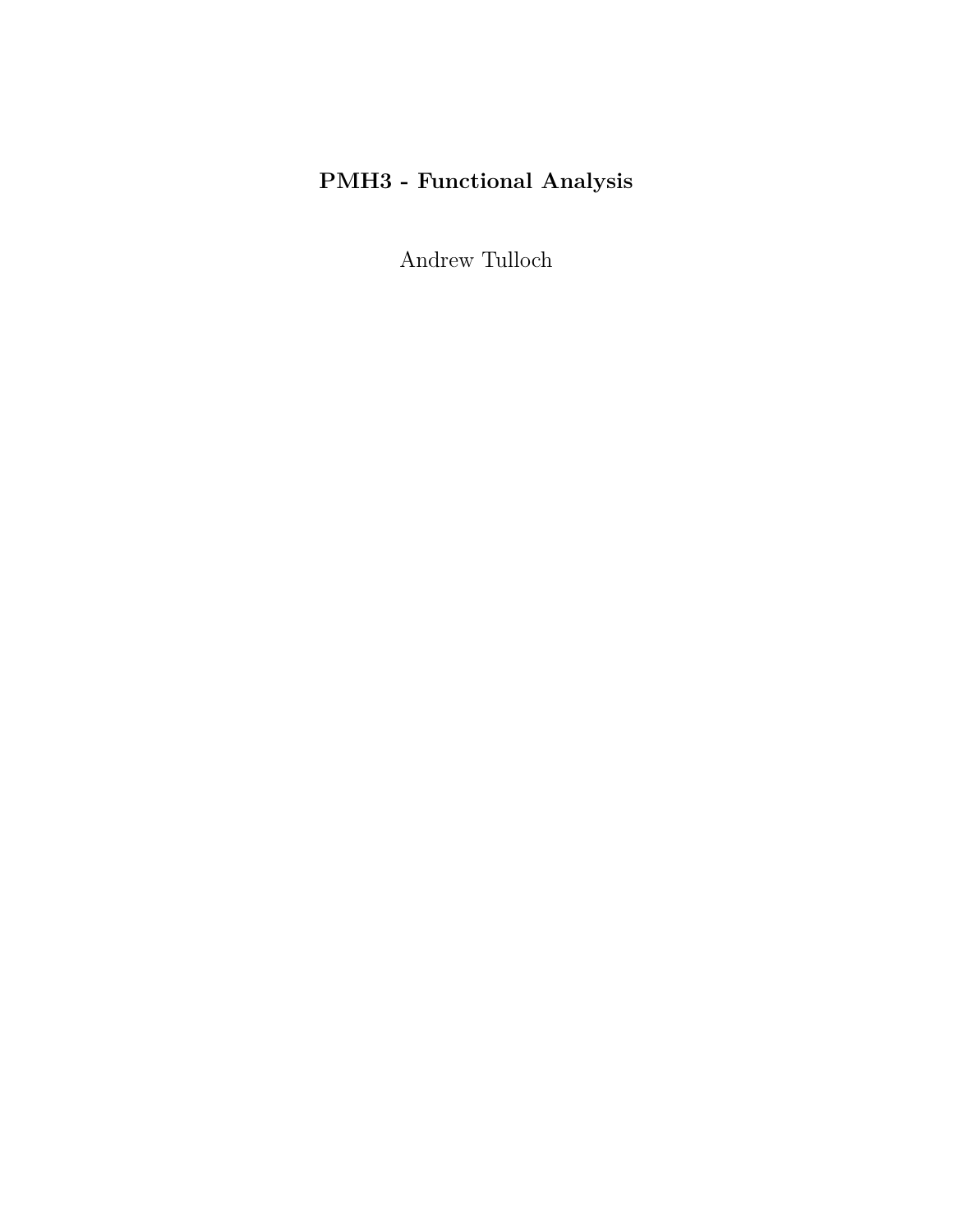# PMH3 - Functional Analysis

Andrew Tulloch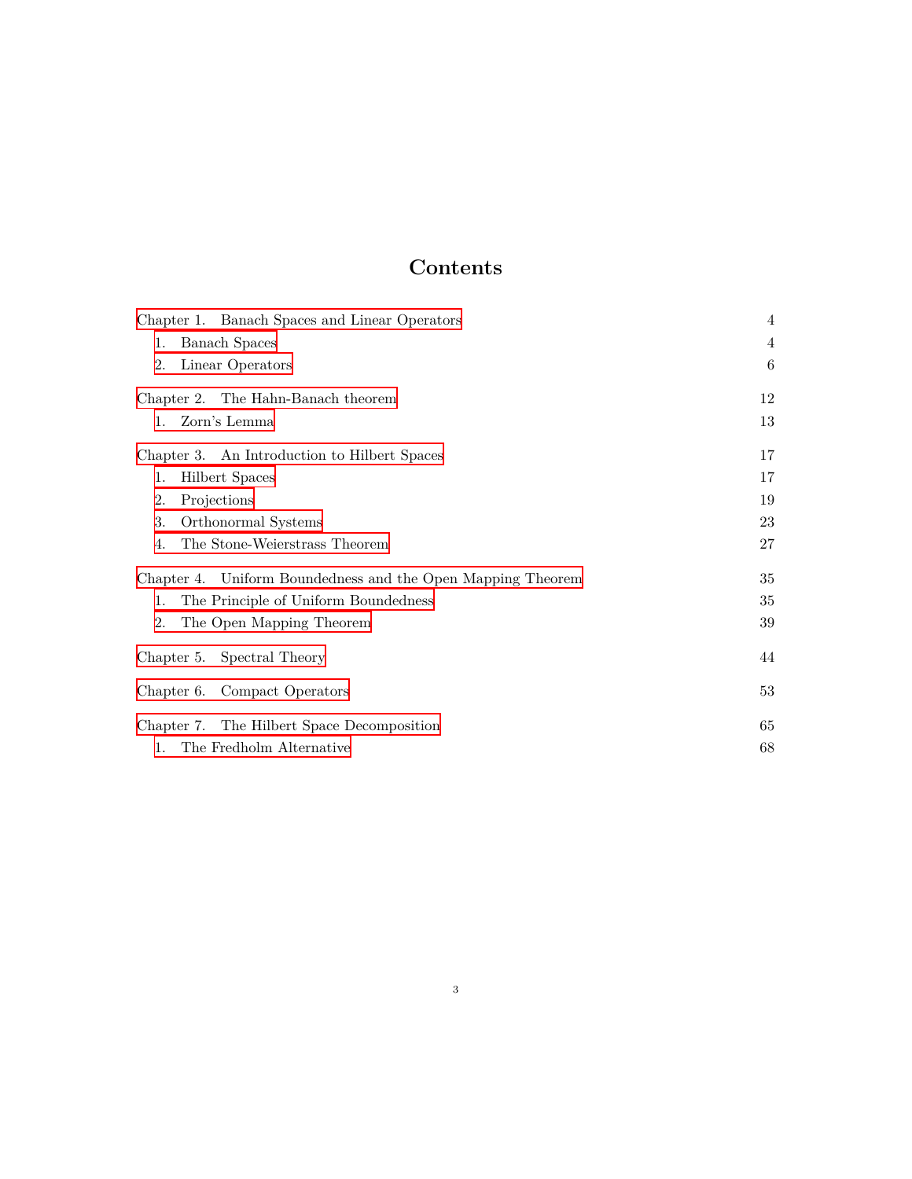# Contents

| | |
|---|---|
| Chapter 1. Banach Spaces and Linear Operators | 4 |
| 1. Banach Spaces | 4 |
| 2. Linear Operators | 6 |
| Chapter 2. The Hahn-Banach theorem | 12 |
| 1. Zorn's Lemma | 13 |
| Chapter 3. An Introduction to Hilbert Spaces | 17 |
| 1. Hilbert Spaces | 17 |
| 2. Projections | 19 |
| 3. Orthonormal Systems | 23 |
| 4. The Stone-Weierstrass Theorem | 27 |
| Chapter 4. Uniform Boundedness and the Open Mapping Theorem | 35 |
| 1. The Principle of Uniform Boundedness | 35 |
| 2. The Open Mapping Theorem | 39 |
| Chapter 5. Spectral Theory | 44 |
| Chapter 6. Compact Operators | 53 |
| Chapter 7. The Hilbert Space Decomposition | 65 |
| 1. The Fredholm Alternative | 68 |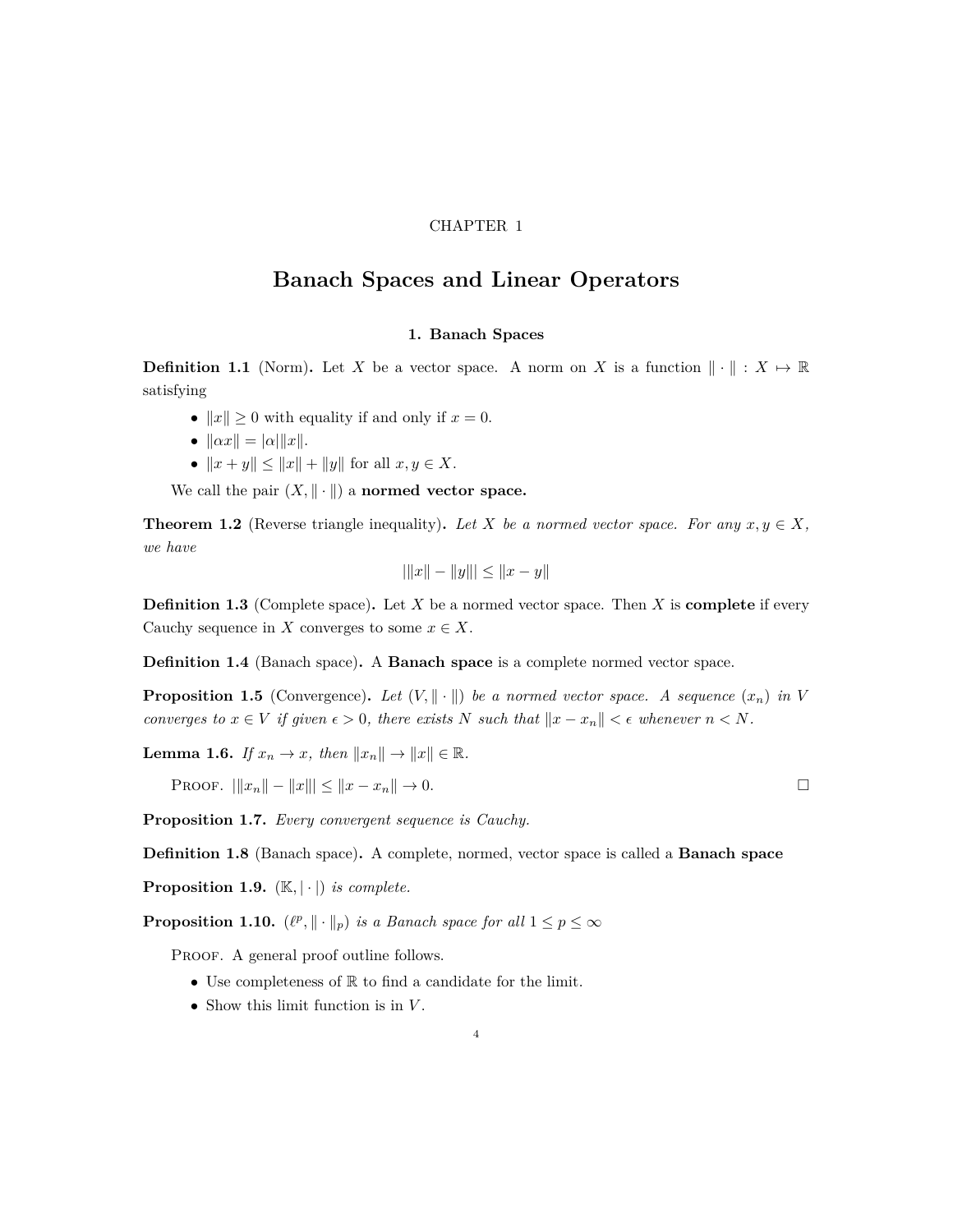CHAPTER 1

# Banach Spaces and Linear Operators

## 1. Banach Spaces

**Definition 1.1** (Norm)**.** Let $X$ be a vector space. A norm on $X$ is a function $\|\cdot\| : X \mapsto \mathbb{R}$ satisfying

- $\|x\| \geq 0$ with equality if and only if $x = 0$.
- $\|\alpha x\| = |\alpha|\|x\|$.
- $\|x + y\| \leq \|x\| + \|y\|$ for all $x, y \in X$.

We call the pair $(X, \|\cdot\|)$ a **normed vector space.**

**Theorem 1.2** (Reverse triangle inequality)**.** *Let $X$ be a normed vector space. For any $x, y \in X$, we have*

$$|\|x\| - \|y\|| \leq \|x - y\|$$

**Definition 1.3** (Complete space)**.** Let $X$ be a normed vector space. Then $X$ is **complete** if every Cauchy sequence in $X$ converges to some $x \in X$.

**Definition 1.4** (Banach space)**.** A **Banach space** is a complete normed vector space.

**Proposition 1.5** (Convergence)**.** *Let $(V, \|\cdot\|)$ be a normed vector space. A sequence $(x_n)$ in $V$ converges to $x \in V$ if given $\epsilon > 0$, there exists $N$ such that $\|x - x_n\| < \epsilon$ whenever $n < N$.*

**Lemma 1.6.** *If $x_n \to x$, then $\|x_n\| \to \|x\| \in \mathbb{R}$.*

Proof. $|\|x_n\| - \|x\|| \leq \|x - x_n\| \to 0$. □

**Proposition 1.7.** *Every convergent sequence is Cauchy.*

**Definition 1.8** (Banach space)**.** A complete, normed, vector space is called a **Banach space**

**Proposition 1.9.** *$(\mathbb{K}, |\cdot|)$ is complete.*

**Proposition 1.10.** *$(\ell^p, \|\cdot\|_p)$ is a Banach space for all $1 \leq p \leq \infty$*

Proof. A general proof outline follows.

- Use completeness of $\mathbb{R}$ to find a candidate for the limit.
- Show this limit function is in $V$.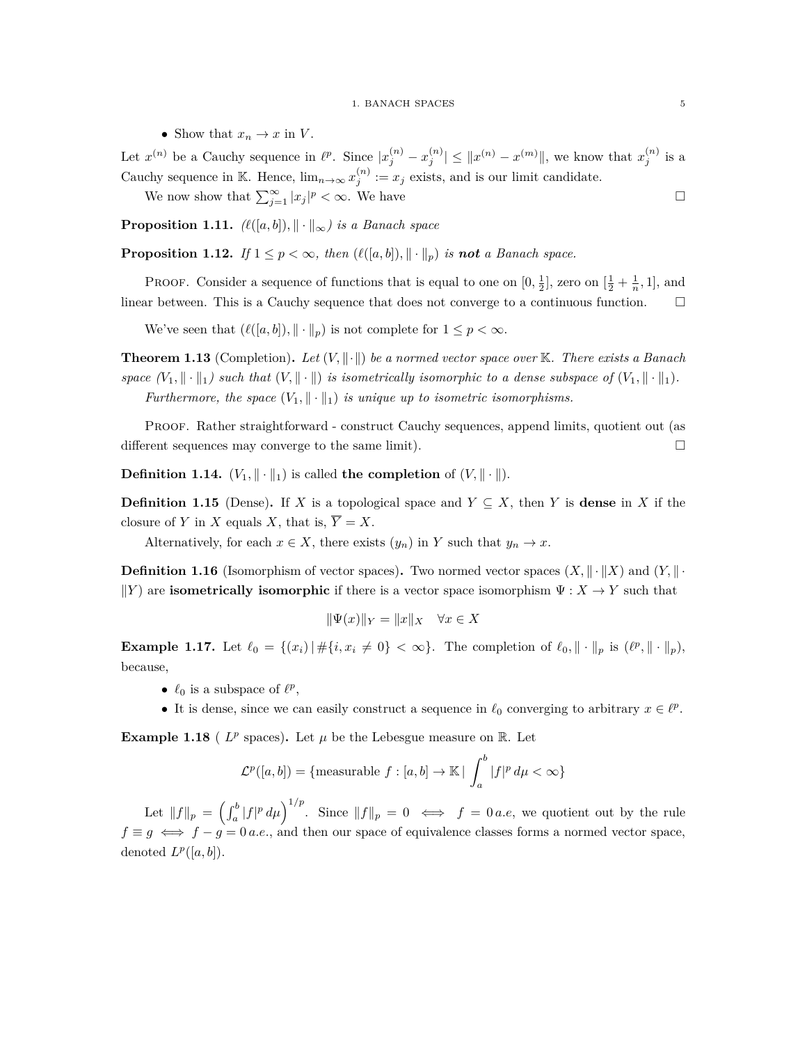- Show that $x_n \to x$ in $V$.

Let $x^{(n)}$ be a Cauchy sequence in $\ell^p$. Since $|x_j^{(n)} - x_j^{(n)}| \leq \|x^{(n)} - x^{(m)}\|$, we know that $x_j^{(n)}$ is a Cauchy sequence in $\mathbb{K}$. Hence, $\lim_{n\to\infty} x_j^{(n)} := x_j$ exists, and is our limit candidate.

We now show that $\sum_{j=1}^{\infty} |x_j|^p < \infty$. We have $\square$

**Proposition 1.11.** *$(\ell([a,b]), \|\cdot\|_\infty)$ is a Banach space*

**Proposition 1.12.** *If $1 \leq p < \infty$, then $(\ell([a,b]), \|\cdot\|_p)$ is **not** a Banach space.*

Proof. Consider a sequence of functions that is equal to one on $[0, \frac{1}{2}]$, zero on $[\frac{1}{2} + \frac{1}{n}, 1]$, and linear between. This is a Cauchy sequence that does not converge to a continuous function. $\square$

We've seen that $(\ell([a,b]), \|\cdot\|_p)$ is not complete for $1 \leq p < \infty$.

**Theorem 1.13** (Completion)**.** *Let $(V, \|\cdot\|)$ be a normed vector space over $\mathbb{K}$. There exists a Banach space $(V_1, \|\cdot\|_1)$ such that $(V, \|\cdot\|)$ is isometrically isomorphic to a dense subspace of $(V_1, \|\cdot\|_1)$.*

*Furthermore, the space $(V_1, \|\cdot\|_1)$ is unique up to isometric isomorphisms.*

Proof. Rather straightforward - construct Cauchy sequences, append limits, quotient out (as different sequences may converge to the same limit). $\square$

**Definition 1.14.** $(V_1, \|\cdot\|_1)$ is called **the completion** of $(V, \|\cdot\|)$.

**Definition 1.15** (Dense)**.** If $X$ is a topological space and $Y \subseteq X$, then $Y$ is **dense** in $X$ if the closure of $Y$ in $X$ equals $X$, that is, $\overline{Y} = X$.

Alternatively, for each $x \in X$, there exists $(y_n)$ in $Y$ such that $y_n \to x$.

**Definition 1.16** (Isomorphism of vector spaces)**.** Two normed vector spaces $(X, \|\cdot\|X)$ and $(Y, \|\cdot\|Y)$ are **isometrically isomorphic** if there is a vector space isomorphism $\Psi : X \to Y$ such that

$$\|\Psi(x)\|_Y = \|x\|_X \quad \forall x \in X$$

**Example 1.17.** Let $\ell_0 = \{(x_i) \,|\, \#\{i, x_i \neq 0\} < \infty\}$. The completion of $\ell_0, \|\cdot\|_p$ is $(\ell^p, \|\cdot\|_p)$, because,

- $\ell_0$ is a subspace of $\ell^p$,
- It is dense, since we can easily construct a sequence in $\ell_0$ converging to arbitrary $x \in \ell^p$.

**Example 1.18** ( $L^p$ spaces)**.** Let $\mu$ be the Lebesgue measure on $\mathbb{R}$. Let

$$\mathcal{L}^p([a,b]) = \{\text{measurable } f : [a,b] \to \mathbb{K} \,|\, \int_a^b |f|^p \, d\mu < \infty\}$$

Let $\|f\|_p = \left(\int_a^b |f|^p \, d\mu\right)^{1/p}$. Since $\|f\|_p = 0 \iff f = 0 \, a.e$, we quotient out by the rule $f \equiv g \iff f - g = 0 \, a.e.$, and then our space of equivalence classes forms a normed vector space, denoted $L^p([a,b])$.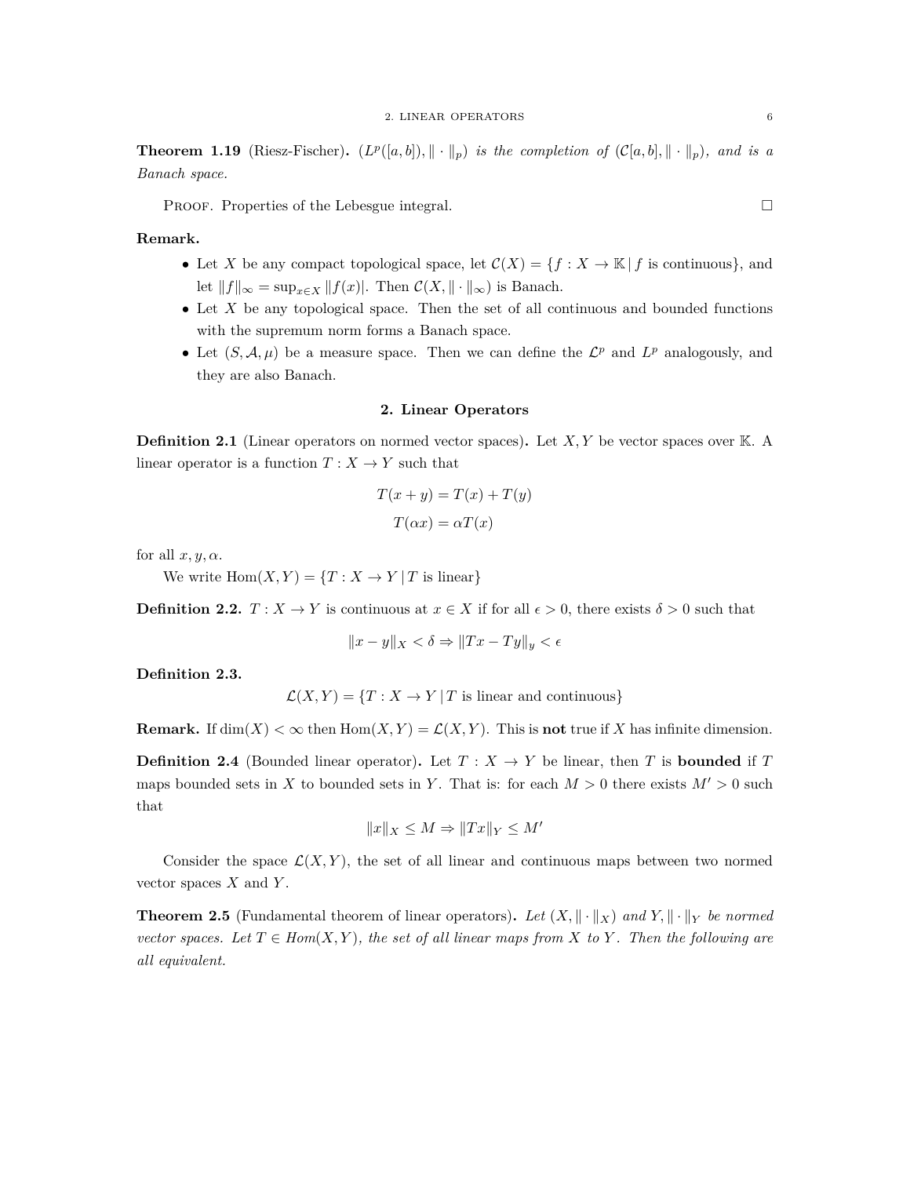**Theorem 1.19** (Riesz-Fischer)**.** *$(L^p([a,b]), \|\cdot\|_p)$ is the completion of $(\mathcal{C}[a,b], \|\cdot\|_p)$, and is a Banach space.*

Proof. Properties of the Lebesgue integral. ☐

**Remark.**

- Let $X$ be any compact topological space, let $\mathcal{C}(X) = \{f : X \to \mathbb{K} \,|\, f \text{ is continuous}\}$, and let $\|f\|_\infty = \sup_{x \in X} \|f(x)|$. Then $\mathcal{C}(X, \|\cdot\|_\infty)$ is Banach.
- Let $X$ be any topological space. Then the set of all continuous and bounded functions with the supremum norm forms a Banach space.
- Let $(S, \mathcal{A}, \mu)$ be a measure space. Then we can define the $\mathcal{L}^p$ and $L^p$ analogously, and they are also Banach.

## 2. Linear Operators

**Definition 2.1** (Linear operators on normed vector spaces)**.** Let $X, Y$ be vector spaces over $\mathbb{K}$. A linear operator is a function $T : X \to Y$ such that

$$T(x + y) = T(x) + T(y)$$
$$T(\alpha x) = \alpha T(x)$$

for all $x, y, \alpha$.

We write $\mathrm{Hom}(X, Y) = \{T : X \to Y \,|\, T \text{ is linear}\}$

**Definition 2.2.** $T : X \to Y$ is continuous at $x \in X$ if for all $\epsilon > 0$, there exists $\delta > 0$ such that

$$\|x - y\|_X < \delta \Rightarrow \|Tx - Ty\|_y < \epsilon$$

**Definition 2.3.**

$$\mathcal{L}(X, Y) = \{T : X \to Y \,|\, T \text{ is linear and continuous}\}$$

**Remark.** If $\dim(X) < \infty$ then $\mathrm{Hom}(X, Y) = \mathcal{L}(X, Y)$. This is **not** true if $X$ has infinite dimension.

**Definition 2.4** (Bounded linear operator)**.** Let $T : X \to Y$ be linear, then $T$ is **bounded** if $T$ maps bounded sets in $X$ to bounded sets in $Y$. That is: for each $M > 0$ there exists $M' > 0$ such that

$$\|x\|_X \leq M \Rightarrow \|Tx\|_Y \leq M'$$

Consider the space $\mathcal{L}(X, Y)$, the set of all linear and continuous maps between two normed vector spaces $X$ and $Y$.

**Theorem 2.5** (Fundamental theorem of linear operators)**.** *Let $(X, \|\cdot\|_X)$ and $Y, \|\cdot\|_Y$ be normed vector spaces. Let $T \in Hom(X, Y)$, the set of all linear maps from $X$ to $Y$. Then the following are all equivalent.*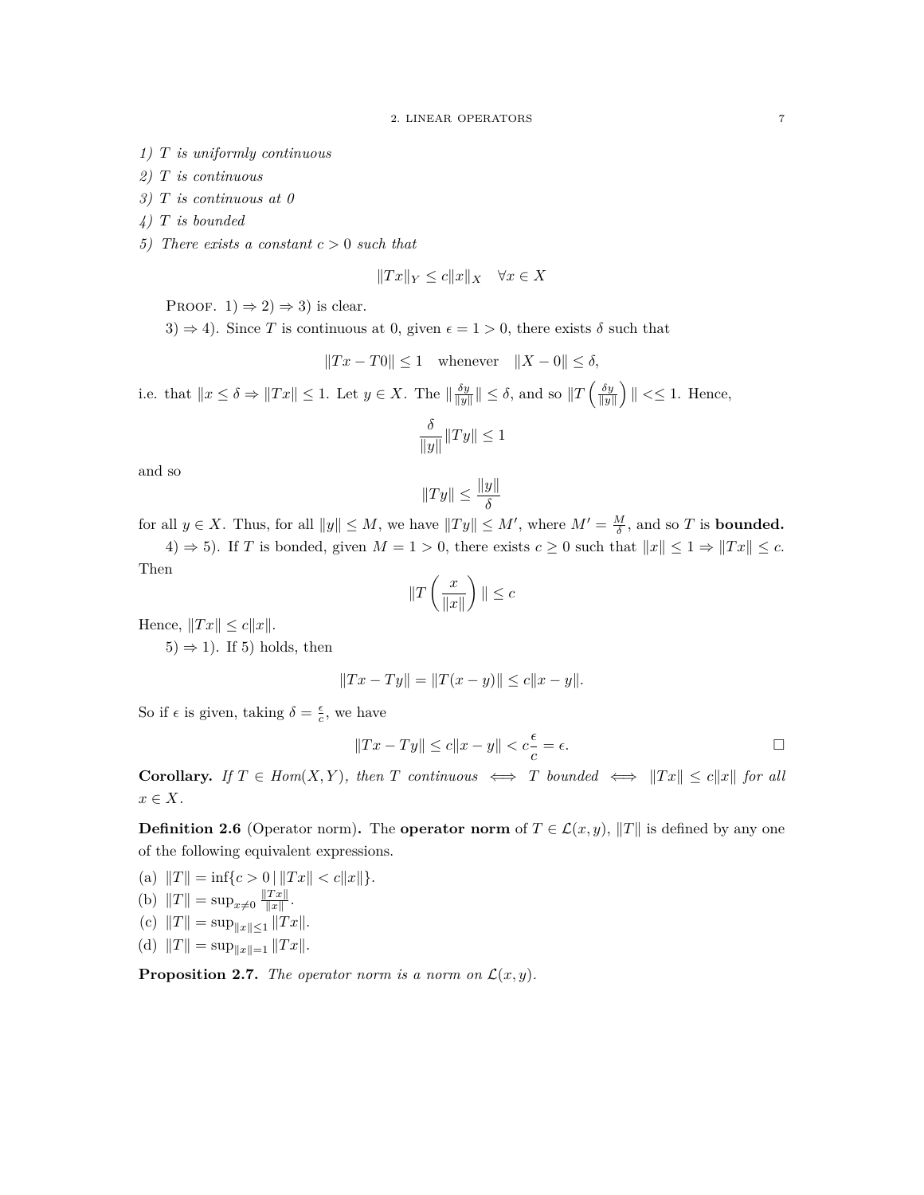*1) $T$ is uniformly continuous*

*2) $T$ is continuous*

*3) $T$ is continuous at 0*

*4) $T$ is bounded*

*5) There exists a constant $c > 0$ such that*

$$\|Tx\|_Y \leq c\|x\|_X \quad \forall x \in X$$

Proof. 1) $\Rightarrow$ 2) $\Rightarrow$ 3) is clear.

3) $\Rightarrow$ 4). Since $T$ is continuous at 0, given $\epsilon = 1 > 0$, there exists $\delta$ such that

$$\|Tx - T0\| \leq 1 \quad \text{whenever} \quad \|X - 0\| \leq \delta,$$

i.e. that $\|x \leq \delta \Rightarrow \|Tx\| \leq 1$. Let $y \in X$. The $\|\frac{\delta y}{\|y\|}\| \leq \delta$, and so $\|T\left(\frac{\delta y}{\|y\|}\right)\| << 1$. Hence,

$$\frac{\delta}{\|y\|}\|Ty\| \leq 1$$

and so

$$\|Ty\| \leq \frac{\|y\|}{\delta}$$

for all $y \in X$. Thus, for all $\|y\| \leq M$, we have $\|Ty\| \leq M'$, where $M' = \frac{M}{\delta}$, and so $T$ is **bounded.**

4) $\Rightarrow$ 5). If $T$ is bonded, given $M = 1 > 0$, there exists $c \geq 0$ such that $\|x\| \leq 1 \Rightarrow \|Tx\| \leq c$. Then

$$\|T\left(\frac{x}{\|x\|}\right)\| \leq c$$

Hence, $\|Tx\| \leq c\|x\|$.

5) $\Rightarrow$ 1). If 5) holds, then

$$\|Tx - Ty\| = \|T(x-y)\| \leq c\|x - y\|.$$

So if $\epsilon$ is given, taking $\delta = \frac{\epsilon}{c}$, we have

$$\|Tx - Ty\| \leq c\|x - y\| < c\frac{\epsilon}{c} = \epsilon. \qquad \square$$

**Corollary.** *If $T \in Hom(X, Y)$, then $T$ continuous $\iff$ $T$ bounded $\iff$ $\|Tx\| \leq c\|x\|$ for all $x \in X$.*

**Definition 2.6** (Operator norm)**.** The **operator norm** of $T \in \mathcal{L}(x, y)$, $\|T\|$ is defined by any one of the following equivalent expressions.

(a) $\|T\| = \inf\{c > 0 \,|\, \|Tx\| < c\|x\|\}$.

(b) $\|T\| = \sup_{x \neq 0} \frac{\|Tx\|}{\|x\|}$.

(c) $\|T\| = \sup_{\|x\| \leq 1} \|Tx\|$.

(d) $\|T\| = \sup_{\|x\| = 1} \|Tx\|$.

**Proposition 2.7.** *The operator norm is a norm on $\mathcal{L}(x, y)$.*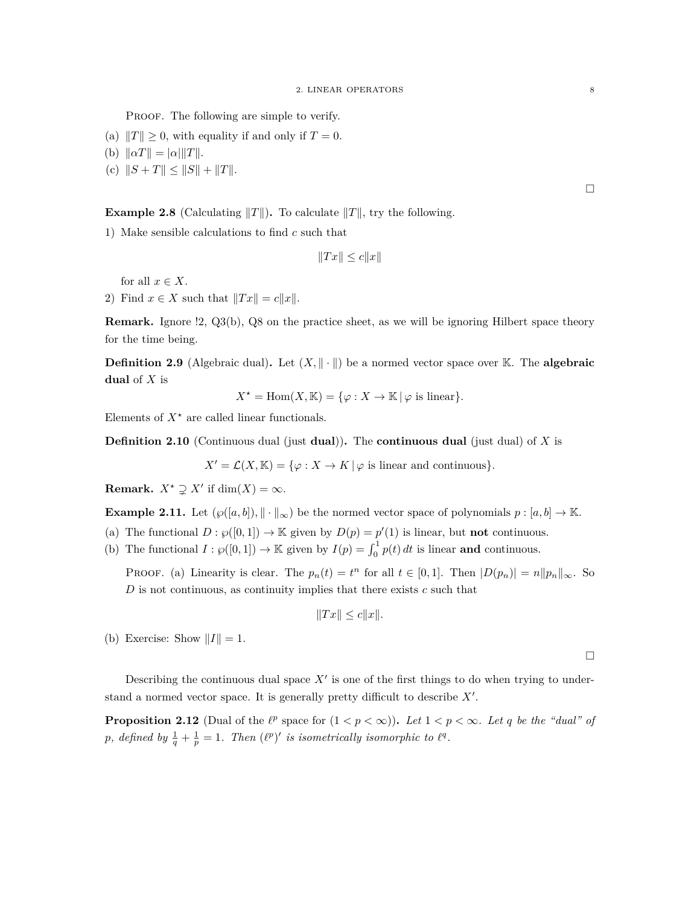Proof. The following are simple to verify.

(a) $\|T\| \geq 0$, with equality if and only if $T = 0$.
(b) $\|\alpha T\| = |\alpha|\|T\|$.
(c) $\|S + T\| \leq \|S\| + \|T\|$.

$\square$

**Example 2.8** (Calculating $\|T\|$)**.** To calculate $\|T\|$, try the following.

1) Make sensible calculations to find $c$ such that

$$\|Tx\| \leq c\|x\|$$

for all $x \in X$.

2) Find $x \in X$ such that $\|Tx\| = c\|x\|$.

**Remark.** Ignore !2, Q3(b), Q8 on the practice sheet, as we will be ignoring Hilbert space theory for the time being.

**Definition 2.9** (Algebraic dual)**.** Let $(X, \|\cdot\|)$ be a normed vector space over $\mathbb{K}$. The **algebraic dual** of $X$ is

$$X^\star = \mathrm{Hom}(X, \mathbb{K}) = \{\varphi : X \to \mathbb{K} \,|\, \varphi \text{ is linear}\}.$$

Elements of $X^\star$ are called linear functionals.

**Definition 2.10** (Continuous dual (just **dual**))**.** The **continuous dual** (just dual) of $X$ is

$$X' = \mathcal{L}(X, \mathbb{K}) = \{\varphi : X \to K \,|\, \varphi \text{ is linear and continuous}\}.$$

**Remark.** $X^\star \supsetneq X'$ if $\dim(X) = \infty$.

**Example 2.11.** Let $(\wp([a, b]), \|\cdot\|_\infty)$ be the normed vector space of polynomials $p : [a, b] \to \mathbb{K}$.

(a) The functional $D : \wp([0, 1]) \to \mathbb{K}$ given by $D(p) = p'(1)$ is linear, but **not** continuous.
(b) The functional $I : \wp([0, 1]) \to \mathbb{K}$ given by $I(p) = \int_0^1 p(t)\,dt$ is linear **and** continuous.

Proof. (a) Linearity is clear. The $p_n(t) = t^n$ for all $t \in [0, 1]$. Then $|D(p_n)| = n\|p_n\|_\infty$. So $D$ is not continuous, as continuity implies that there exists $c$ such that

$$\|Tx\| \leq c\|x\|.$$

(b) Exercise: Show $\|I\| = 1$.

$\square$

Describing the continuous dual space $X'$ is one of the first things to do when trying to understand a normed vector space. It is generally pretty difficult to describe $X'$.

**Proposition 2.12** (Dual of the $\ell^p$ space for $(1 < p < \infty)$)**.** *Let $1 < p < \infty$. Let $q$ be the "dual" of $p$, defined by $\frac{1}{q} + \frac{1}{p} = 1$. Then $(\ell^p)'$ is isometrically isomorphic to $\ell^q$.*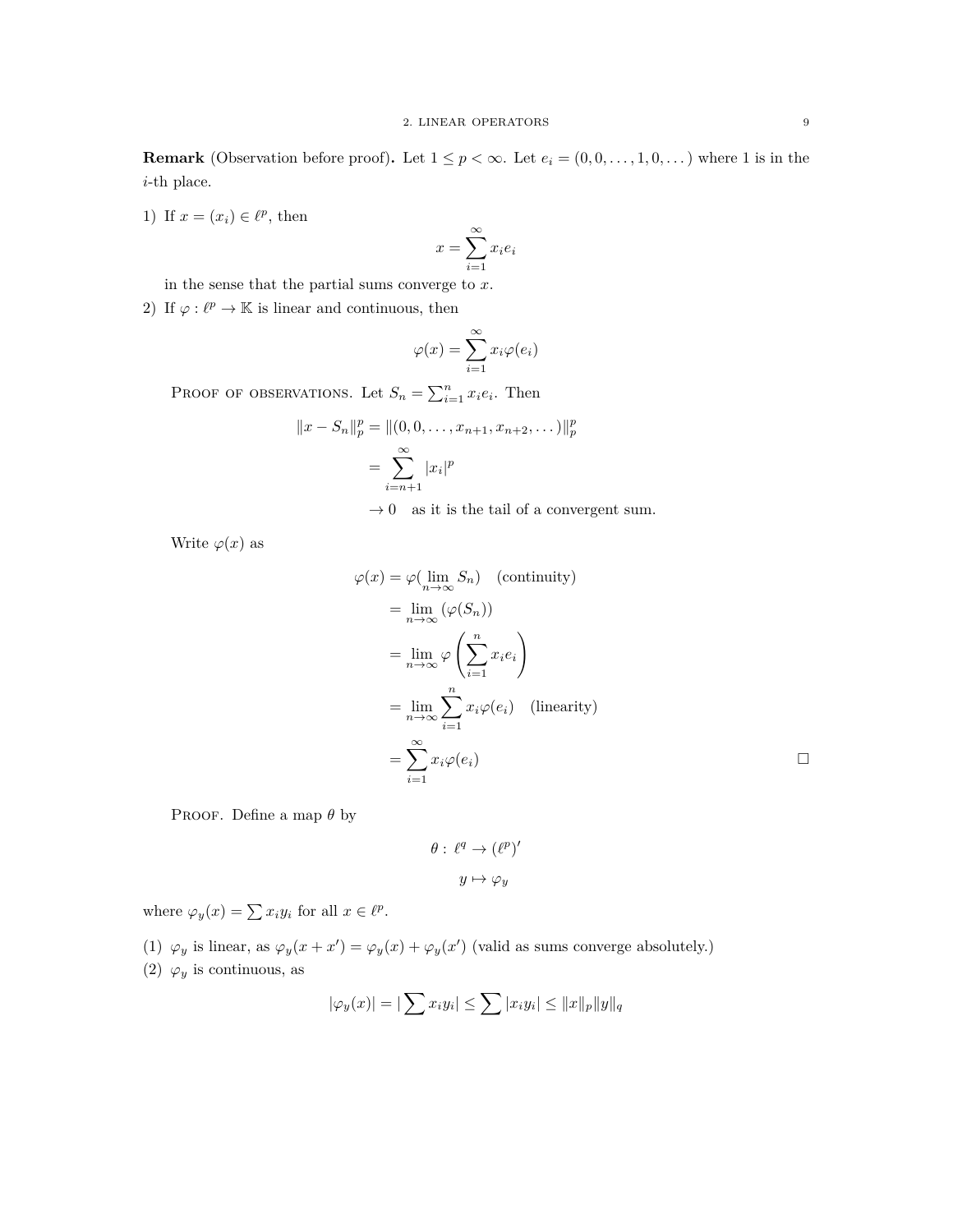**Remark** (Observation before proof)**.** Let $1 \le p < \infty$. Let $e_i = (0, 0, \dots, 1, 0, \dots)$ where 1 is in the $i$-th place.

1) If $x = (x_i) \in \ell^p$, then

$$x = \sum_{i=1}^{\infty} x_i e_i$$

in the sense that the partial sums converge to $x$.

2) If $\varphi : \ell^p \to \mathbb{K}$ is linear and continuous, then

$$\varphi(x) = \sum_{i=1}^{\infty} x_i \varphi(e_i)$$

Proof of observations. Let $S_n = \sum_{i=1}^{n} x_i e_i$. Then

$$\begin{aligned}
\|x - S_n\|_p^p &= \|(0, 0, \dots, x_{n+1}, x_{n+2}, \dots)\|_p^p \\
&= \sum_{i=n+1}^{\infty} |x_i|^p \\
&\to 0 \quad \text{as it is the tail of a convergent sum.}
\end{aligned}$$

Write $\varphi(x)$ as

$$\begin{aligned}
\varphi(x) &= \varphi(\lim_{n\to\infty} S_n) \quad \text{(continuity)} \\
&= \lim_{n\to\infty} (\varphi(S_n)) \\
&= \lim_{n\to\infty} \varphi\left(\sum_{i=1}^{n} x_i e_i\right) \\
&= \lim_{n\to\infty} \sum_{i=1}^{n} x_i \varphi(e_i) \quad \text{(linearity)} \\
&= \sum_{i=1}^{\infty} x_i \varphi(e_i)
\end{aligned}$$

□

Proof. Define a map $\theta$ by

$$\begin{aligned}
\theta :\ \ell^q &\to (\ell^p)' \\
y &\mapsto \varphi_y
\end{aligned}$$

where $\varphi_y(x) = \sum x_i y_i$ for all $x \in \ell^p$.

(1) $\varphi_y$ is linear, as $\varphi_y(x + x') = \varphi_y(x) + \varphi_y(x')$ (valid as sums converge absolutely.)

(2) $\varphi_y$ is continuous, as

$$|\varphi_y(x)| = |\sum x_i y_i| \le \sum |x_i y_i| \le \|x\|_p \|y\|_q$$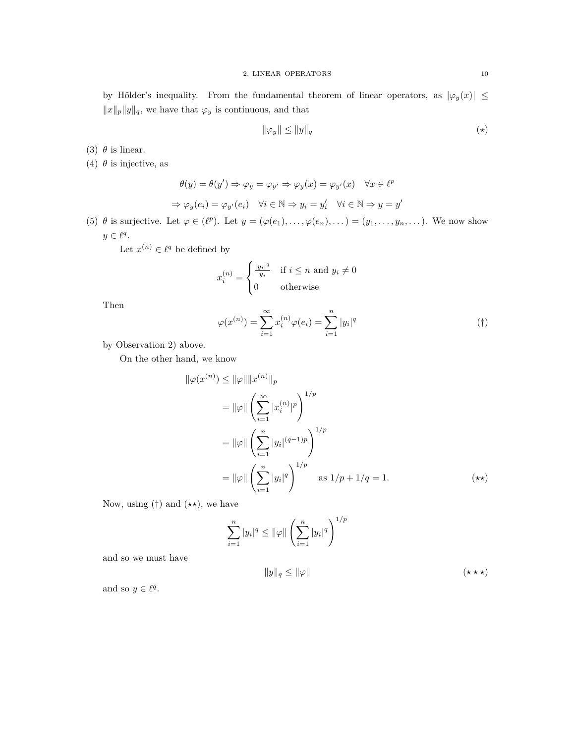by Hölder's inequality. From the fundamental theorem of linear operators, as $|\varphi_y(x)| \leq \|x\|_p \|y\|_q$, we have that $\varphi_y$ is continuous, and that

$$\|\varphi_y\| \leq \|y\|_q \tag{$\star$}$$

(3) $\theta$ is linear.

(4) $\theta$ is injective, as

$$\theta(y) = \theta(y') \Rightarrow \varphi_y = \varphi_{y'} \Rightarrow \varphi_y(x) = \varphi_{y'}(x) \quad \forall x \in \ell^p$$

$$\Rightarrow \varphi_y(e_i) = \varphi_{y'}(e_i) \quad \forall i \in \mathbb{N} \Rightarrow y_i = y_i' \quad \forall i \in \mathbb{N} \Rightarrow y = y'$$

(5) $\theta$ is surjective. Let $\varphi \in (\ell^p)$. Let $y = (\varphi(e_1), \ldots, \varphi(e_n), \ldots) = (y_1, \ldots, y_n, \ldots)$. We now show $y \in \ell^q$.

Let $x^{(n)} \in \ell^q$ be defined by

$$x_i^{(n)} = \begin{cases} \frac{|y_i|^q}{y_i} & \text{if } i \leq n \text{ and } y_i \neq 0 \\ 0 & \text{otherwise} \end{cases}$$

Then

$$\varphi(x^{(n)}) = \sum_{i=1}^{\infty} x_i^{(n)} \varphi(e_i) = \sum_{i=1}^{n} |y_i|^q \tag{$\dagger$}$$

by Observation 2) above.

On the other hand, we know

$$\begin{aligned}
\|\varphi(x^{(n)}) &\leq \|\varphi\| \|x^{(n)}\|_p \\
&= \|\varphi\| \left( \sum_{i=1}^{\infty} |x_i^{(n)}|^p \right)^{1/p} \\
&= \|\varphi\| \left( \sum_{i=1}^{n} |y_i|^{(q-1)p} \right)^{1/p} \\
&= \|\varphi\| \left( \sum_{i=1}^{n} |y_i|^q \right)^{1/p} \quad \text{as } 1/p + 1/q = 1.
\end{aligned} \tag{$\star\star$}$$

Now, using ($\dagger$) and ($\star\star$), we have

$$\sum_{i=1}^{n} |y_i|^q \leq \|\varphi\| \left( \sum_{i=1}^{n} |y_i|^q \right)^{1/p}$$

and so we must have

$$\|y\|_q \leq \|\varphi\| \tag{$\star\star\star$}$$

and so $y \in \ell^q$.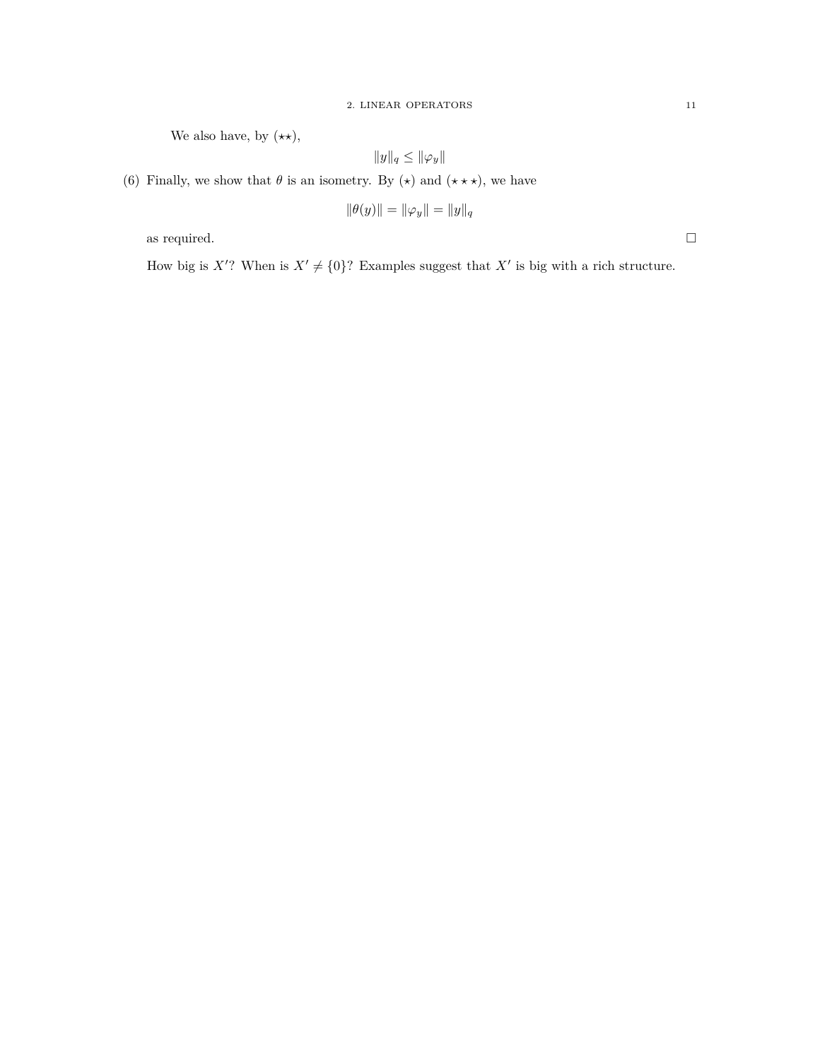We also have, by $(\star\star)$,

$$\|y\|_q \leq \|\varphi_y\|$$

(6) Finally, we show that $\theta$ is an isometry. By $(\star)$ and $(\star\star\star)$, we have

$$\|\theta(y)\| = \|\varphi_y\| = \|y\|_q$$

as required. $\square$

How big is $X'$? When is $X' \neq \{0\}$? Examples suggest that $X'$ is big with a rich structure.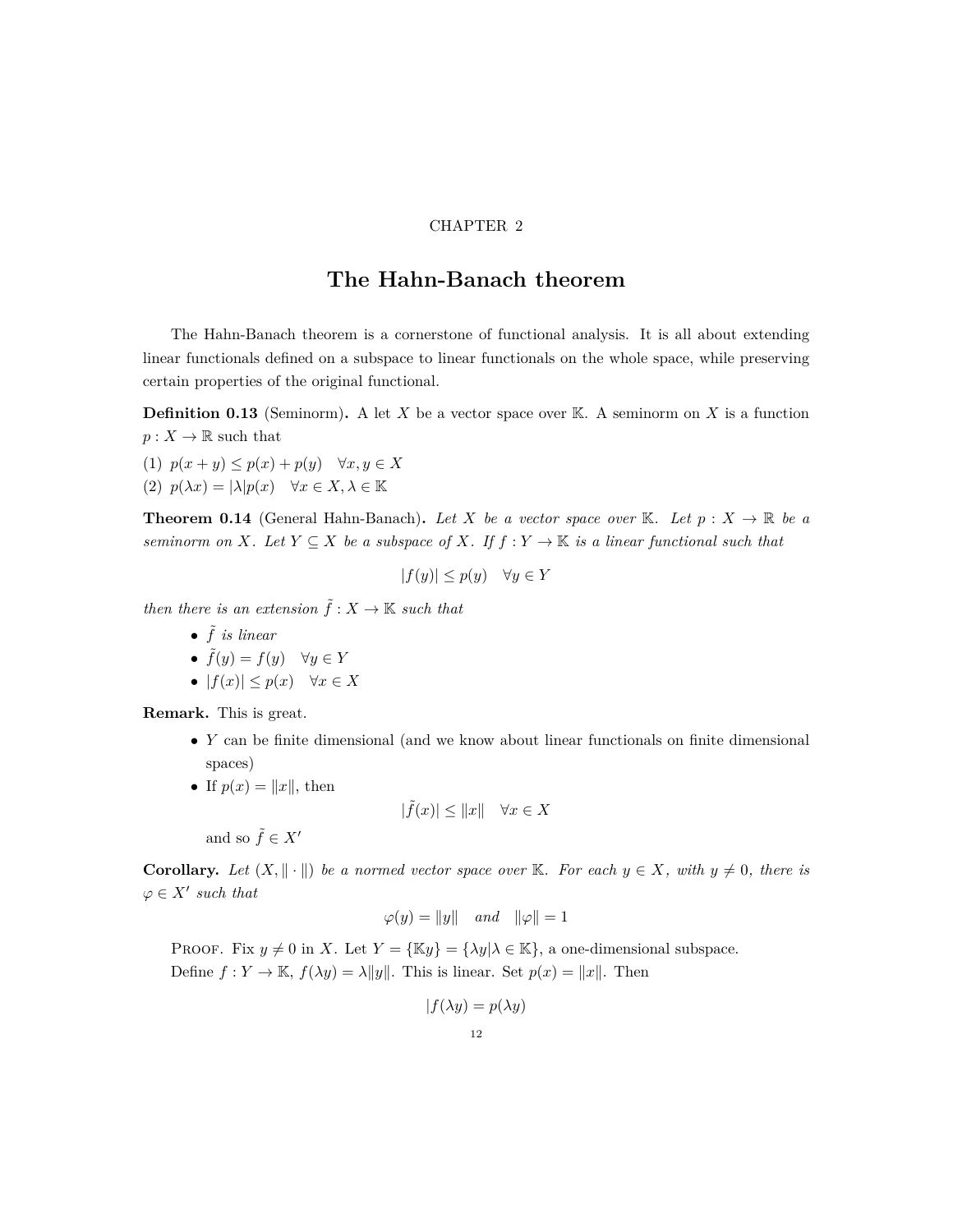CHAPTER 2

# The Hahn-Banach theorem

The Hahn-Banach theorem is a cornerstone of functional analysis. It is all about extending linear functionals defined on a subspace to linear functionals on the whole space, while preserving certain properties of the original functional.

**Definition 0.13** (Seminorm)**.** A let $X$ be a vector space over $\mathbb{K}$. A seminorm on $X$ is a function $p : X \to \mathbb{R}$ such that

(1) $p(x + y) \leq p(x) + p(y) \quad \forall x, y \in X$

(2) $p(\lambda x) = |\lambda| p(x) \quad \forall x \in X, \lambda \in \mathbb{K}$

**Theorem 0.14** (General Hahn-Banach)**.** *Let $X$ be a vector space over $\mathbb{K}$. Let $p : X \to \mathbb{R}$ be a seminorm on $X$. Let $Y \subseteq X$ be a subspace of $X$. If $f : Y \to \mathbb{K}$ is a linear functional such that*

$$|f(y)| \leq p(y) \quad \forall y \in Y$$

*then there is an extension $\tilde{f} : X \to \mathbb{K}$ such that*

- *$\tilde{f}$ is linear*
- *$\tilde{f}(y) = f(y) \quad \forall y \in Y$*
- *$|f(x)| \leq p(x) \quad \forall x \in X$*

**Remark.** This is great.

- $Y$ can be finite dimensional (and we know about linear functionals on finite dimensional spaces)
- If $p(x) = \|x\|$, then

$$|\tilde{f}(x)| \leq \|x\| \quad \forall x \in X$$

and so $\tilde{f} \in X'$

**Corollary.** *Let $(X, \|\cdot\|)$ be a normed vector space over $\mathbb{K}$. For each $y \in X$, with $y \neq 0$, there is $\varphi \in X'$ such that*

$$\varphi(y) = \|y\| \quad \text{and} \quad \|\varphi\| = 1$$

Proof. Fix $y \neq 0$ in $X$. Let $Y = \{\mathbb{K}y\} = \{\lambda y | \lambda \in \mathbb{K}\}$, a one-dimensional subspace.

Define $f : Y \to \mathbb{K}$, $f(\lambda y) = \lambda \|y\|$. This is linear. Set $p(x) = \|x\|$. Then

$$|f(\lambda y) = p(\lambda y)$$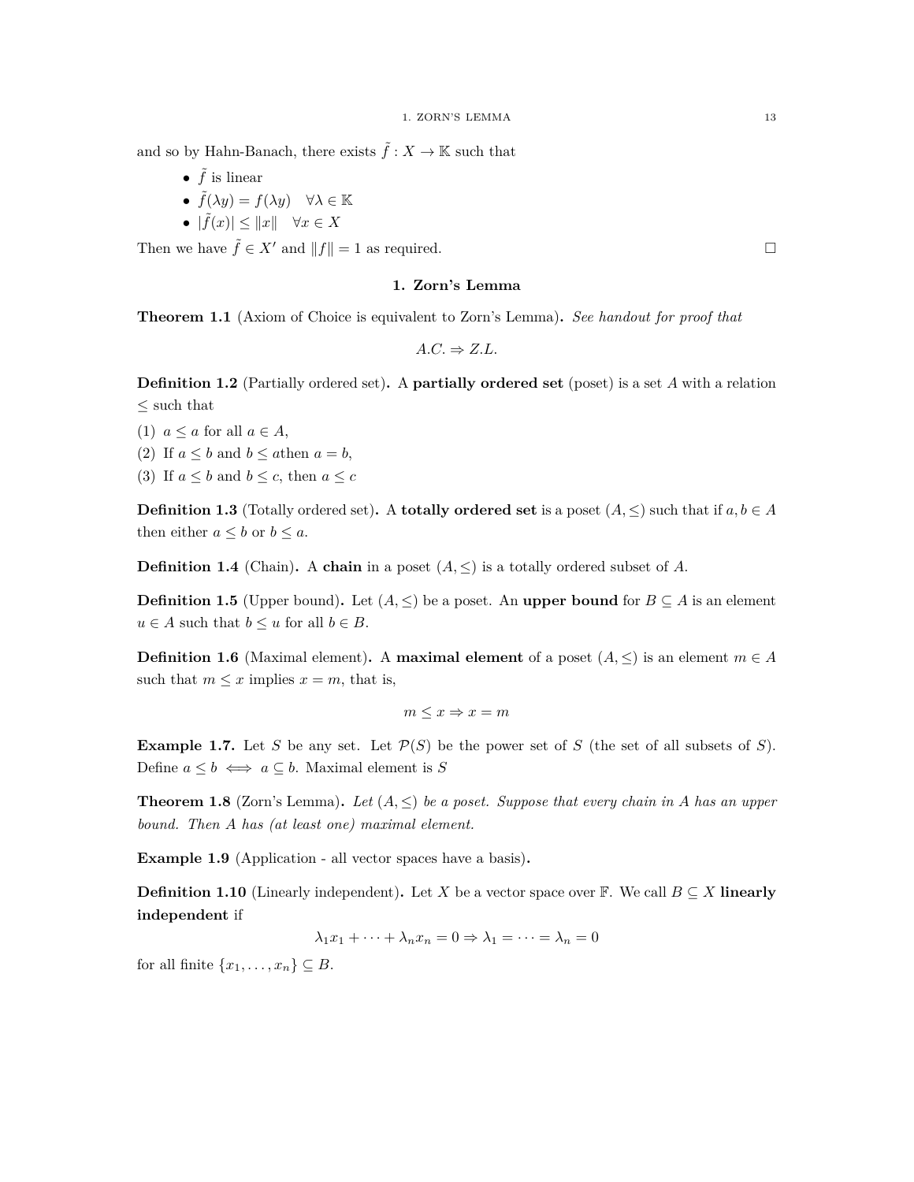and so by Hahn-Banach, there exists $\tilde{f} : X \to \mathbb{K}$ such that

- $\tilde{f}$ is linear
- $\tilde{f}(\lambda y) = f(\lambda y) \quad \forall \lambda \in \mathbb{K}$
- $|\tilde{f}(x)| \leq \|x\| \quad \forall x \in X$

Then we have $\tilde{f} \in X'$ and $\|f\| = 1$ as required. ☐

## 1. Zorn's Lemma

**Theorem 1.1** (Axiom of Choice is equivalent to Zorn's Lemma)**.** *See handout for proof that*

$$A.C. \Rightarrow Z.L.$$

**Definition 1.2** (Partially ordered set)**.** A **partially ordered set** (poset) is a set $A$ with a relation $\leq$ such that

(1) $a \leq a$ for all $a \in A$,
(2) If $a \leq b$ and $b \leq a$then $a = b$,
(3) If $a \leq b$ and $b \leq c$, then $a \leq c$

**Definition 1.3** (Totally ordered set)**.** A **totally ordered set** is a poset $(A, \leq)$ such that if $a, b \in A$ then either $a \leq b$ or $b \leq a$.

**Definition 1.4** (Chain)**.** A **chain** in a poset $(A, \leq)$ is a totally ordered subset of $A$.

**Definition 1.5** (Upper bound)**.** Let $(A, \leq)$ be a poset. An **upper bound** for $B \subseteq A$ is an element $u \in A$ such that $b \leq u$ for all $b \in B$.

**Definition 1.6** (Maximal element)**.** A **maximal element** of a poset $(A, \leq)$ is an element $m \in A$ such that $m \leq x$ implies $x = m$, that is,

$$m \leq x \Rightarrow x = m$$

**Example 1.7.** Let $S$ be any set. Let $\mathcal{P}(S)$ be the power set of $S$ (the set of all subsets of $S$). Define $a \leq b \iff a \subseteq b$. Maximal element is $S$

**Theorem 1.8** (Zorn's Lemma)**.** *Let $(A, \leq)$ be a poset. Suppose that every chain in $A$ has an upper bound. Then $A$ has (at least one) maximal element.*

**Example 1.9** (Application - all vector spaces have a basis)**.**

**Definition 1.10** (Linearly independent)**.** Let $X$ be a vector space over $\mathbb{F}$. We call $B \subseteq X$ **linearly independent** if

$$\lambda_1 x_1 + \cdots + \lambda_n x_n = 0 \Rightarrow \lambda_1 = \cdots = \lambda_n = 0$$

for all finite $\{x_1, \ldots, x_n\} \subseteq B$.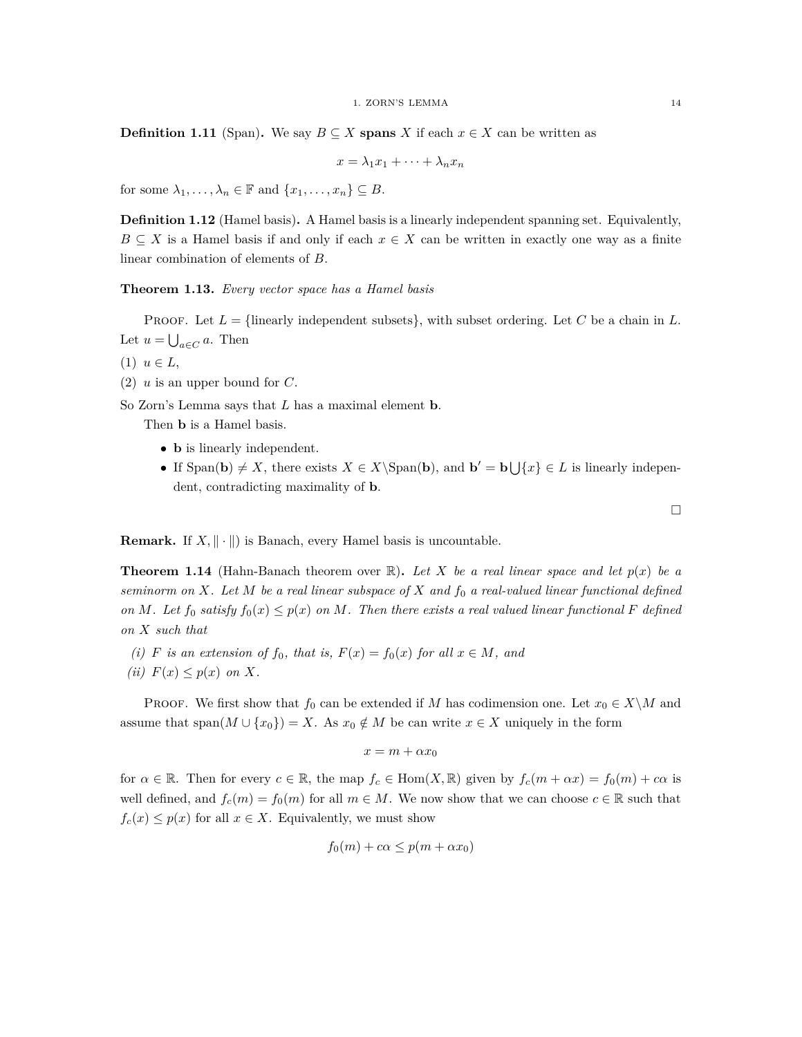**Definition 1.11** (Span)**.** We say $B \subseteq X$ **spans** $X$ if each $x \in X$ can be written as

$$x = \lambda_1 x_1 + \cdots + \lambda_n x_n$$

for some $\lambda_1, \ldots, \lambda_n \in \mathbb{F}$ and $\{x_1, \ldots, x_n\} \subseteq B$.

**Definition 1.12** (Hamel basis)**.** A Hamel basis is a linearly independent spanning set. Equivalently, $B \subseteq X$ is a Hamel basis if and only if each $x \in X$ can be written in exactly one way as a finite linear combination of elements of $B$.

**Theorem 1.13.** *Every vector space has a Hamel basis*

Proof. Let $L = \{\text{linearly independent subsets}\}$, with subset ordering. Let $C$ be a chain in $L$. Let $u = \bigcup_{a \in C} a$. Then

(1) $u \in L$,

(2) $u$ is an upper bound for $C$.

So Zorn's Lemma says that $L$ has a maximal element $\mathbf{b}$.

Then $\mathbf{b}$ is a Hamel basis.

- $\mathbf{b}$ is linearly independent.
- If $\text{Span}(\mathbf{b}) \neq X$, there exists $X \in X \backslash \text{Span}(\mathbf{b})$, and $\mathbf{b}' = \mathbf{b} \bigcup \{x\} \in L$ is linearly independent, contradicting maximality of $\mathbf{b}$.

$\square$

**Remark.** If $X, \| \cdot \|)$ is Banach, every Hamel basis is uncountable.

**Theorem 1.14** (Hahn-Banach theorem over $\mathbb{R}$)**.** *Let $X$ be a real linear space and let $p(x)$ be a seminorm on $X$. Let $M$ be a real linear subspace of $X$ and $f_0$ a real-valued linear functional defined on $M$. Let $f_0$ satisfy $f_0(x) \leq p(x)$ on $M$. Then there exists a real valued linear functional $F$ defined on $X$ such that*

*(i) $F$ is an extension of $f_0$, that is, $F(x) = f_0(x)$ for all $x \in M$, and*

*(ii) $F(x) \leq p(x)$ on $X$.*

Proof. We first show that $f_0$ can be extended if $M$ has codimension one. Let $x_0 \in X \backslash M$ and assume that $\text{span}(M \cup \{x_0\}) = X$. As $x_0 \notin M$ be can write $x \in X$ uniquely in the form

$$x = m + \alpha x_0$$

for $\alpha \in \mathbb{R}$. Then for every $c \in \mathbb{R}$, the map $f_c \in \text{Hom}(X, \mathbb{R})$ given by $f_c(m + \alpha x) = f_0(m) + c\alpha$ is well defined, and $f_c(m) = f_0(m)$ for all $m \in M$. We now show that we can choose $c \in \mathbb{R}$ such that $f_c(x) \leq p(x)$ for all $x \in X$. Equivalently, we must show

$$f_0(m) + c\alpha \leq p(m + \alpha x_0)$$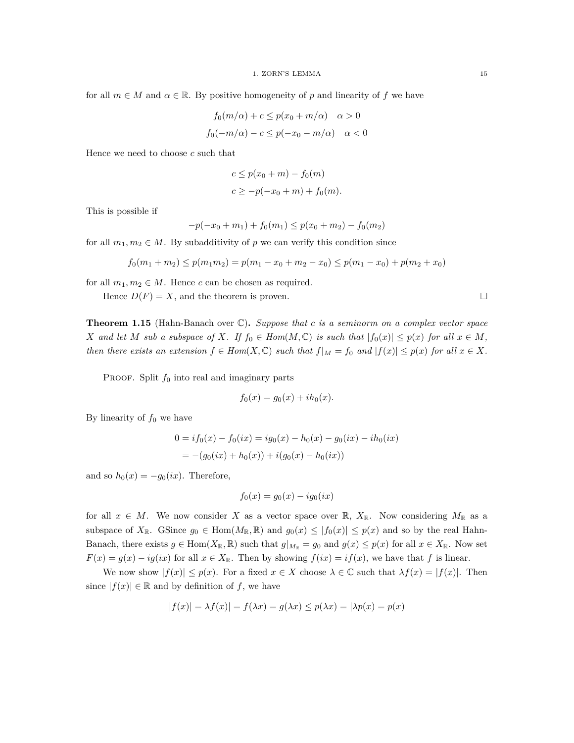for all $m \in M$ and $\alpha \in \mathbb{R}$. By positive homogeneity of $p$ and linearity of $f$ we have

$$f_0(m/\alpha) + c \leq p(x_0 + m/\alpha) \quad \alpha > 0$$
$$f_0(-m/\alpha) - c \leq p(-x_0 - m/\alpha) \quad \alpha < 0$$

Hence we need to choose $c$ such that

$$c \leq p(x_0 + m) - f_0(m)$$
$$c \geq -p(-x_0 + m) + f_0(m).$$

This is possible if

$$-p(-x_0 + m_1) + f_0(m_1) \leq p(x_0 + m_2) - f_0(m_2)$$

for all $m_1, m_2 \in M$. By subadditivity of $p$ we can verify this condition since

$$f_0(m_1 + m_2) \leq p(m_1 m_2) = p(m_1 - x_0 + m_2 - x_0) \leq p(m_1 - x_0) + p(m_2 + x_0)$$

for all $m_1, m_2 \in M$. Hence $c$ can be chosen as required.

Hence $D(F) = X$, and the theorem is proven. $\square$

**Theorem 1.15** (Hahn-Banach over $\mathbb{C}$)**.** *Suppose that $c$ is a seminorm on a complex vector space $X$ and let $M$ sub a subspace of $X$. If $f_0 \in Hom(M, \mathbb{C})$ is such that $|f_0(x)| \leq p(x)$ for all $x \in M$, then there exists an extension $f \in Hom(X, \mathbb{C})$ such that $f|_M = f_0$ and $|f(x)| \leq p(x)$ for all $x \in X$.*

Proof. Split $f_0$ into real and imaginary parts

$$f_0(x) = g_0(x) + ih_0(x).$$

By linearity of $f_0$ we have

$$0 = if_0(x) - f_0(ix) = ig_0(x) - h_0(x) - g_0(ix) - ih_0(ix)$$
$$= -(g_0(ix) + h_0(x)) + i(g_0(x) - h_0(ix))$$

and so $h_0(x) = -g_0(ix)$. Therefore,

$$f_0(x) = g_0(x) - ig_0(ix)$$

for all $x \in M$. We now consider $X$ as a vector space over $\mathbb{R}$, $X_{\mathbb{R}}$. Now considering $M_{\mathbb{R}}$ as a subspace of $X_{\mathbb{R}}$. GSince $g_0 \in \text{Hom}(M_{\mathbb{R}}, \mathbb{R})$ and $g_0(x) \leq |f_0(x)| \leq p(x)$ and so by the real Hahn-Banach, there exists $g \in \text{Hom}(X_{\mathbb{R}}, \mathbb{R})$ such that $g|_{M_{\mathbb{R}}} = g_0$ and $g(x) \leq p(x)$ for all $x \in X_{\mathbb{R}}$. Now set $F(x) = g(x) - ig(ix)$ for all $x \in X_{\mathbb{R}}$. Then by showing $f(ix) = if(x)$, we have that $f$ is linear.

We now show $|f(x)| \leq p(x)$. For a fixed $x \in X$ choose $\lambda \in \mathbb{C}$ such that $\lambda f(x) = |f(x)|$. Then since $|f(x)| \in \mathbb{R}$ and by definition of $f$, we have

$$|f(x)| = \lambda f(x)| = f(\lambda x) = g(\lambda x) \leq p(\lambda x) = |\lambda p(x) = p(x)$$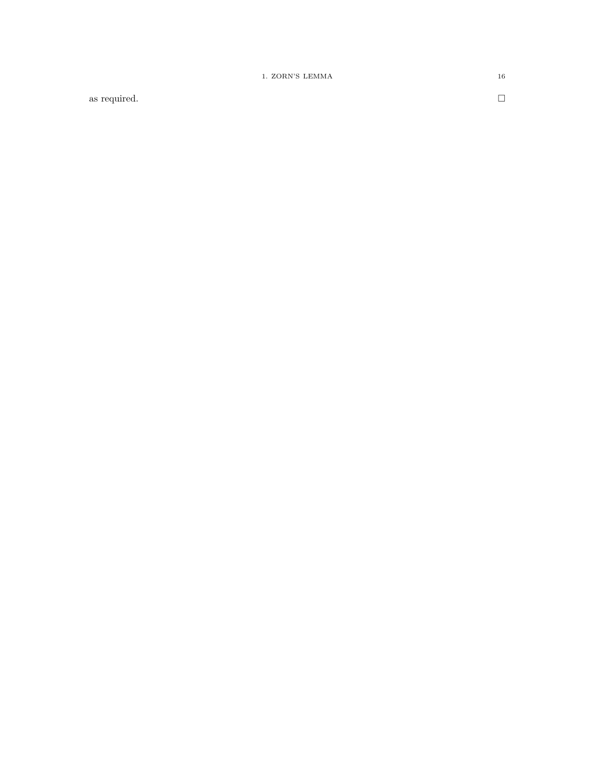as required. □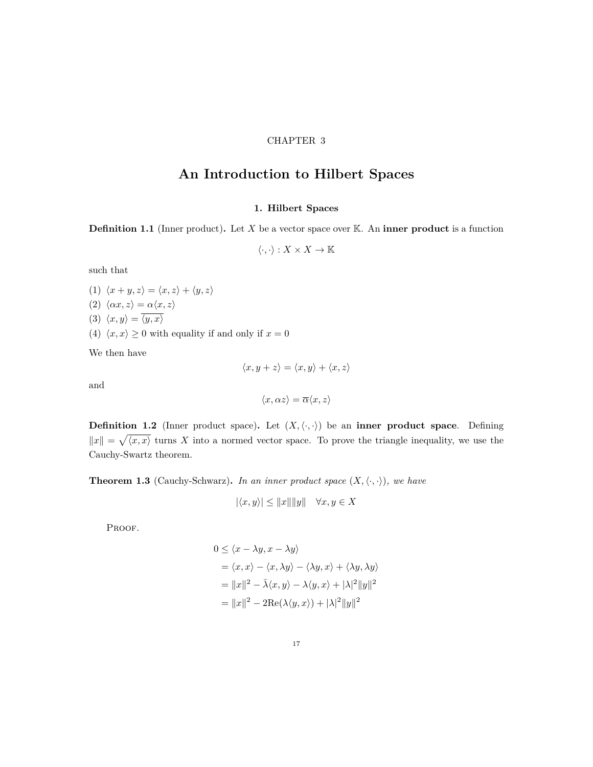CHAPTER 3

# An Introduction to Hilbert Spaces

## 1. Hilbert Spaces

**Definition 1.1** (Inner product)**.** Let $X$ be a vector space over $\mathbb{K}$. An **inner product** is a function

$$\langle \cdot, \cdot \rangle : X \times X \to \mathbb{K}$$

such that

(1) $\langle x + y, z \rangle = \langle x, z \rangle + \langle y, z \rangle$
(2) $\langle \alpha x, z \rangle = \alpha \langle x, z \rangle$
(3) $\langle x, y \rangle = \overline{\langle y, x \rangle}$
(4) $\langle x, x \rangle \geq 0$ with equality if and only if $x = 0$

We then have

$$\langle x, y + z \rangle = \langle x, y \rangle + \langle x, z \rangle$$

and

$$\langle x, \alpha z \rangle = \overline{\alpha} \langle x, z \rangle$$

**Definition 1.2** (Inner product space)**.** Let $(X, \langle \cdot, \cdot \rangle)$ be an **inner product space**. Defining $\|x\| = \sqrt{\langle x, x \rangle}$ turns $X$ into a normed vector space. To prove the triangle inequality, we use the Cauchy-Swartz theorem.

**Theorem 1.3** (Cauchy-Schwarz)**.** *In an inner product space $(X, \langle \cdot, \cdot \rangle)$, we have*

$$|\langle x, y \rangle| \leq \|x\| \|y\| \quad \forall x, y \in X$$

Proof.

$$\begin{aligned}
0 &\leq \langle x - \lambda y, x - \lambda y \rangle \\
&= \langle x, x \rangle - \langle x, \lambda y \rangle - \langle \lambda y, x \rangle + \langle \lambda y, \lambda y \rangle \\
&= \|x\|^2 - \bar{\lambda} \langle x, y \rangle - \lambda \langle y, x \rangle + |\lambda|^2 \|y\|^2 \\
&= \|x\|^2 - 2\mathrm{Re}(\lambda \langle y, x \rangle) + |\lambda|^2 \|y\|^2
\end{aligned}$$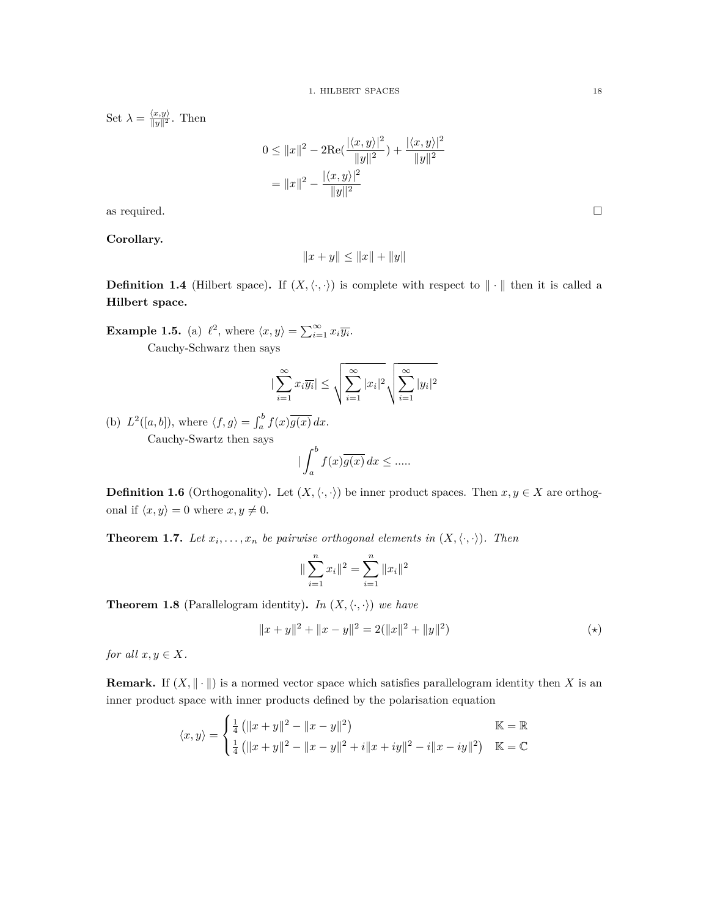Set $\lambda = \frac{\langle x,y\rangle}{\|y\|^2}$. Then

$$\begin{aligned}
0 &\leq \|x\|^2 - 2\mathrm{Re}(\frac{|\langle x,y\rangle|^2}{\|y\|^2}) + \frac{|\langle x,y\rangle|^2}{\|y\|^2} \\
&= \|x\|^2 - \frac{|\langle x,y\rangle|^2}{\|y\|^2}
\end{aligned}$$

as required. □

**Corollary.**

$$\|x+y\| \leq \|x\| + \|y\|$$

**Definition 1.4** (Hilbert space)**.** If $(X, \langle\cdot,\cdot\rangle)$ is complete with respect to $\|\cdot\|$ then it is called a **Hilbert space.**

**Example 1.5.** (a) $\ell^2$, where $\langle x,y\rangle = \sum_{i=1}^\infty x_i\overline{y_i}$.

Cauchy-Schwarz then says

$$|\sum_{i=1}^\infty x_i\overline{y_i}| \leq \sqrt{\sum_{i=1}^\infty |x_i|^2}\sqrt{\sum_{i=1}^\infty |y_i|^2}$$

(b) $L^2([a,b])$, where $\langle f,g\rangle = \int_a^b f(x)\overline{g(x)}\,dx$.

Cauchy-Swartz then says

$$|\int_a^b f(x)\overline{g(x)}\,dx \leq .....$$

**Definition 1.6** (Orthogonality)**.** Let $(X, \langle\cdot,\cdot\rangle)$ be inner product spaces. Then $x, y \in X$ are orthogonal if $\langle x,y\rangle = 0$ where $x, y \neq 0$.

**Theorem 1.7.** *Let $x_i, \ldots, x_n$ be pairwise orthogonal elements in $(X, \langle\cdot,\cdot\rangle)$. Then*

$$\|\sum_{i=1}^n x_i\|^2 = \sum_{i=1}^n \|x_i\|^2$$

**Theorem 1.8** (Parallelogram identity)**.** *In $(X, \langle\cdot,\cdot\rangle)$ we have*

$$\|x+y\|^2 + \|x-y\|^2 = 2(\|x\|^2 + \|y\|^2) \qquad (\star)$$

*for all $x, y \in X$.*

**Remark.** If $(X, \|\cdot\|)$ is a normed vector space which satisfies parallelogram identity then $X$ is an inner product space with inner products defined by the polarisation equation

$$\langle x,y\rangle = \begin{cases} \frac{1}{4}\left(\|x+y\|^2 - \|x-y\|^2\right) & \mathbb{K} = \mathbb{R} \\ \frac{1}{4}\left(\|x+y\|^2 - \|x-y\|^2 + i\|x+iy\|^2 - i\|x-iy\|^2\right) & \mathbb{K} = \mathbb{C} \end{cases}$$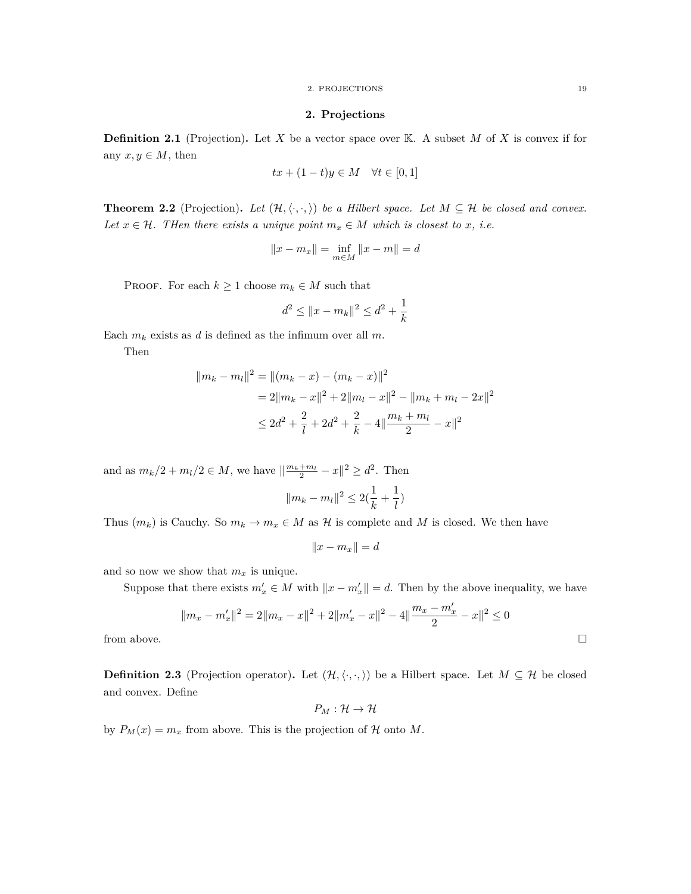## 2. Projections

**Definition 2.1** (Projection)**.** Let $X$ be a vector space over $\mathbb{K}$. A subset $M$ of $X$ is convex if for any $x, y \in M$, then

$$tx + (1-t)y \in M \quad \forall t \in [0,1]$$

**Theorem 2.2** (Projection)**.** *Let $(\mathcal{H}, \langle \cdot, \cdot, \rangle)$ be a Hilbert space. Let $M \subseteq \mathcal{H}$ be closed and convex. Let $x \in \mathcal{H}$. THen there exists a unique point $m_x \in M$ which is closest to $x$, i.e.*

$$\|x - m_x\| = \inf_{m \in M} \|x - m\| = d$$

Proof. For each $k \geq 1$ choose $m_k \in M$ such that

$$d^2 \leq \|x - m_k\|^2 \leq d^2 + \frac{1}{k}$$

Each $m_k$ exists as $d$ is defined as the infimum over all $m$.

Then

$$\begin{aligned}
\|m_k - m_l\|^2 &= \|(m_k - x) - (m_k - x)\|^2 \\
&= 2\|m_k - x\|^2 + 2\|m_l - x\|^2 - \|m_k + m_l - 2x\|^2 \\
&\leq 2d^2 + \frac{2}{l} + 2d^2 + \frac{2}{k} - 4\|\frac{m_k + m_l}{2} - x\|^2
\end{aligned}$$

and as $m_k/2 + m_l/2 \in M$, we have $\|\frac{m_k+m_l}{2} - x\|^2 \geq d^2$. Then

$$\|m_k - m_l\|^2 \leq 2(\frac{1}{k} + \frac{1}{l})$$

Thus $(m_k)$ is Cauchy. So $m_k \to m_x \in M$ as $\mathcal{H}$ is complete and $M$ is closed. We then have

$$\|x - m_x\| = d$$

and so now we show that $m_x$ is unique.

Suppose that there exists $m_x' \in M$ with $\|x - m_x'\| = d$. Then by the above inequality, we have

$$\|m_x - m_x'\|^2 = 2\|m_x - x\|^2 + 2\|m_x' - x\|^2 - 4\|\frac{m_x - m_x'}{2} - x\|^2 \leq 0$$

from above. □

**Definition 2.3** (Projection operator)**.** Let $(\mathcal{H}, \langle \cdot, \cdot, \rangle)$ be a Hilbert space. Let $M \subseteq \mathcal{H}$ be closed and convex. Define

$$P_M : \mathcal{H} \to \mathcal{H}$$

by $P_M(x) = m_x$ from above. This is the projection of $\mathcal{H}$ onto $M$.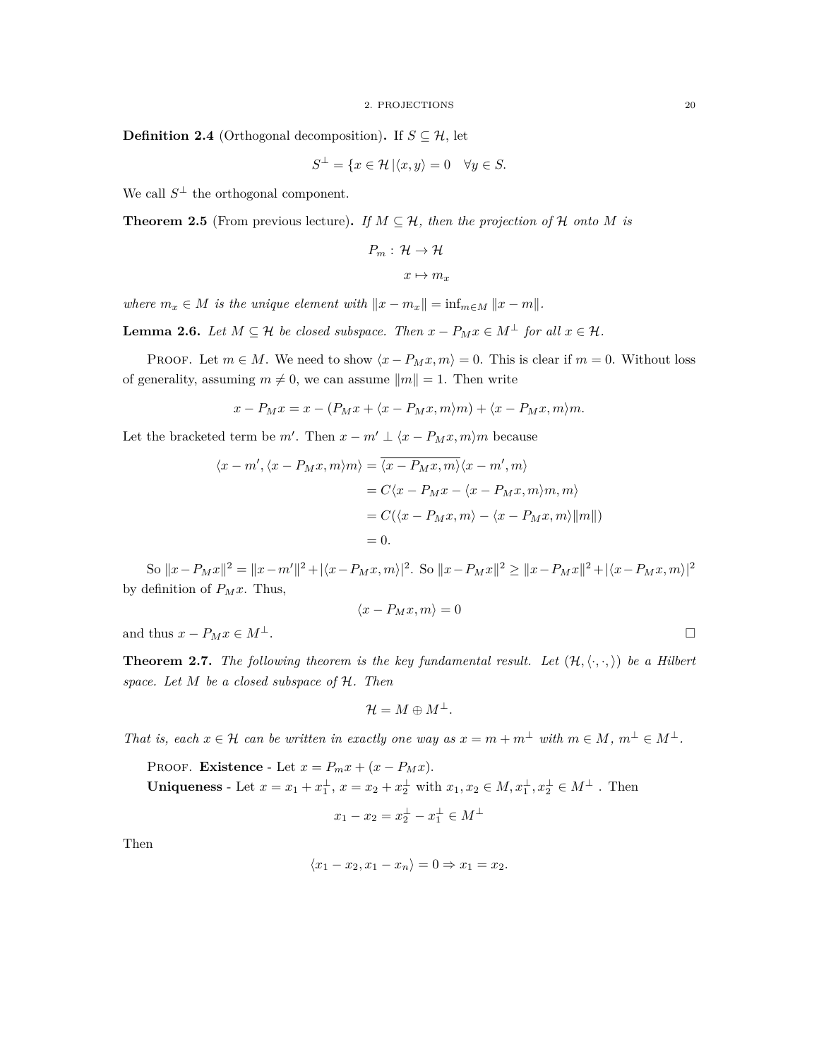**Definition 2.4** (Orthogonal decomposition)**.** If $S \subseteq \mathcal{H}$, let

$$S^\perp = \{x \in \mathcal{H} \,|\langle x, y\rangle = 0 \quad \forall y \in S.$$

We call $S^\perp$ the orthogonal component.

**Theorem 2.5** (From previous lecture)**.** *If $M \subseteq \mathcal{H}$, then the projection of $\mathcal{H}$ onto $M$ is*

$$P_m : \mathcal{H} \to \mathcal{H}$$
$$x \mapsto m_x$$

*where $m_x \in M$ is the unique element with $\|x - m_x\| = \inf_{m \in M} \|x - m\|$.*

**Lemma 2.6.** *Let $M \subseteq \mathcal{H}$ be closed subspace. Then $x - P_M x \in M^\perp$ for all $x \in \mathcal{H}$.*

Proof. Let $m \in M$. We need to show $\langle x - P_M x, m\rangle = 0$. This is clear if $m = 0$. Without loss of generality, assuming $m \neq 0$, we can assume $\|m\| = 1$. Then write

$$x - P_M x = x - (P_M x + \langle x - P_M x, m\rangle m) + \langle x - P_M x, m\rangle m.$$

Let the bracketed term be $m'$. Then $x - m' \perp \langle x - P_M x, m\rangle m$ because

$$\begin{aligned}
\langle x - m', \langle x - P_M x, m\rangle m\rangle &= \overline{\langle x - P_M x, m\rangle}\langle x - m', m\rangle \\
&= C\langle x - P_M x - \langle x - P_M x, m\rangle m, m\rangle \\
&= C(\langle x - P_M x, m\rangle - \langle x - P_M x, m\rangle \|m\|) \\
&= 0.
\end{aligned}$$

So $\|x - P_M x\|^2 = \|x - m'\|^2 + |\langle x - P_M x, m\rangle|^2$. So $\|x - P_M x\|^2 \geq \|x - P_M x\|^2 + |\langle x - P_M x, m\rangle|^2$ by definition of $P_M x$. Thus,

$$\langle x - P_M x, m\rangle = 0$$

and thus $x - P_M x \in M^\perp$. □

**Theorem 2.7.** *The following theorem is the key fundamental result. Let $(\mathcal{H}, \langle \cdot, \cdot, \rangle)$ be a Hilbert space. Let $M$ be a closed subspace of $\mathcal{H}$. Then*

$$\mathcal{H} = M \oplus M^\perp.$$

*That is, each $x \in \mathcal{H}$ can be written in exactly one way as $x = m + m^\perp$ with $m \in M$, $m^\perp \in M^\perp$.*

Proof. **Existence** - Let $x = P_m x + (x - P_M x)$.

**Uniqueness** - Let $x = x_1 + x_1^\perp$, $x = x_2 + x_2^\perp$ with $x_1, x_2 \in M, x_1^\perp, x_2^\perp \in M^\perp$ . Then

$$x_1 - x_2 = x_2^\perp - x_1^\perp \in M^\perp$$

Then

$$\langle x_1 - x_2, x_1 - x_n\rangle = 0 \Rightarrow x_1 = x_2.$$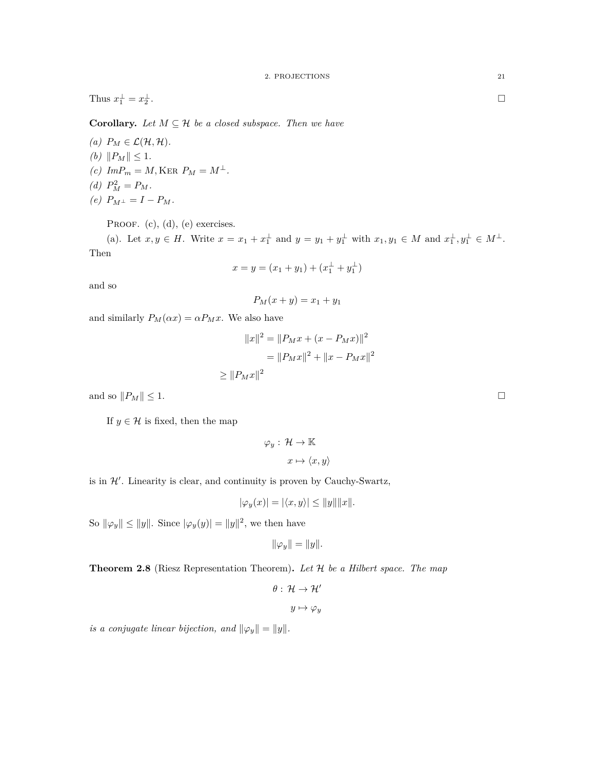Thus $x_1^\perp = x_2^\perp$. $\square$

**Corollary.** *Let $M \subseteq \mathcal{H}$ be a closed subspace. Then we have*

*(a)* $P_M \in \mathcal{L}(\mathcal{H}, \mathcal{H})$.

*(b)* $\|P_M\| \leq 1$.

*(c)* $ImP_m = M, \text{KER } P_M = M^\perp$.

*(d)* $P_M^2 = P_M$.

*(e)* $P_{M^\perp} = I - P_M$.

PROOF. (c), (d), (e) exercises.

(a). Let $x, y \in H$. Write $x = x_1 + x_1^\perp$ and $y = y_1 + y_1^\perp$ with $x_1, y_1 \in M$ and $x_1^\perp, y_1^\perp \in M^\perp$. Then

$$x = y = (x_1 + y_1) + (x_1^\perp + y_1^\perp)$$

and so

$$P_M(x + y) = x_1 + y_1$$

and similarly $P_M(\alpha x) = \alpha P_M x$. We also have

$$\begin{aligned} \|x\|^2 &= \|P_M x + (x - P_M x)\|^2 \\ &= \|P_M x\|^2 + \|x - P_M x\|^2 \\ &\geq \|P_M x\|^2 \end{aligned}$$

and so $\|P_M\| \leq 1$. $\square$

If $y \in \mathcal{H}$ is fixed, then the map

$$\varphi_y : \mathcal{H} \to \mathbb{K}$$
$$x \mapsto \langle x, y \rangle$$

is in $\mathcal{H}'$. Linearity is clear, and continuity is proven by Cauchy-Swartz,

$$|\varphi_y(x)| = |\langle x, y \rangle| \leq \|y\|\|x\|.$$

So $\|\varphi_y\| \leq \|y\|$. Since $|\varphi_y(y)| = \|y\|^2$, we then have

$$\|\varphi_y\| = \|y\|.$$

**Theorem 2.8** (Riesz Representation Theorem)**.** *Let $\mathcal{H}$ be a Hilbert space. The map*

$$\theta : \mathcal{H} \to \mathcal{H}'$$
$$y \mapsto \varphi_y$$

*is a conjugate linear bijection, and $\|\varphi_y\| = \|y\|$.*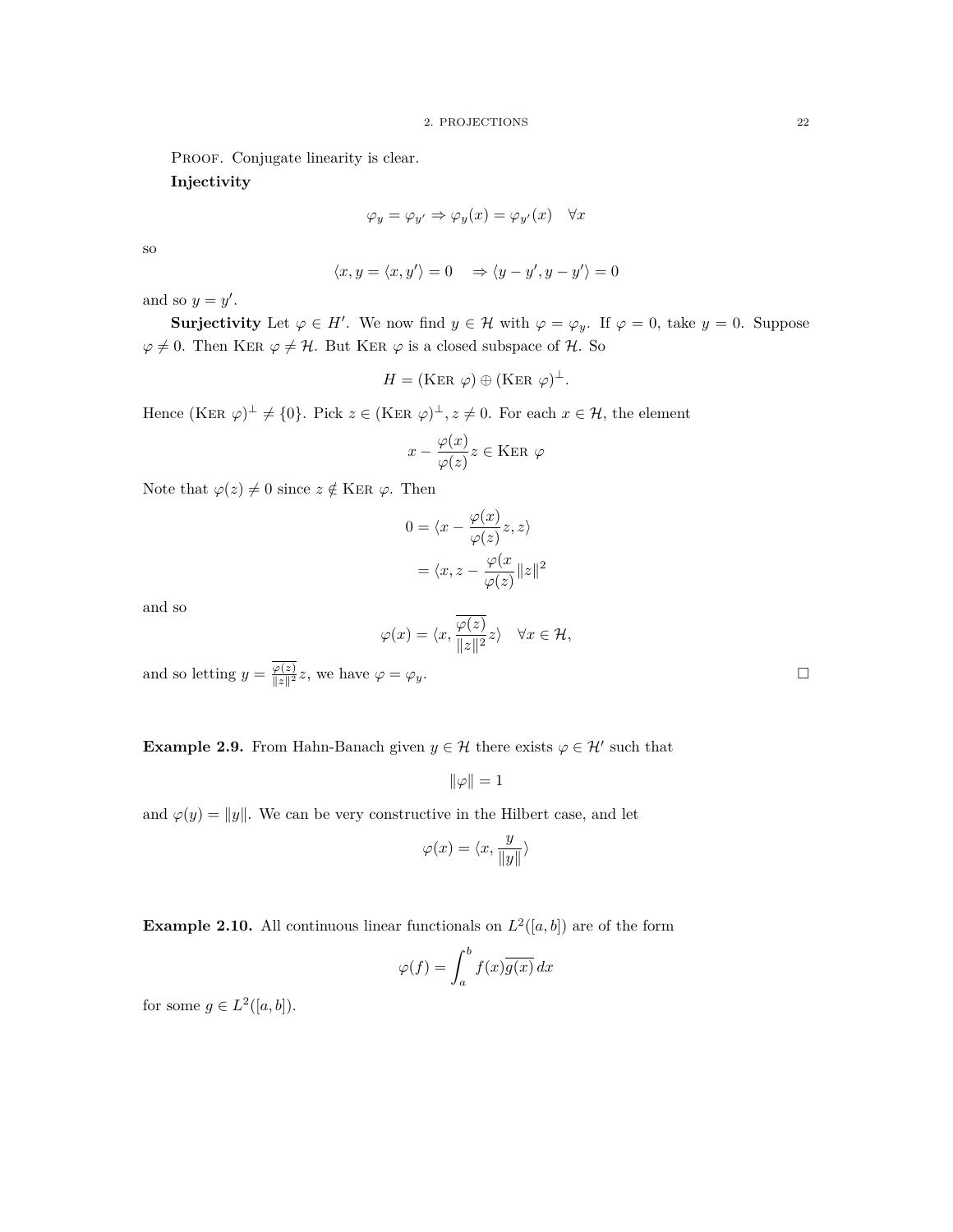Proof. Conjugate linearity is clear.

**Injectivity**

$$\varphi_y = \varphi_{y'} \Rightarrow \varphi_y(x) = \varphi_{y'}(x) \quad \forall x$$

so

$$\langle x, y = \langle x, y' \rangle = 0 \quad \Rightarrow \langle y - y', y - y' \rangle = 0$$

and so $y = y'$.

**Surjectivity** Let $\varphi \in H'$. We now find $y \in \mathcal{H}$ with $\varphi = \varphi_y$. If $\varphi = 0$, take $y = 0$. Suppose $\varphi \neq 0$. Then $\text{Ker } \varphi \neq \mathcal{H}$. But $\text{Ker } \varphi$ is a closed subspace of $\mathcal{H}$. So

$$H = (\text{Ker } \varphi) \oplus (\text{Ker } \varphi)^{\perp}.$$

Hence $(\text{Ker } \varphi)^{\perp} \neq \{0\}$. Pick $z \in (\text{Ker } \varphi)^{\perp}, z \neq 0$. For each $x \in \mathcal{H}$, the element

$$x - \frac{\varphi(x)}{\varphi(z)} z \in \text{Ker } \varphi$$

Note that $\varphi(z) \neq 0$ since $z \notin \text{Ker } \varphi$. Then

$$\begin{aligned} 0 &= \langle x - \frac{\varphi(x)}{\varphi(z)} z, z \rangle \\ &= \langle x, z - \frac{\varphi(x}{\varphi(z)} \|z\|^2 \end{aligned}$$

and so

$$\varphi(x) = \langle x, \frac{\overline{\varphi(z)}}{\|z\|^2} z \rangle \quad \forall x \in \mathcal{H},$$

and so letting $y = \frac{\overline{\varphi(z)}}{\|z\|^2} z$, we have $\varphi = \varphi_y$. □

**Example 2.9.** From Hahn-Banach given $y \in \mathcal{H}$ there exists $\varphi \in \mathcal{H}'$ such that

$$\|\varphi\| = 1$$

and $\varphi(y) = \|y\|$. We can be very constructive in the Hilbert case, and let

$$\varphi(x) = \langle x, \frac{y}{\|y\|} \rangle$$

**Example 2.10.** All continuous linear functionals on $L^2([a, b])$ are of the form

$$\varphi(f) = \int_a^b f(x) \overline{g(x)} \, dx$$

for some $g \in L^2([a, b])$.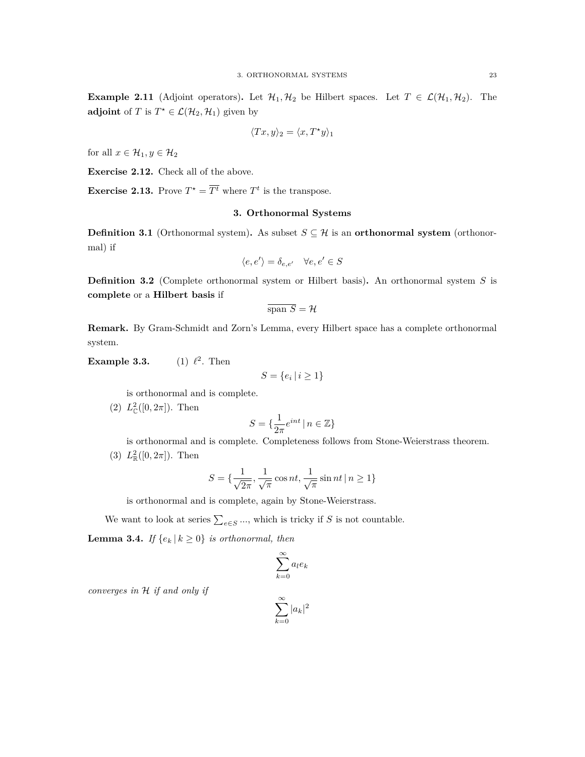**Example 2.11** (Adjoint operators)**.** Let $\mathcal{H}_1, \mathcal{H}_2$ be Hilbert spaces. Let $T \in \mathcal{L}(\mathcal{H}_1, \mathcal{H}_2)$. The **adjoint** of $T$ is $T^\star \in \mathcal{L}(\mathcal{H}_2, \mathcal{H}_1)$ given by

$$\langle Tx, y \rangle_2 = \langle x, T^\star y \rangle_1$$

for all $x \in \mathcal{H}_1, y \in \mathcal{H}_2$

**Exercise 2.12.** Check all of the above.

**Exercise 2.13.** Prove $T^\star = \overline{T^t}$ where $T^t$ is the transpose.

## 3. Orthonormal Systems

**Definition 3.1** (Orthonormal system)**.** As subset $S \subseteq \mathcal{H}$ is an **orthonormal system** (orthonormal) if

$$\langle e, e' \rangle = \delta_{e,e'} \quad \forall e, e' \in S$$

**Definition 3.2** (Complete orthonormal system or Hilbert basis)**.** An orthonormal system $S$ is **complete** or a **Hilbert basis** if

$$\overline{\text{span } S} = \mathcal{H}$$

**Remark.** By Gram-Schmidt and Zorn's Lemma, every Hilbert space has a complete orthonormal system.

**Example 3.3.**

(1) $\ell^2$. Then

$$S = \{e_i \mid i \geq 1\}$$

is orthonormal and is complete.

(2) $L^2_{\mathbb{C}}([0, 2\pi])$. Then

$$S = \{\frac{1}{2\pi} e^{int} \mid n \in \mathbb{Z}\}$$

is orthonormal and is complete. Completeness follows from Stone-Weierstrass theorem.

(3) $L^2_{\mathbb{R}}([0, 2\pi])$. Then

$$S = \{\frac{1}{\sqrt{2\pi}}, \frac{1}{\sqrt{\pi}} \cos nt, \frac{1}{\sqrt{\pi}} \sin nt \mid n \geq 1\}$$

is orthonormal and is complete, again by Stone-Weierstrass.

We want to look at series $\sum_{e \in S} ...$, which is tricky if $S$ is not countable.

**Lemma 3.4.** *If $\{e_k \mid k \geq 0\}$ is orthonormal, then*

$$\sum_{k=0}^{\infty} a_l e_k$$

*converges in $\mathcal{H}$ if and only if*

$$\sum_{k=0}^{\infty} |a_k|^2$$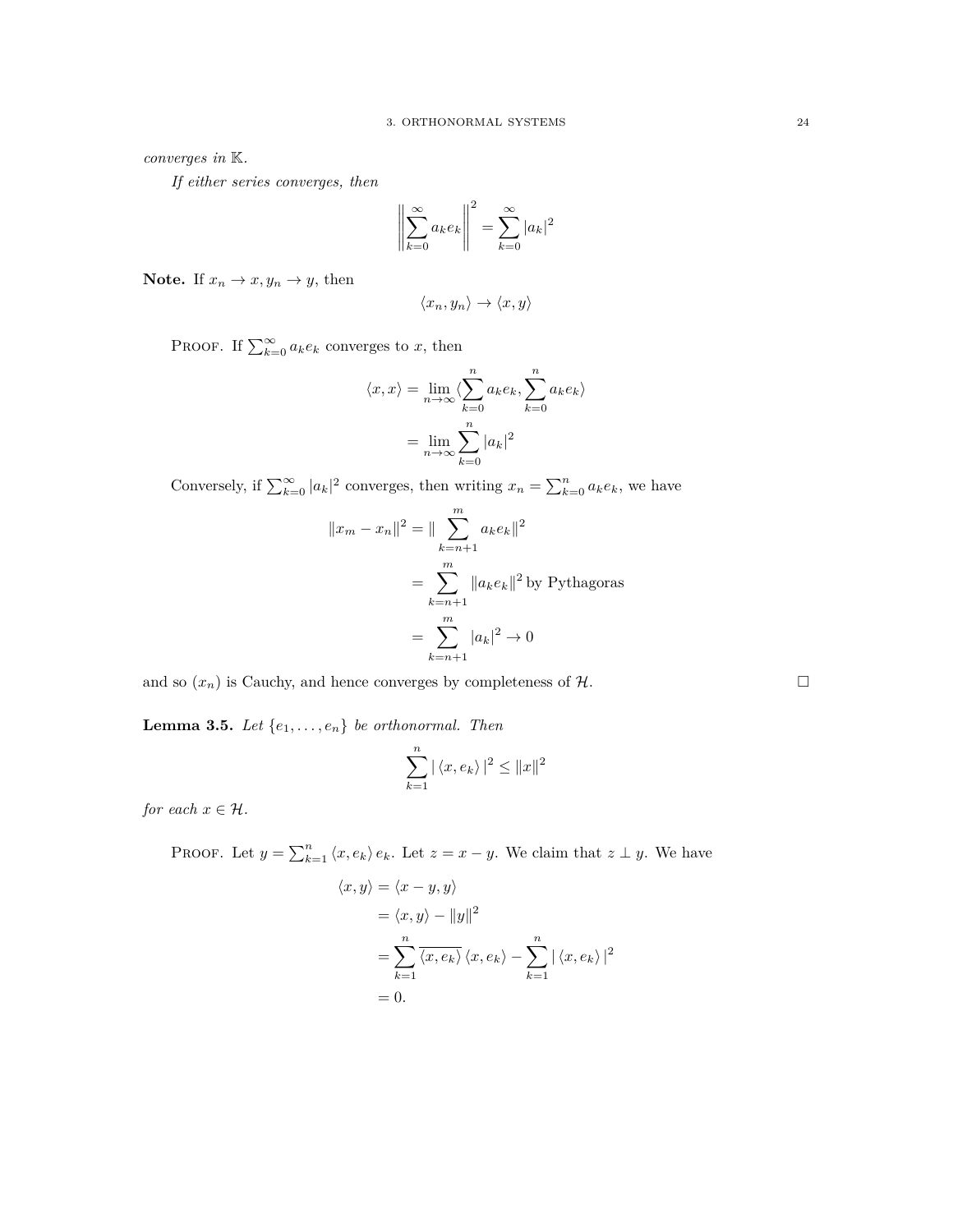*converges in* $\mathbb{K}$.

*If either series converges, then*

$$\left\| \sum_{k=0}^{\infty} a_k e_k \right\|^2 = \sum_{k=0}^{\infty} |a_k|^2$$

**Note.** If $x_n \to x, y_n \to y$, then

$$\langle x_n, y_n \rangle \to \langle x, y \rangle$$

PROOF. If $\sum_{k=0}^{\infty} a_k e_k$ converges to $x$, then

$$\begin{aligned}
\langle x, x \rangle &= \lim_{n \to \infty} \langle \sum_{k=0}^{n} a_k e_k, \sum_{k=0}^{n} a_k e_k \rangle \\
&= \lim_{n \to \infty} \sum_{k=0}^{n} |a_k|^2
\end{aligned}$$

Conversely, if $\sum_{k=0}^{\infty} |a_k|^2$ converges, then writing $x_n = \sum_{k=0}^{n} a_k e_k$, we have

$$\begin{aligned}
\|x_m - x_n\|^2 &= \| \sum_{k=n+1}^{m} a_k e_k \|^2 \\
&= \sum_{k=n+1}^{m} \|a_k e_k\|^2 \text{ by Pythagoras} \\
&= \sum_{k=n+1}^{m} |a_k|^2 \to 0
\end{aligned}$$

and so $(x_n)$ is Cauchy, and hence converges by completeness of $\mathcal{H}$. □

**Lemma 3.5.** *Let* $\{e_1, \ldots, e_n\}$ *be orthonormal. Then*

$$\sum_{k=1}^{n} | \langle x, e_k \rangle |^2 \leq \|x\|^2$$

*for each* $x \in \mathcal{H}$.

PROOF. Let $y = \sum_{k=1}^{n} \langle x, e_k \rangle e_k$. Let $z = x - y$. We claim that $z \perp y$. We have

$$\begin{aligned}
\langle x, y \rangle &= \langle x - y, y \rangle \\
&= \langle x, y \rangle - \|y\|^2 \\
&= \sum_{k=1}^{n} \overline{\langle x, e_k \rangle} \langle x, e_k \rangle - \sum_{k=1}^{n} | \langle x, e_k \rangle |^2 \\
&= 0.
\end{aligned}$$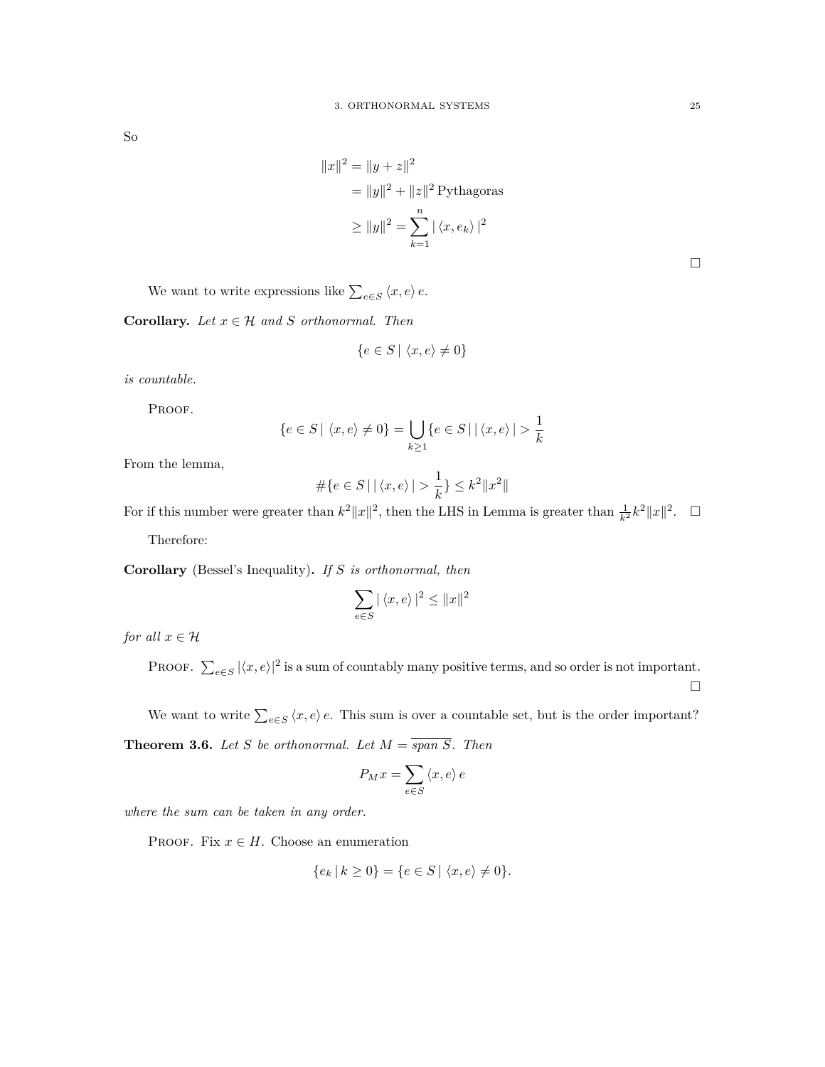So

$$
\begin{aligned}
\|x\|^2 &= \|y + z\|^2 \\
&= \|y\|^2 + \|z\|^2 \text{ Pythagoras} \\
&\geq \|y\|^2 = \sum_{k=1}^{n} |\langle x, e_k \rangle|^2
\end{aligned}
$$

□

We want to write expressions like $\sum_{e \in S} \langle x, e \rangle e$.

**Corollary.** *Let $x \in \mathcal{H}$ and $S$ orthonormal. Then*

$$\{e \in S \mid \langle x, e \rangle \neq 0\}$$

*is countable.*

Proof.

$$\{e \in S \mid \langle x, e \rangle \neq 0\} = \bigcup_{k \geq 1} \{e \in S \mid |\langle x, e \rangle| > \frac{1}{k}$$

From the lemma,

$$\#\{e \in S \mid |\langle x, e \rangle| > \frac{1}{k}\} \leq k^2 \|x^2\|$$

For if this number were greater than $k^2\|x\|^2$, then the LHS in Lemma is greater than $\frac{1}{k^2}k^2\|x\|^2$. □

Therefore:

**Corollary** (Bessel's Inequality)**.** *If $S$ is orthonormal, then*

$$\sum_{e \in S} |\langle x, e \rangle|^2 \leq \|x\|^2$$

*for all $x \in \mathcal{H}$*

Proof. $\sum_{e \in S} |\langle x, e \rangle|^2$ is a sum of countably many positive terms, and so order is not important. □

We want to write $\sum_{e \in S} \langle x, e \rangle e$. This sum is over a countable set, but is the order important?

**Theorem 3.6.** *Let $S$ be orthonormal. Let $M = \overline{\text{span } S}$. Then*

$$P_M x = \sum_{e \in S} \langle x, e \rangle e$$

*where the sum can be taken in any order.*

Proof. Fix $x \in H$. Choose an enumeration

$$\{e_k \mid k \geq 0\} = \{e \in S \mid \langle x, e \rangle \neq 0\}.$$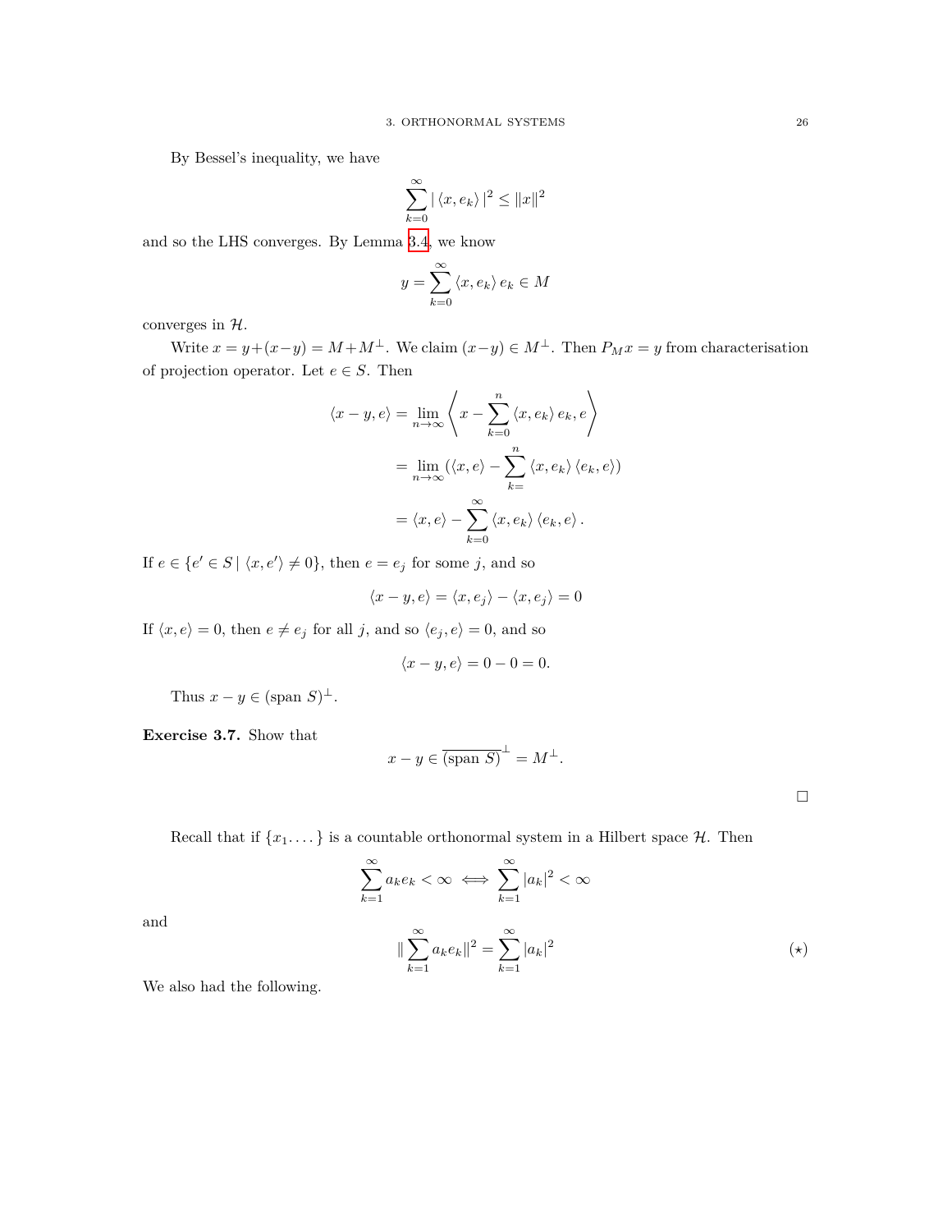By Bessel's inequality, we have

$$\sum_{k=0}^{\infty} |\langle x, e_k \rangle|^2 \leq \|x\|^2$$

and so the LHS converges. By Lemma 3.4, we know

$$y = \sum_{k=0}^{\infty} \langle x, e_k \rangle e_k \in M$$

converges in $\mathcal{H}$.

Write $x = y + (x - y) = M + M^{\perp}$. We claim $(x - y) \in M^{\perp}$. Then $P_M x = y$ from characterisation of projection operator. Let $e \in S$. Then

$$\begin{aligned}
\langle x - y, e \rangle &= \lim_{n \to \infty} \left\langle x - \sum_{k=0}^{n} \langle x, e_k \rangle e_k, e \right\rangle \\
&= \lim_{n \to \infty} \left( \langle x, e \rangle - \sum_{k=}^{n} \langle x, e_k \rangle \langle e_k, e \rangle \right) \\
&= \langle x, e \rangle - \sum_{k=0}^{\infty} \langle x, e_k \rangle \langle e_k, e \rangle .
\end{aligned}$$

If $e \in \{e' \in S \mid \langle x, e' \rangle \neq 0\}$, then $e = e_j$ for some $j$, and so

$$\langle x - y, e \rangle = \langle x, e_j \rangle - \langle x, e_j \rangle = 0$$

If $\langle x, e \rangle = 0$, then $e \neq e_j$ for all $j$, and so $\langle e_j, e \rangle = 0$, and so

$$\langle x - y, e \rangle = 0 - 0 = 0.$$

Thus $x - y \in (\text{span } S)^{\perp}$.

**Exercise 3.7.** Show that

$$x - y \in \overline{(\text{span } S)}^{\perp} = M^{\perp}.$$

□

Recall that if $\{x_1, \dots\}$ is a countable orthonormal system in a Hilbert space $\mathcal{H}$. Then

$$\sum_{k=1}^{\infty} a_k e_k < \infty \iff \sum_{k=1}^{\infty} |a_k|^2 < \infty$$

and

$$\|\sum_{k=1}^{\infty} a_k e_k\|^2 = \sum_{k=1}^{\infty} |a_k|^2 \tag{$\star$}$$

We also had the following.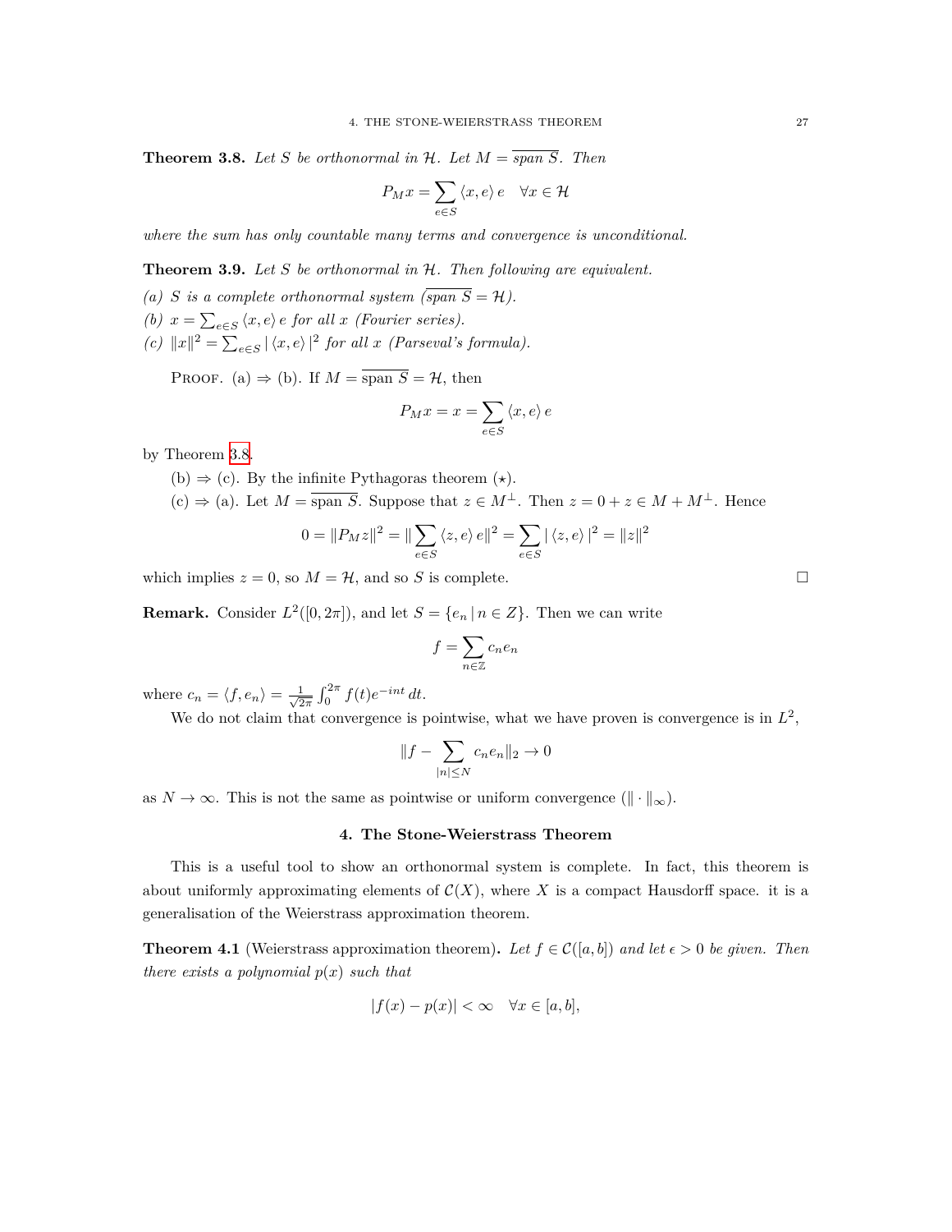**Theorem 3.8.** *Let $S$ be orthonormal in $\mathcal{H}$. Let $M = \overline{\text{span } S}$. Then*

$$P_M x = \sum_{e \in S} \langle x, e \rangle \, e \quad \forall x \in \mathcal{H}$$

*where the sum has only countable many terms and convergence is unconditional.*

**Theorem 3.9.** *Let $S$ be orthonormal in $\mathcal{H}$. Then following are equivalent.*

*(a) $S$ is a complete orthonormal system ($\overline{\text{span } S} = \mathcal{H}$).*
*(b) $x = \sum_{e \in S} \langle x, e \rangle \, e$ for all $x$ (Fourier series).*
*(c) $\|x\|^2 = \sum_{e \in S} |\langle x, e \rangle|^2$ for all $x$ (Parseval's formula).*

Proof. (a) $\Rightarrow$ (b). If $M = \overline{\text{span } S} = \mathcal{H}$, then

$$P_M x = x = \sum_{e \in S} \langle x, e \rangle \, e$$

by Theorem 3.8.

(b) $\Rightarrow$ (c). By the infinite Pythagoras theorem ($\star$).

(c) $\Rightarrow$ (a). Let $M = \overline{\text{span } S}$. Suppose that $z \in M^\perp$. Then $z = 0 + z \in M + M^\perp$. Hence

$$0 = \|P_M z\|^2 = \|\sum_{e \in S} \langle z, e \rangle \, e\|^2 = \sum_{e \in S} |\langle z, e \rangle|^2 = \|z\|^2$$

which implies $z = 0$, so $M = \mathcal{H}$, and so $S$ is complete. $\square$

**Remark.** Consider $L^2([0, 2\pi])$, and let $S = \{e_n \,|\, n \in Z\}$. Then we can write

$$f = \sum_{n \in \mathbb{Z}} c_n e_n$$

where $c_n = \langle f, e_n \rangle = \frac{1}{\sqrt{2\pi}} \int_0^{2\pi} f(t) e^{-int} \, dt$.

We do not claim that convergence is pointwise, what we have proven is convergence is in $L^2$,

$$\|f - \sum_{|n| \leq N} c_n e_n\|_2 \to 0$$

as $N \to \infty$. This is not the same as pointwise or uniform convergence ($\| \cdot \|_\infty$).

## 4. The Stone-Weierstrass Theorem

This is a useful tool to show an orthonormal system is complete. In fact, this theorem is about uniformly approximating elements of $\mathcal{C}(X)$, where $X$ is a compact Hausdorff space. it is a generalisation of the Weierstrass approximation theorem.

**Theorem 4.1** (Weierstrass approximation theorem)**.** *Let $f \in \mathcal{C}([a, b])$ and let $\epsilon > 0$ be given. Then there exists a polynomial $p(x)$ such that*

$$|f(x) - p(x)| < \infty \quad \forall x \in [a, b],$$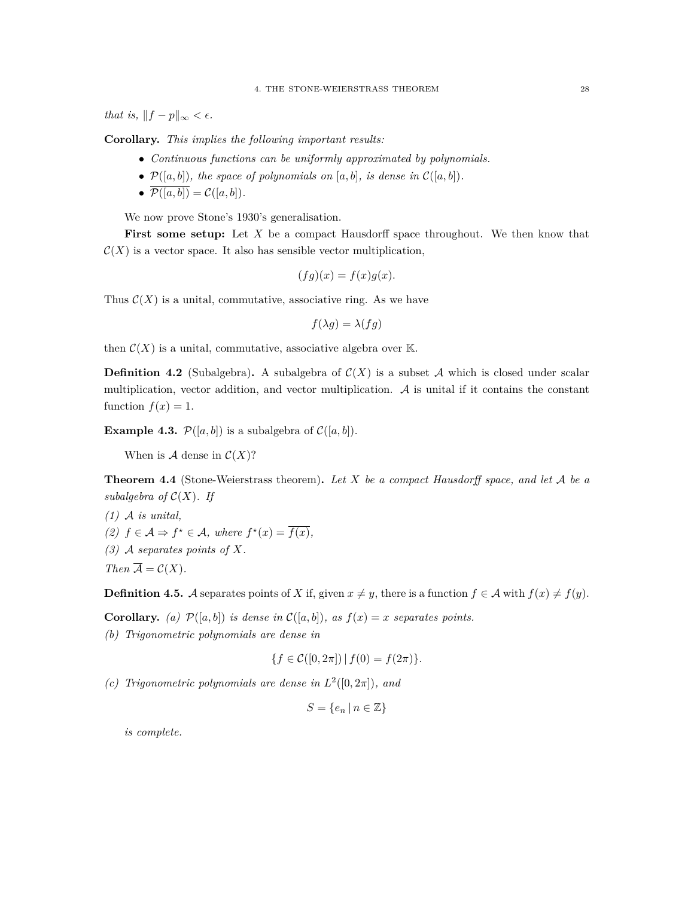*that is,* $\|f - p\|_\infty < \epsilon$.

**Corollary.** *This implies the following important results:*

- *Continuous functions can be uniformly approximated by polynomials.*
- $\mathcal{P}([a,b])$*, the space of polynomials on* $[a,b]$*, is dense in* $\mathcal{C}([a,b])$*.*
- $\overline{\mathcal{P}([a,b])} = \mathcal{C}([a,b])$*.*

We now prove Stone's 1930's generalisation.

**First some setup:** Let $X$ be a compact Hausdorff space throughout. We then know that $\mathcal{C}(X)$ is a vector space. It also has sensible vector multiplication,

$$(fg)(x) = f(x)g(x).$$

Thus $\mathcal{C}(X)$ is a unital, commutative, associative ring. As we have

$$f(\lambda g) = \lambda(fg)$$

then $\mathcal{C}(X)$ is a unital, commutative, associative algebra over $\mathbb{K}$.

**Definition 4.2** (Subalgebra)**.** A subalgebra of $\mathcal{C}(X)$ is a subset $\mathcal{A}$ which is closed under scalar multiplication, vector addition, and vector multiplication. $\mathcal{A}$ is unital if it contains the constant function $f(x) = 1$.

**Example 4.3.** $\mathcal{P}([a,b])$ is a subalgebra of $\mathcal{C}([a,b])$.

When is $\mathcal{A}$ dense in $\mathcal{C}(X)$?

**Theorem 4.4** (Stone-Weierstrass theorem)**.** *Let* $X$ *be a compact Hausdorff space, and let* $\mathcal{A}$ *be a subalgebra of* $\mathcal{C}(X)$*. If*

*(1)* $\mathcal{A}$ *is unital,*
*(2)* $f \in \mathcal{A} \Rightarrow f^\star \in \mathcal{A}$*, where* $f^\star(x) = \overline{f(x)}$*,*
*(3)* $\mathcal{A}$ *separates points of* $X$*.*

*Then* $\overline{\mathcal{A}} = \mathcal{C}(X)$*.*

**Definition 4.5.** $\mathcal{A}$ separates points of $X$ if, given $x \neq y$, there is a function $f \in \mathcal{A}$ with $f(x) \neq f(y)$.

**Corollary.** *(a)* $\mathcal{P}([a,b])$ *is dense in* $\mathcal{C}([a,b])$*, as* $f(x) = x$ *separates points.*

*(b) Trigonometric polynomials are dense in*

$$\{f \in \mathcal{C}([0,2\pi]) \,|\, f(0) = f(2\pi)\}.$$

*(c) Trigonometric polynomials are dense in* $L^2([0,2\pi])$*, and*

$$S = \{e_n \,|\, n \in \mathbb{Z}\}$$

*is complete.*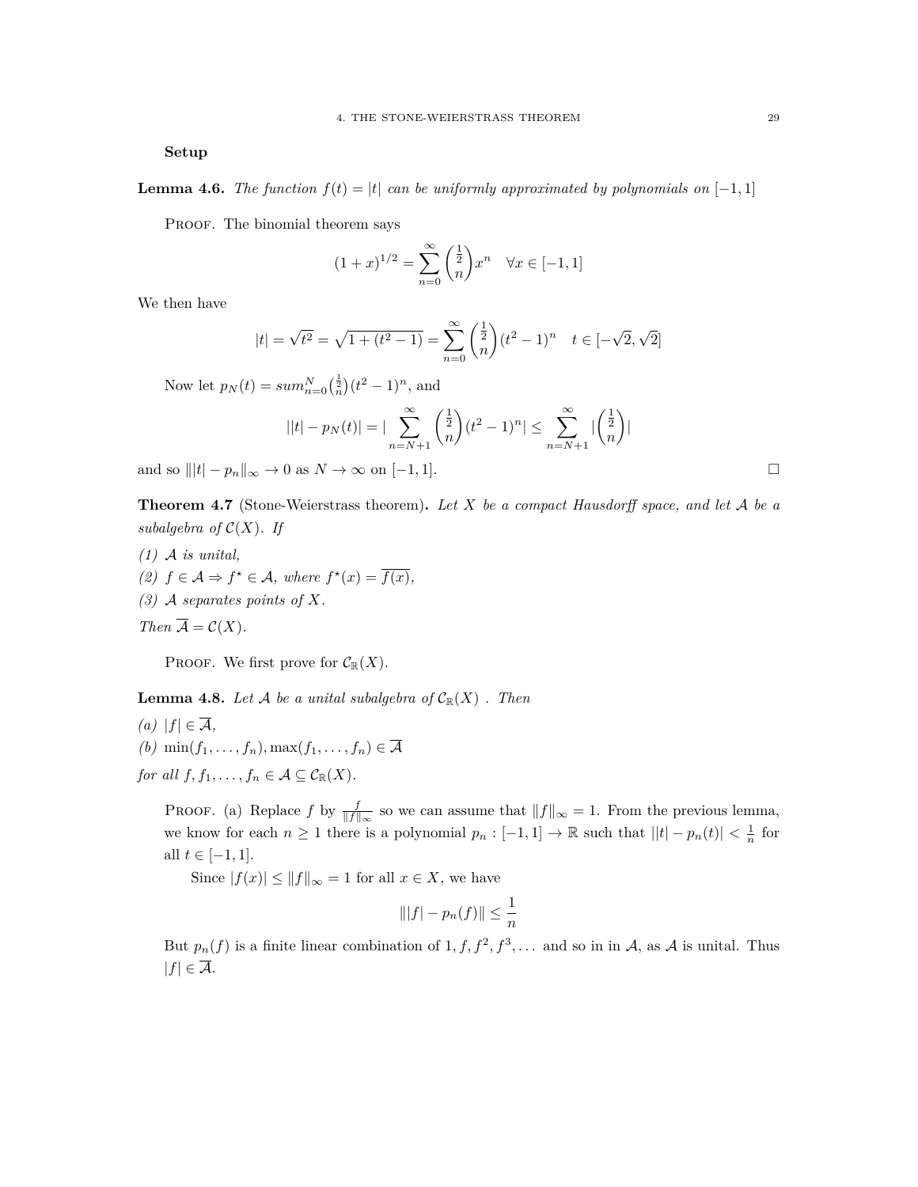**Setup**

**Lemma 4.6.** *The function $f(t) = |t|$ can be uniformly approximated by polynomials on $[-1, 1]$*

Proof. The binomial theorem says

$$(1+x)^{1/2} = \sum_{n=0}^{\infty} \binom{\frac{1}{2}}{n} x^n \quad \forall x \in [-1, 1]$$

We then have

$$|t| = \sqrt{t^2} = \sqrt{1 + (t^2 - 1)} = \sum_{n=0}^{\infty} \binom{\frac{1}{2}}{n} (t^2 - 1)^n \quad t \in [-\sqrt{2}, \sqrt{2}]$$

Now let $p_N(t) = sum_{n=0}^{N} \binom{\frac{1}{2}}{n} (t^2-1)^n$, and

$$||t| - p_N(t)| = |\sum_{n=N+1}^{\infty} \binom{\frac{1}{2}}{n} (t^2 - 1)^n| \leq \sum_{n=N+1}^{\infty} |\binom{\frac{1}{2}}{n}|$$

and so $\||t| - p_n\|_\infty \to 0$ as $N \to \infty$ on $[-1, 1]$. □

**Theorem 4.7** (Stone-Weierstrass theorem)**.** *Let $X$ be a compact Hausdorff space, and let $\mathcal{A}$ be a subalgebra of $\mathcal{C}(X)$. If*

*(1) $\mathcal{A}$ is unital,*

*(2) $f \in \mathcal{A} \Rightarrow f^\star \in \mathcal{A}$, where $f^\star(x) = \overline{f(x)}$,*

*(3) $\mathcal{A}$ separates points of $X$.*

*Then $\overline{\mathcal{A}} = \mathcal{C}(X)$.*

Proof. We first prove for $\mathcal{C}_\mathbb{R}(X)$.

**Lemma 4.8.** *Let $\mathcal{A}$ be a unital subalgebra of $\mathcal{C}_\mathbb{R}(X)$ . Then*

*(a) $|f| \in \overline{\mathcal{A}}$,*

*(b) $\min(f_1, \ldots, f_n), \max(f_1, \ldots, f_n) \in \overline{\mathcal{A}}$*

*for all $f, f_1, \ldots, f_n \in \mathcal{A} \subseteq \mathcal{C}_\mathbb{R}(X)$.*

Proof. (a) Replace $f$ by $\frac{f}{\|f\|_\infty}$ so we can assume that $\|f\|_\infty = 1$. From the previous lemma, we know for each $n \geq 1$ there is a polynomial $p_n : [-1, 1] \to \mathbb{R}$ such that $||t| - p_n(t)| < \frac{1}{n}$ for all $t \in [-1, 1]$.

Since $|f(x)| \leq \|f\|_\infty = 1$ for all $x \in X$, we have

$$\||f| - p_n(f)\| \leq \frac{1}{n}$$

But $p_n(f)$ is a finite linear combination of $1, f, f^2, f^3, \ldots$ and so in in $\mathcal{A}$, as $\mathcal{A}$ is unital. Thus $|f| \in \overline{\mathcal{A}}$.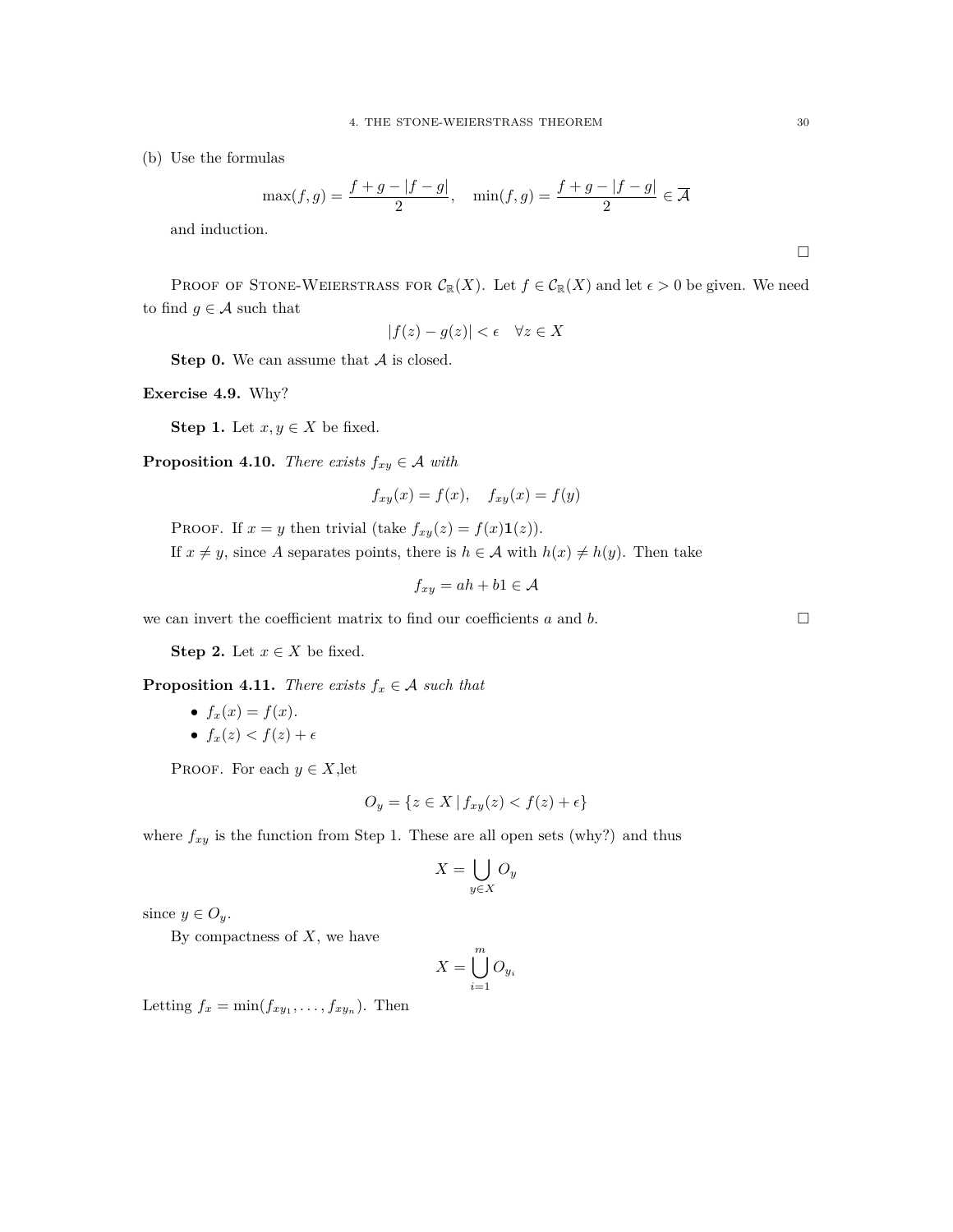(b) Use the formulas

$$\max(f, g) = \frac{f + g - |f - g|}{2}, \quad \min(f, g) = \frac{f + g - |f - g|}{2} \in \overline{\mathcal{A}}$$

and induction.

□

Proof of Stone-Weierstrass for $\mathcal{C}_{\mathbb{R}}(X)$. Let $f \in \mathcal{C}_{\mathbb{R}}(X)$ and let $\epsilon > 0$ be given. We need to find $g \in \mathcal{A}$ such that

$$|f(z) - g(z)| < \epsilon \quad \forall z \in X$$

**Step 0.** We can assume that $\mathcal{A}$ is closed.

**Exercise 4.9.** Why?

**Step 1.** Let $x, y \in X$ be fixed.

**Proposition 4.10.** *There exists $f_{xy} \in \mathcal{A}$ with*

$$f_{xy}(x) = f(x), \quad f_{xy}(x) = f(y)$$

Proof. If $x = y$ then trivial (take $f_{xy}(z) = f(x)\mathbf{1}(z)$).

If $x \neq y$, since $A$ separates points, there is $h \in \mathcal{A}$ with $h(x) \neq h(y)$. Then take

$$f_{xy} = ah + b1 \in \mathcal{A}$$

we can invert the coefficient matrix to find our coefficients $a$ and $b$. □

**Step 2.** Let $x \in X$ be fixed.

**Proposition 4.11.** *There exists $f_x \in \mathcal{A}$ such that*

- $f_x(x) = f(x)$.
- $f_x(z) < f(z) + \epsilon$

Proof. For each $y \in X$,let

$$O_y = \{z \in X \mid f_{xy}(z) < f(z) + \epsilon\}$$

where $f_{xy}$ is the function from Step 1. These are all open sets (why?) and thus

$$X = \bigcup_{y \in X} O_y$$

since $y \in O_y$.

By compactness of $X$, we have

$$X = \bigcup_{i=1}^{m} O_{y_i}$$

Letting $f_x = \min(f_{xy_1}, \ldots, f_{xy_n})$. Then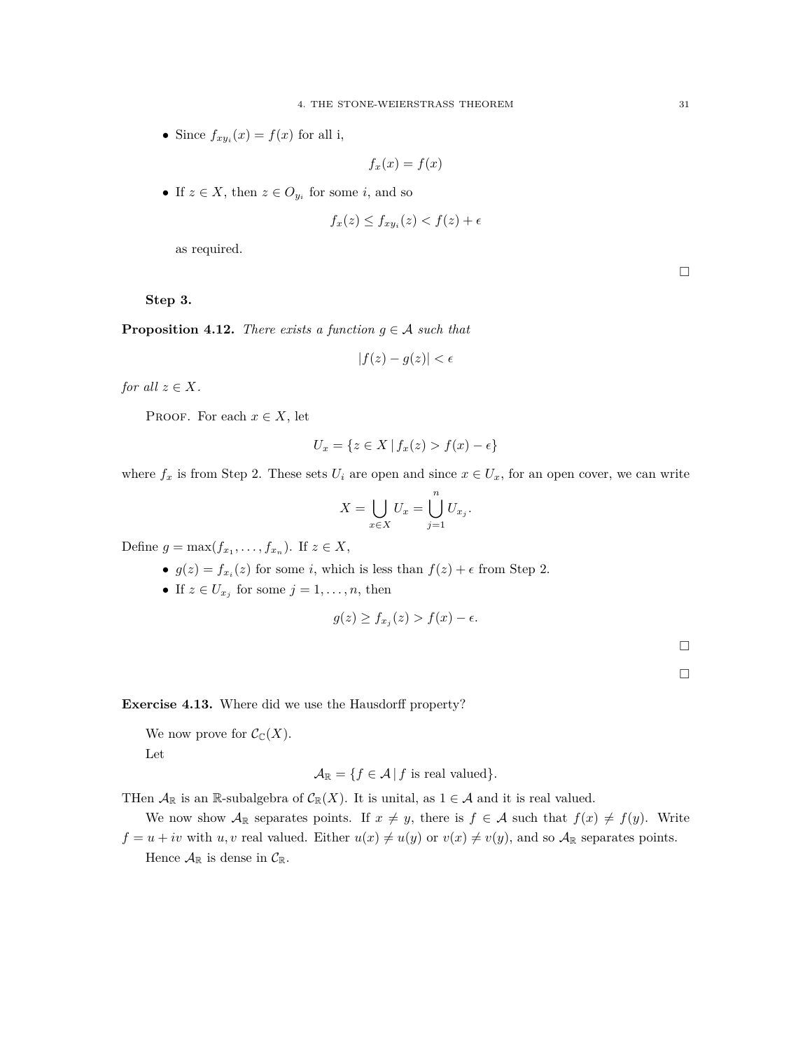- Since $f_{xy_i}(x) = f(x)$ for all i,

$$f_x(x) = f(x)$$

- If $z \in X$, then $z \in O_{y_i}$ for some $i$, and so

$$f_x(z) \leq f_{xy_i}(z) < f(z) + \epsilon$$

  as required.

□

**Step 3.**

**Proposition 4.12.** *There exists a function $g \in \mathcal{A}$ such that*

$$|f(z) - g(z)| < \epsilon$$

*for all $z \in X$.*

PROOF. For each $x \in X$, let

$$U_x = \{z \in X \mid f_x(z) > f(x) - \epsilon\}$$

where $f_x$ is from Step 2. These sets $U_i$ are open and since $x \in U_x$, for an open cover, we can write

$$X = \bigcup_{x \in X} U_x = \bigcup_{j=1}^{n} U_{x_j}.$$

Define $g = \max(f_{x_1}, \ldots, f_{x_n})$. If $z \in X$,

- $g(z) = f_{x_i}(z)$ for some $i$, which is less than $f(z) + \epsilon$ from Step 2.
- If $z \in U_{x_j}$ for some $j = 1, \ldots, n$, then

$$g(z) \geq f_{x_j}(z) > f(x) - \epsilon.$$

□

□

**Exercise 4.13.** Where did we use the Hausdorff property?

We now prove for $\mathcal{C}_{\mathbb{C}}(X)$.

Let

$$\mathcal{A}_{\mathbb{R}} = \{f \in \mathcal{A} \mid f \text{ is real valued}\}.$$

THen $\mathcal{A}_{\mathbb{R}}$ is an $\mathbb{R}$-subalgebra of $\mathcal{C}_{\mathbb{R}}(X)$. It is unital, as $1 \in \mathcal{A}$ and it is real valued.

We now show $\mathcal{A}_{\mathbb{R}}$ separates points. If $x \neq y$, there is $f \in \mathcal{A}$ such that $f(x) \neq f(y)$. Write $f = u + iv$ with $u, v$ real valued. Either $u(x) \neq u(y)$ or $v(x) \neq v(y)$, and so $\mathcal{A}_{\mathbb{R}}$ separates points.

Hence $\mathcal{A}_{\mathbb{R}}$ is dense in $\mathcal{C}_{\mathbb{R}}$.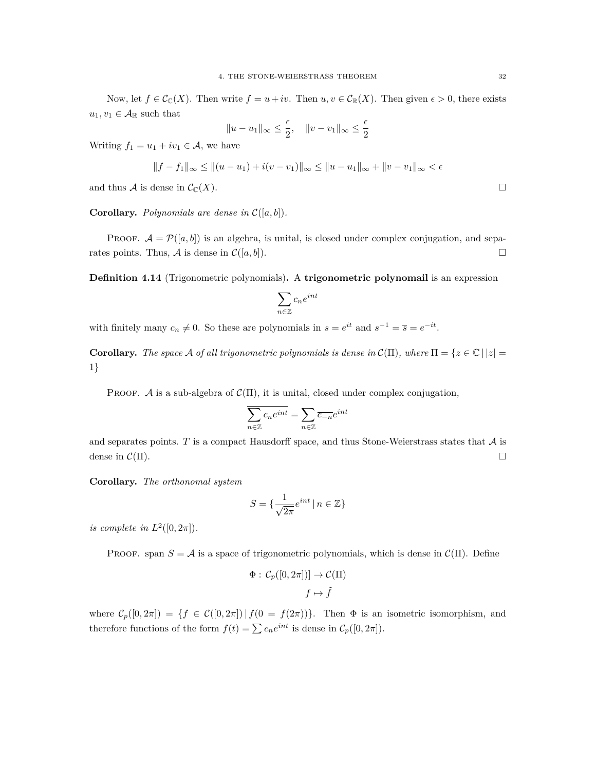Now, let $f \in \mathcal{C}_{\mathbb{C}}(X)$. Then write $f = u + iv$. Then $u, v \in \mathcal{C}_{\mathbb{R}}(X)$. Then given $\epsilon > 0$, there exists $u_1, v_1 \in \mathcal{A}_{\mathbb{R}}$ such that

$$\|u - u_1\|_\infty \leq \frac{\epsilon}{2}, \quad \|v - v_1\|_\infty \leq \frac{\epsilon}{2}$$

Writing $f_1 = u_1 + iv_1 \in \mathcal{A}$, we have

$$\|f - f_1\|_\infty \leq \|(u - u_1) + i(v - v_1)\|_\infty \leq \|u - u_1\|_\infty + \|v - v_1\|_\infty < \epsilon$$

and thus $\mathcal{A}$ is dense in $\mathcal{C}_{\mathbb{C}}(X)$. ☐

**Corollary.** *Polynomials are dense in $\mathcal{C}([a,b])$.*

Proof. $\mathcal{A} = \mathcal{P}([a,b])$ is an algebra, is unital, is closed under complex conjugation, and separates points. Thus, $\mathcal{A}$ is dense in $\mathcal{C}([a,b])$. ☐

**Definition 4.14** (Trigonometric polynomials)**.** A **trigonometric polynomail** is an expression

$$\sum_{n \in \mathbb{Z}} c_n e^{int}$$

with finitely many $c_n \neq 0$. So these are polynomials in $s = e^{it}$ and $s^{-1} = \overline{s} = e^{-it}$.

**Corollary.** *The space $\mathcal{A}$ of all trigonometric polynomials is dense in $\mathcal{C}(\Pi)$, where $\Pi = \{z \in \mathbb{C} \,|\, |z| = 1\}$*

Proof. $\mathcal{A}$ is a sub-algebra of $\mathcal{C}(\Pi)$, it is unital, closed under complex conjugation,

$$\overline{\sum_{n \in \mathbb{Z}} c_n e^{int}} = \sum_{n \in \mathbb{Z}} \overline{c_{-n}} e^{int}$$

and separates points. $T$ is a compact Hausdorff space, and thus Stone-Weierstrass states that $\mathcal{A}$ is dense in $\mathcal{C}(\Pi)$. ☐

**Corollary.** *The orthonomal system*

$$S = \{\frac{1}{\sqrt{2\pi}} e^{int} \,|\, n \in \mathbb{Z}\}$$

*is complete in $L^2([0, 2\pi])$.*

Proof. span $S = \mathcal{A}$ is a space of trigonometric polynomials, which is dense in $\mathcal{C}(\Pi)$. Define

$$\Phi : \mathcal{C}_p([0, 2\pi])] \to \mathcal{C}(\Pi)$$
$$f \mapsto \tilde{f}$$

where $\mathcal{C}_p([0, 2\pi]) = \{f \in \mathcal{C}([0, 2\pi]) \,|\, f(0 = f(2\pi))\}$. Then $\Phi$ is an isometric isomorphism, and therefore functions of the form $f(t) = \sum c_n e^{int}$ is dense in $\mathcal{C}_p([0, 2\pi])$.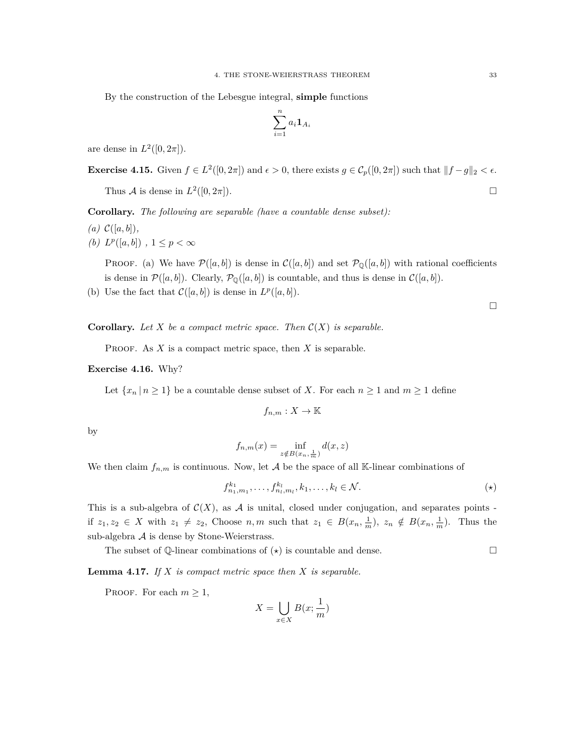By the construction of the Lebesgue integral, **simple** functions

$$\sum_{i=1}^{n} a_i \mathbf{1}_{A_i}$$

are dense in $L^2([0, 2\pi])$.

**Exercise 4.15.** Given $f \in L^2([0, 2\pi])$ and $\epsilon > 0$, there exists $g \in \mathcal{C}_p([0, 2\pi])$ such that $\|f - g\|_2 < \epsilon$.

Thus $\mathcal{A}$ is dense in $L^2([0, 2\pi])$. $\square$

**Corollary.** *The following are separable (have a countable dense subset):*

*(a)* $\mathcal{C}([a, b])$,

*(b)* $L^p([a, b])$ , $1 \leq p < \infty$

Proof. (a) We have $\mathcal{P}([a, b])$ is dense in $\mathcal{C}([a, b])$ and set $\mathcal{P}_{\mathbb{Q}}([a, b])$ with rational coefficients is dense in $\mathcal{P}([a, b])$. Clearly, $\mathcal{P}_{\mathbb{Q}}([a, b])$ is countable, and thus is dense in $\mathcal{C}([a, b])$.

(b) Use the fact that $\mathcal{C}([a, b])$ is dense in $L^p([a, b])$.

$\square$

**Corollary.** *Let $X$ be a compact metric space. Then $\mathcal{C}(X)$ is separable.*

Proof. As $X$ is a compact metric space, then $X$ is separable.

**Exercise 4.16.** Why?

Let $\{x_n \,|\, n \geq 1\}$ be a countable dense subset of $X$. For each $n \geq 1$ and $m \geq 1$ define

$$f_{n,m} : X \to \mathbb{K}$$

by

$$f_{n,m}(x) = \inf_{z \notin B(x_n, \frac{1}{m})} d(x, z)$$

We then claim $f_{n,m}$ is continuous. Now, let $\mathcal{A}$ be the space of all $\mathbb{K}$-linear combinations of

$$f_{n_1,m_1}^{k_1}, \ldots, f_{n_l,m_l}^{k_l}, k_1, \ldots, k_l \in \mathcal{N}. \qquad (\star)$$

This is a sub-algebra of $\mathcal{C}(X)$, as $\mathcal{A}$ is unital, closed under conjugation, and separates points - if $z_1, z_2 \in X$ with $z_1 \neq z_2$, Choose $n, m$ such that $z_1 \in B(x_n, \frac{1}{m})$, $z_n \notin B(x_n, \frac{1}{m})$. Thus the sub-algebra $\mathcal{A}$ is dense by Stone-Weierstrass.

The subset of $\mathbb{Q}$-linear combinations of $(\star)$ is countable and dense. $\square$

**Lemma 4.17.** *If $X$ is compact metric space then $X$ is separable.*

Proof. For each $m \geq 1$,

$$X = \bigcup_{x \in X} B(x; \frac{1}{m})$$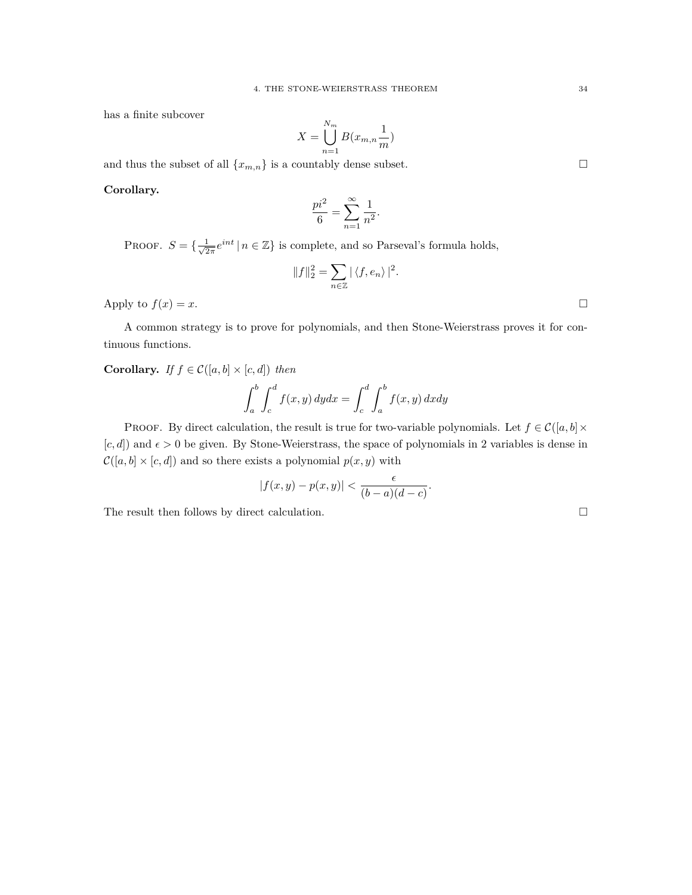has a finite subcover

$$X = \bigcup_{n=1}^{N_m} B(x_{m,n} \frac{1}{m})$$

and thus the subset of all $\{x_{m,n}\}$ is a countably dense subset. $\square$

**Corollary.**

$$\frac{pi^2}{6} = \sum_{n=1}^{\infty} \frac{1}{n^2}.$$

PROOF. $S = \{\frac{1}{\sqrt{2\pi}} e^{int} \,|\, n \in \mathbb{Z}\}$ is complete, and so Parseval's formula holds,

$$\|f\|_2^2 = \sum_{n \in \mathbb{Z}} |\langle f, e_n \rangle|^2.$$

Apply to $f(x) = x$. $\square$

A common strategy is to prove for polynomials, and then Stone-Weierstrass proves it for continuous functions.

**Corollary.** *If $f \in \mathcal{C}([a,b] \times [c,d])$ then*

$$\int_a^b \int_c^d f(x,y)\, dydx = \int_c^d \int_a^b f(x,y)\, dxdy$$

PROOF. By direct calculation, the result is true for two-variable polynomials. Let $f \in \mathcal{C}([a,b] \times [c,d])$ and $\epsilon > 0$ be given. By Stone-Weierstrass, the space of polynomials in 2 variables is dense in $\mathcal{C}([a,b] \times [c,d])$ and so there exists a polynomial $p(x,y)$ with

$$|f(x,y) - p(x,y)| < \frac{\epsilon}{(b-a)(d-c)}.$$

The result then follows by direct calculation. $\square$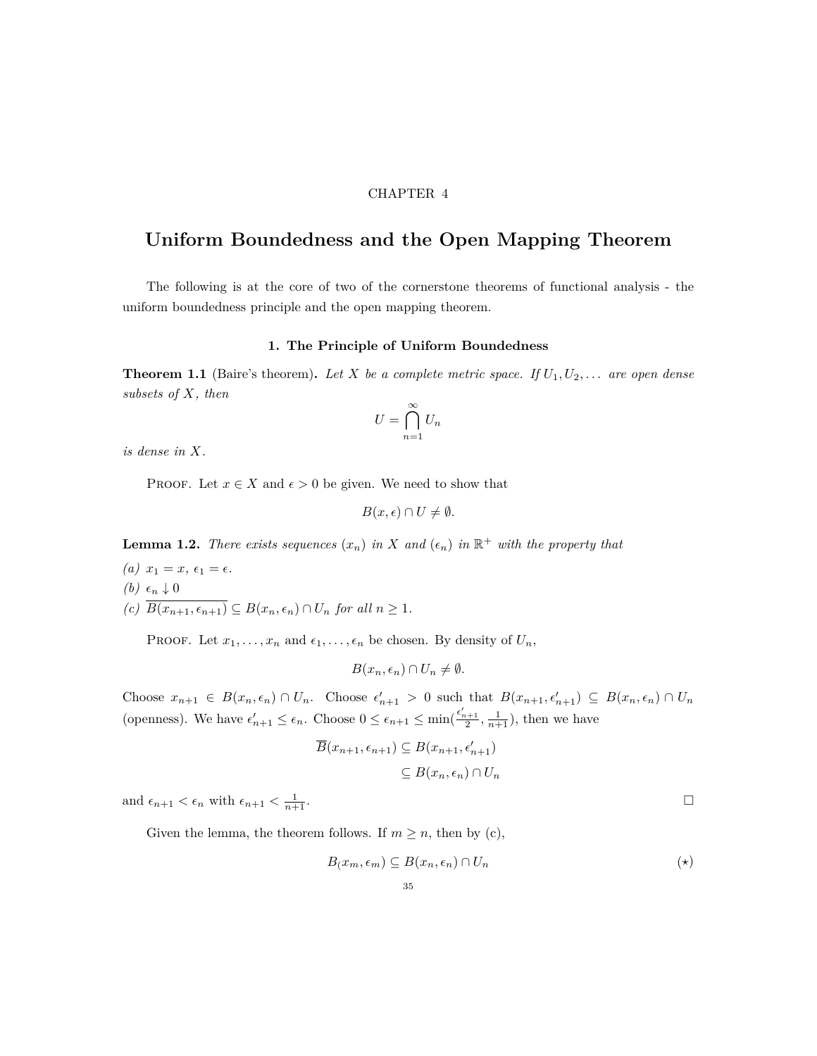CHAPTER 4

# Uniform Boundedness and the Open Mapping Theorem

The following is at the core of two of the cornerstone theorems of functional analysis - the uniform boundedness principle and the open mapping theorem.

## 1. The Principle of Uniform Boundedness

**Theorem 1.1** (Baire's theorem)**.** *Let $X$ be a complete metric space. If $U_1, U_2, \ldots$ are open dense subsets of $X$, then*

$$U = \bigcap_{n=1}^{\infty} U_n$$

*is dense in $X$.*

Proof. Let $x \in X$ and $\epsilon > 0$ be given. We need to show that

$$B(x, \epsilon) \cap U \neq \emptyset.$$

**Lemma 1.2.** *There exists sequences $(x_n)$ in $X$ and $(\epsilon_n)$ in $\mathbb{R}^+$ with the property that*

*(a) $x_1 = x$, $\epsilon_1 = \epsilon$.*
*(b) $\epsilon_n \downarrow 0$*
*(c) $\overline{B(x_{n+1}, \epsilon_{n+1})} \subseteq B(x_n, \epsilon_n) \cap U_n$ for all $n \geq 1$.*

Proof. Let $x_1, \ldots, x_n$ and $\epsilon_1, \ldots, \epsilon_n$ be chosen. By density of $U_n$,

$$B(x_n, \epsilon_n) \cap U_n \neq \emptyset.$$

Choose $x_{n+1} \in B(x_n, \epsilon_n) \cap U_n$. Choose $\epsilon'_{n+1} > 0$ such that $B(x_{n+1}, \epsilon'_{n+1}) \subseteq B(x_n, \epsilon_n) \cap U_n$ (openness). We have $\epsilon'_{n+1} \leq \epsilon_n$. Choose $0 \leq \epsilon_{n+1} \leq \min(\frac{\epsilon'_{n+1}}{2}, \frac{1}{n+1})$, then we have

$$\begin{aligned} \overline{B}(x_{n+1}, \epsilon_{n+1}) &\subseteq B(x_{n+1}, \epsilon'_{n+1}) \\ &\subseteq B(x_n, \epsilon_n) \cap U_n \end{aligned}$$

and $\epsilon_{n+1} < \epsilon_n$ with $\epsilon_{n+1} < \frac{1}{n+1}$. □

Given the lemma, the theorem follows. If $m \geq n$, then by (c),

$$B_(x_m, \epsilon_m) \subseteq B(x_n, \epsilon_n) \cap U_n \tag{$\star$}$$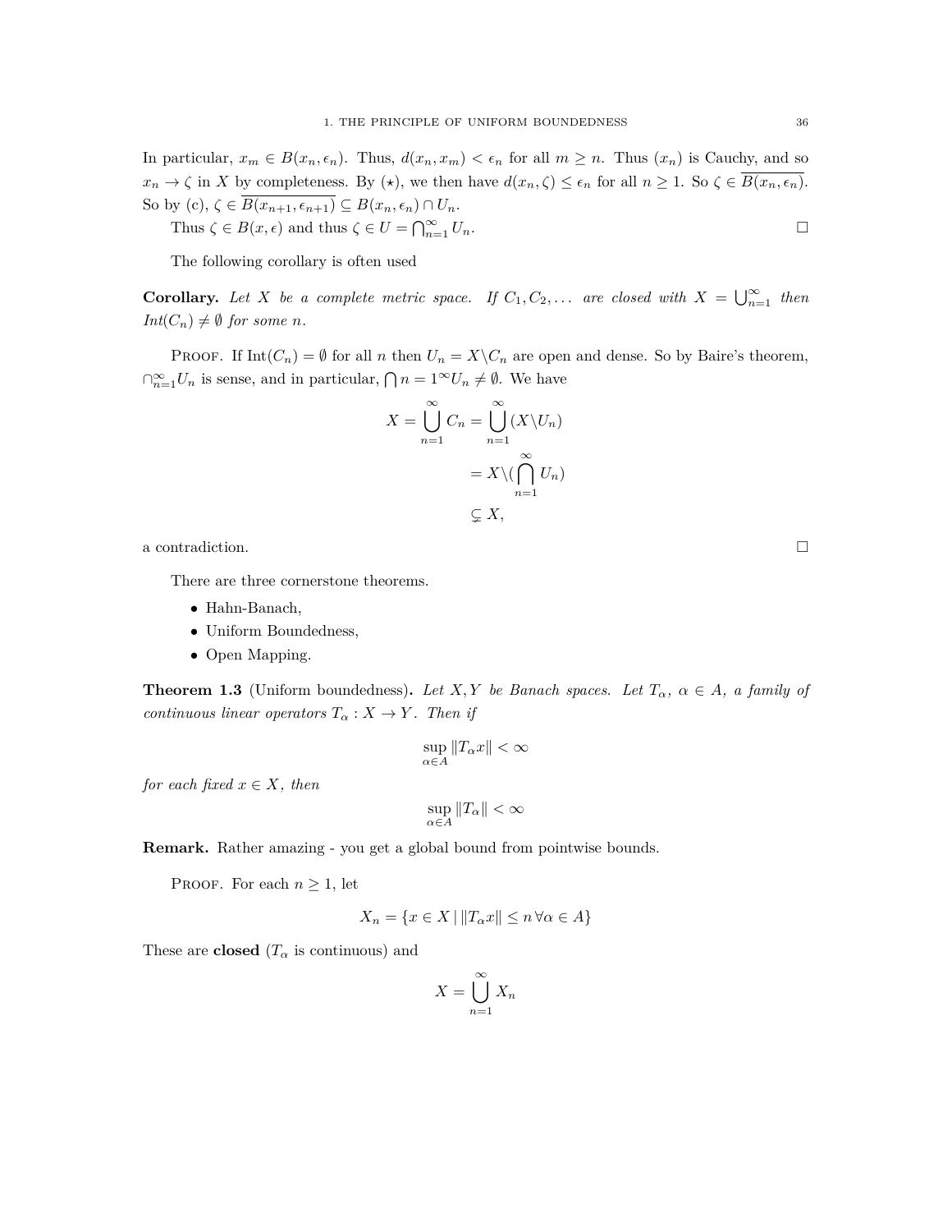In particular, $x_m \in B(x_n, \epsilon_n)$. Thus, $d(x_n, x_m) < \epsilon_n$ for all $m \geq n$. Thus $(x_n)$ is Cauchy, and so $x_n \to \zeta$ in $X$ by completeness. By $(\star)$, we then have $d(x_n, \zeta) \leq \epsilon_n$ for all $n \geq 1$. So $\zeta \in \overline{B(x_n, \epsilon_n)}$. So by (c), $\zeta \in \overline{B(x_{n+1}, \epsilon_{n+1})} \subseteq B(x_n, \epsilon_n) \cap U_n$.

Thus $\zeta \in B(x, \epsilon)$ and thus $\zeta \in U = \bigcap_{n=1}^{\infty} U_n$. □

The following corollary is often used

**Corollary.** *Let $X$ be a complete metric space. If $C_1, C_2, \ldots$ are closed with $X = \bigcup_{n=1}^{\infty}$ then $Int(C_n) \neq \emptyset$ for some $n$.*

Proof. If $\text{Int}(C_n) = \emptyset$ for all $n$ then $U_n = X \backslash C_n$ are open and dense. So by Baire's theorem, $\cap_{n=1}^{\infty} U_n$ is sense, and in particular, $\bigcap n = 1^{\infty} U_n \neq \emptyset$. We have

$$
\begin{aligned}
X = \bigcup_{n=1}^{\infty} C_n &= \bigcup_{n=1}^{\infty} (X \backslash U_n) \\
&= X \backslash (\bigcap_{n=1}^{\infty} U_n) \\
&\subsetneq X,
\end{aligned}
$$

a contradiction. □

There are three cornerstone theorems.

- Hahn-Banach,
- Uniform Boundedness,
- Open Mapping.

**Theorem 1.3** (Uniform boundedness)**.** *Let $X, Y$ be Banach spaces. Let $T_\alpha$, $\alpha \in A$, a family of continuous linear operators $T_\alpha : X \to Y$. Then if*

$$
\sup_{\alpha \in A} \|T_\alpha x\| < \infty
$$

*for each fixed $x \in X$, then*

$$
\sup_{\alpha \in A} \|T_\alpha\| < \infty
$$

**Remark.** Rather amazing - you get a global bound from pointwise bounds.

Proof. For each $n \geq 1$, let

$$
X_n = \{x \in X \mid \|T_\alpha x\| \leq n \, \forall \alpha \in A\}
$$

These are **closed** ($T_\alpha$ is continuous) and

$$
X = \bigcup_{n=1}^{\infty} X_n
$$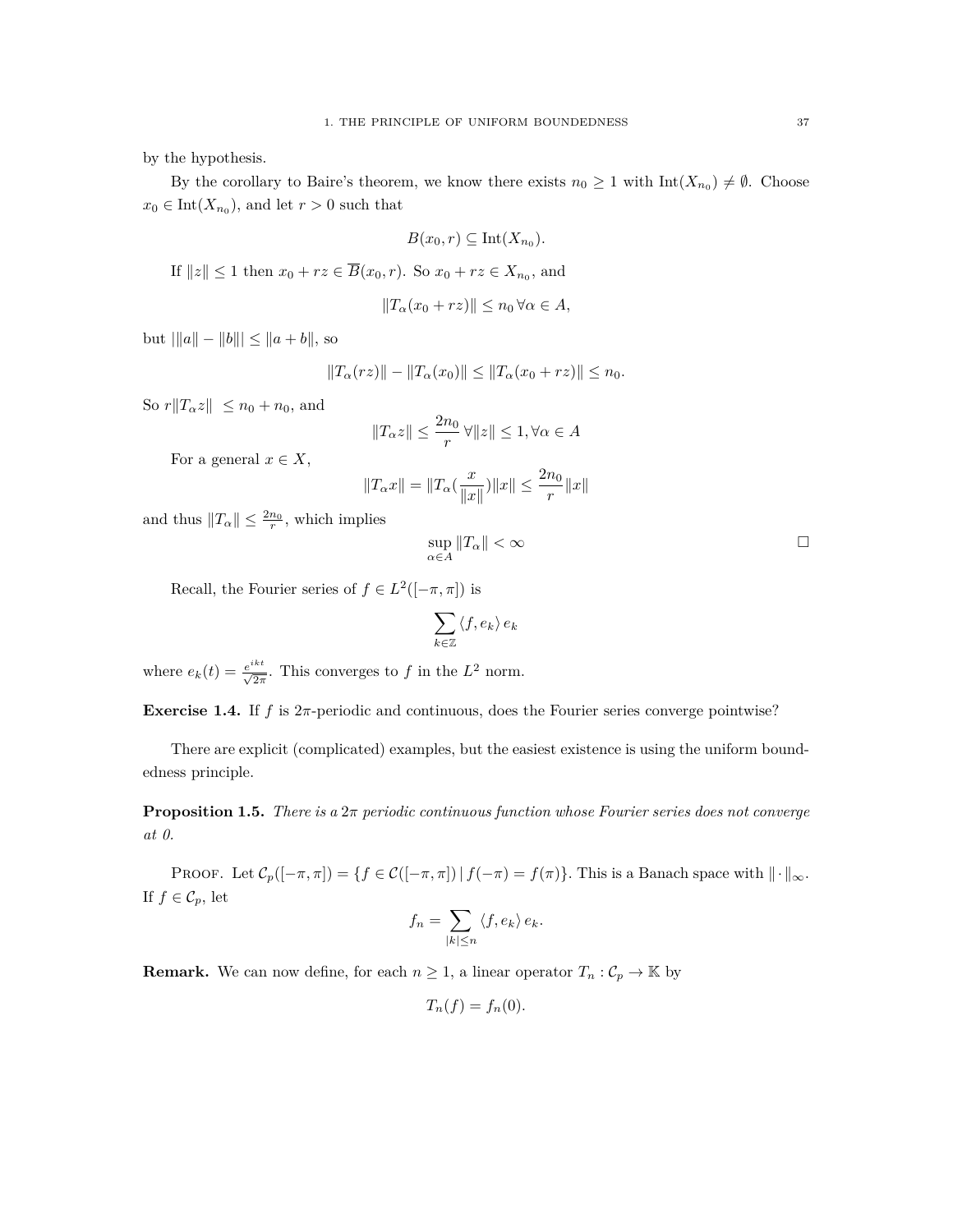by the hypothesis.

By the corollary to Baire's theorem, we know there exists $n_0 \geq 1$ with $\text{Int}(X_{n_0}) \neq \emptyset$. Choose $x_0 \in \text{Int}(X_{n_0})$, and let $r > 0$ such that

$$B(x_0, r) \subseteq \text{Int}(X_{n_0}).$$

If $\|z\| \leq 1$ then $x_0 + rz \in \overline{B}(x_0, r)$. So $x_0 + rz \in X_{n_0}$, and

$$\|T_\alpha(x_0 + rz)\| \leq n_0 \, \forall \alpha \in A,$$

but $|\|a\| - \|b\|| \leq \|a + b\|$, so

$$\|T_\alpha(rz)\| - \|T_\alpha(x_0)\| \leq \|T_\alpha(x_0 + rz)\| \leq n_0.$$

So $r\|T_\alpha z\| \leq n_0 + n_0$, and

$$\|T_\alpha z\| \leq \frac{2n_0}{r} \, \forall \|z\| \leq 1, \forall \alpha \in A$$

For a general $x \in X$,

$$\|T_\alpha x\| = \|T_\alpha(\frac{x}{\|x\|})\|x\| \leq \frac{2n_0}{r}\|x\|$$

and thus $\|T_\alpha\| \leq \frac{2n_0}{r}$, which implies

$$\sup_{\alpha \in A} \|T_\alpha\| < \infty$$

□

Recall, the Fourier series of $f \in L^2([-\pi, \pi])$ is

$$\sum_{k \in \mathbb{Z}} \langle f, e_k \rangle \, e_k$$

where $e_k(t) = \frac{e^{ikt}}{\sqrt{2\pi}}$. This converges to $f$ in the $L^2$ norm.

**Exercise 1.4.** If $f$ is $2\pi$-periodic and continuous, does the Fourier series converge pointwise?

There are explicit (complicated) examples, but the easiest existence is using the uniform boundedness principle.

**Proposition 1.5.** *There is a $2\pi$ periodic continuous function whose Fourier series does not converge at 0.*

Proof. Let $\mathcal{C}_p([-\pi, \pi]) = \{f \in \mathcal{C}([-\pi, \pi]) \mid f(-\pi) = f(\pi)\}$. This is a Banach space with $\|\cdot\|_\infty$. If $f \in \mathcal{C}_p$, let

$$f_n = \sum_{|k| \leq n} \langle f, e_k \rangle \, e_k.$$

**Remark.** We can now define, for each $n \geq 1$, a linear operator $T_n : \mathcal{C}_p \to \mathbb{K}$ by

$$T_n(f) = f_n(0).$$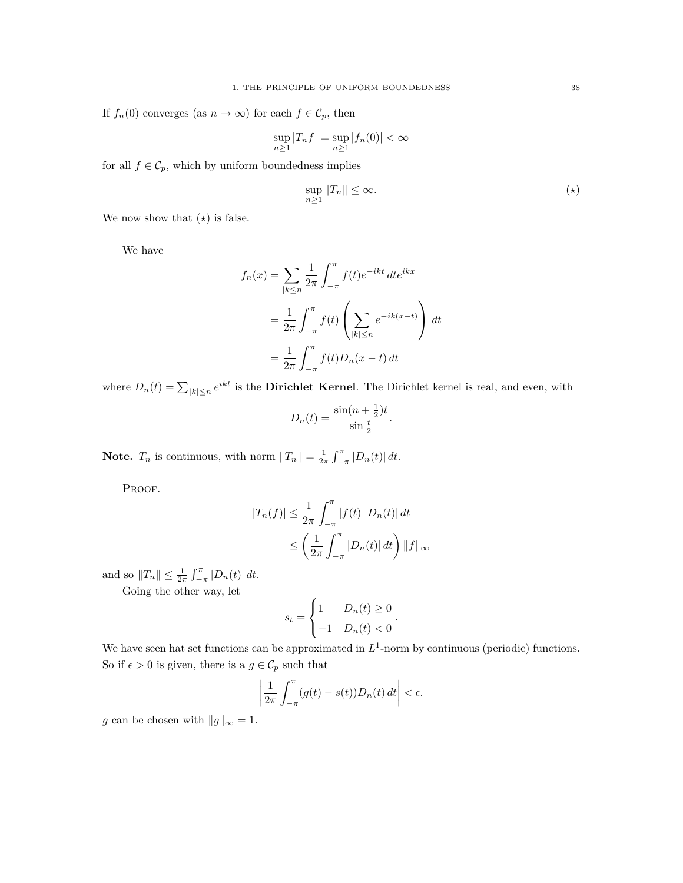If $f_n(0)$ converges (as $n \to \infty$) for each $f \in \mathcal{C}_p$, then

$$\sup_{n \geq 1} |T_n f| = \sup_{n \geq 1} |f_n(0)| < \infty$$

for all $f \in \mathcal{C}_p$, which by uniform boundedness implies

$$\sup_{n \geq 1} \|T_n\| \leq \infty. \tag{$\star$}$$

We now show that ($\star$) is false.

We have

$$\begin{aligned}
f_n(x) &= \sum_{|k \leq n} \frac{1}{2\pi} \int_{-\pi}^{\pi} f(t) e^{-ikt}\, dt e^{ikx} \\
&= \frac{1}{2\pi} \int_{-\pi}^{\pi} f(t) \left( \sum_{|k| \leq n} e^{-ik(x-t)} \right) dt \\
&= \frac{1}{2\pi} \int_{-\pi}^{\pi} f(t) D_n(x-t)\, dt
\end{aligned}$$

where $D_n(t) = \sum_{|k| \leq n} e^{ikt}$ is the **Dirichlet Kernel**. The Dirichlet kernel is real, and even, with

$$D_n(t) = \frac{\sin(n + \frac{1}{2})t}{\sin \frac{t}{2}}.$$

**Note.** $T_n$ is continuous, with norm $\|T_n\| = \frac{1}{2\pi} \int_{-\pi}^{\pi} |D_n(t)|\, dt$.

Proof.

$$\begin{aligned}
|T_n(f)| &\leq \frac{1}{2\pi} \int_{-\pi}^{\pi} |f(t)||D_n(t)|\, dt \\
&\leq \left( \frac{1}{2\pi} \int_{-\pi}^{\pi} |D_n(t)|\, dt \right) \|f\|_\infty
\end{aligned}$$

and so $\|T_n\| \leq \frac{1}{2\pi} \int_{-\pi}^{\pi} |D_n(t)|\, dt$.

Going the other way, let

$$s_t = \begin{cases} 1 & D_n(t) \geq 0 \\ -1 & D_n(t) < 0 \end{cases}.$$

We have seen hat set functions can be approximated in $L^1$-norm by continuous (periodic) functions. So if $\epsilon > 0$ is given, there is a $g \in \mathcal{C}_p$ such that

$$\left| \frac{1}{2\pi} \int_{-\pi}^{\pi} (g(t) - s(t)) D_n(t)\, dt \right| < \epsilon.$$

$g$ can be chosen with $\|g\|_\infty = 1$.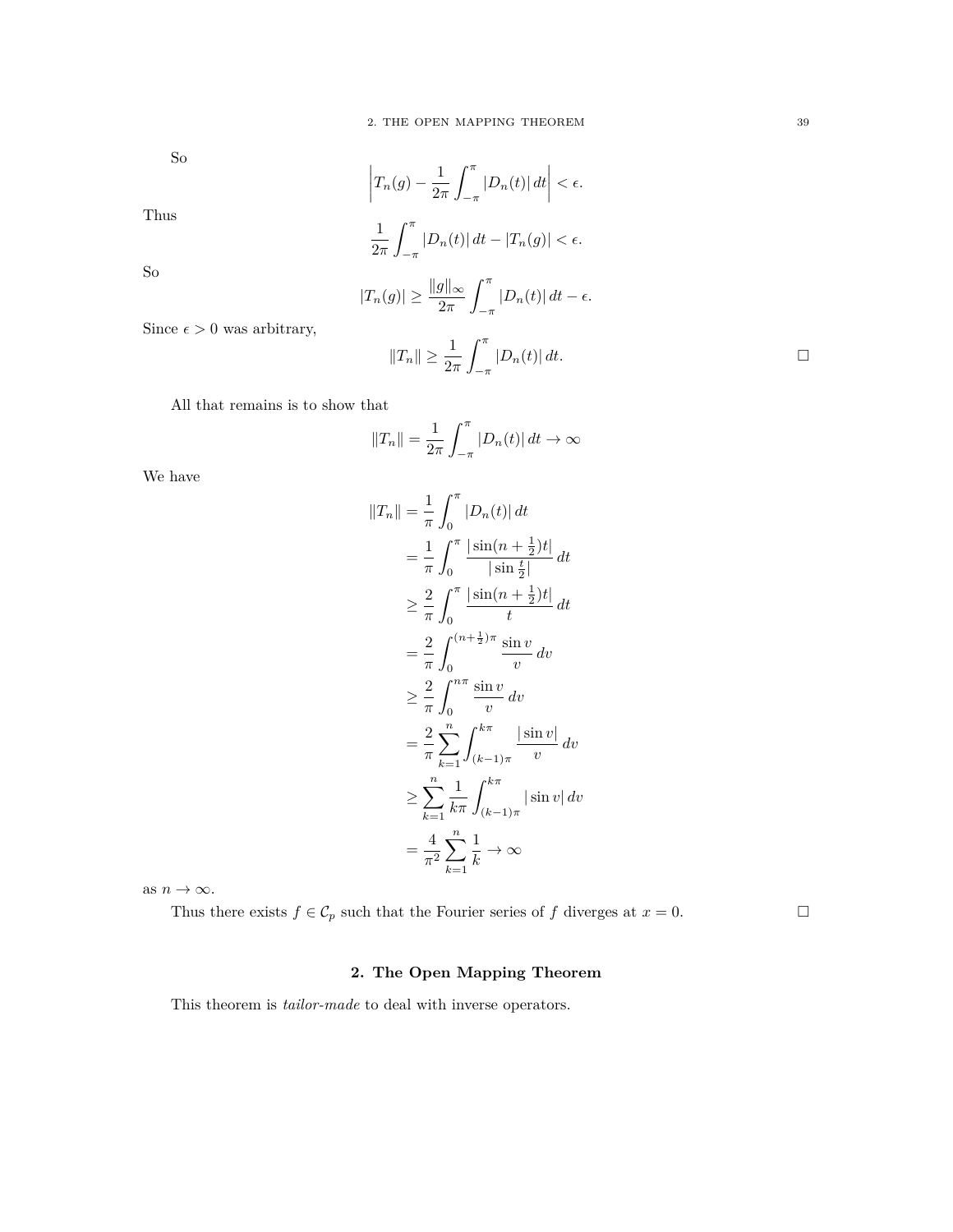So

$$\left| T_n(g) - \frac{1}{2\pi} \int_{-\pi}^{\pi} |D_n(t)| \, dt \right| < \epsilon.$$

Thus

$$\frac{1}{2\pi} \int_{-\pi}^{\pi} |D_n(t)| \, dt - |T_n(g)| < \epsilon.$$

So

$$|T_n(g)| \geq \frac{\|g\|_\infty}{2\pi} \int_{-\pi}^{\pi} |D_n(t)| \, dt - \epsilon.$$

Since $\epsilon > 0$ was arbitrary,

$$\|T_n\| \geq \frac{1}{2\pi} \int_{-\pi}^{\pi} |D_n(t)| \, dt. \qquad \square$$

All that remains is to show that

$$\|T_n\| = \frac{1}{2\pi} \int_{-\pi}^{\pi} |D_n(t)| \, dt \to \infty$$

We have

$$\begin{aligned}
\|T_n\| &= \frac{1}{\pi} \int_0^{\pi} |D_n(t)| \, dt \\
&= \frac{1}{\pi} \int_0^{\pi} \frac{|\sin(n + \frac{1}{2})t|}{|\sin \frac{t}{2}|} \, dt \\
&\geq \frac{2}{\pi} \int_0^{\pi} \frac{|\sin(n + \frac{1}{2})t|}{t} \, dt \\
&= \frac{2}{\pi} \int_0^{(n+\frac{1}{2})\pi} \frac{\sin v}{v} \, dv \\
&\geq \frac{2}{\pi} \int_0^{n\pi} \frac{\sin v}{v} \, dv \\
&= \frac{2}{\pi} \sum_{k=1}^{n} \int_{(k-1)\pi}^{k\pi} \frac{|\sin v|}{v} \, dv \\
&\geq \sum_{k=1}^{n} \frac{1}{k\pi} \int_{(k-1)\pi}^{k\pi} |\sin v| \, dv \\
&= \frac{4}{\pi^2} \sum_{k=1}^{n} \frac{1}{k} \to \infty
\end{aligned}$$

as $n \to \infty$.

Thus there exists $f \in \mathcal{C}_p$ such that the Fourier series of $f$ diverges at $x = 0$. $\square$

## 2. The Open Mapping Theorem

This theorem is *tailor-made* to deal with inverse operators.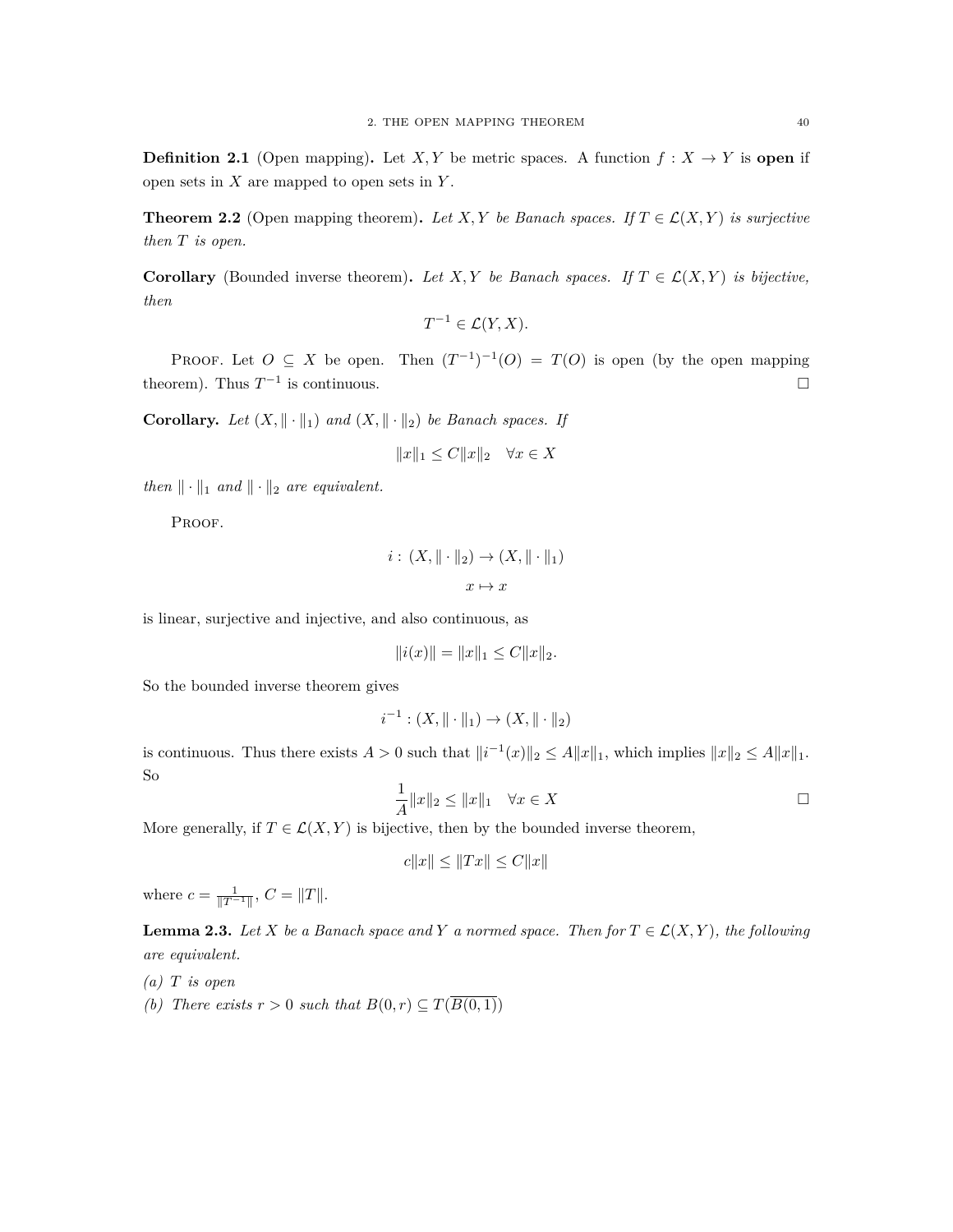**Definition 2.1** (Open mapping)**.** Let $X, Y$ be metric spaces. A function $f : X \to Y$ is **open** if open sets in $X$ are mapped to open sets in $Y$.

**Theorem 2.2** (Open mapping theorem)**.** *Let $X, Y$ be Banach spaces. If $T \in \mathcal{L}(X, Y)$ is surjective then $T$ is open.*

**Corollary** (Bounded inverse theorem)**.** *Let $X, Y$ be Banach spaces. If $T \in \mathcal{L}(X, Y)$ is bijective, then*

$$T^{-1} \in \mathcal{L}(Y, X).$$

Proof. Let $O \subseteq X$ be open. Then $(T^{-1})^{-1}(O) = T(O)$ is open (by the open mapping theorem). Thus $T^{-1}$ is continuous. □

**Corollary.** *Let $(X, \|\cdot\|_1)$ and $(X, \|\cdot\|_2)$ be Banach spaces. If*

$$\|x\|_1 \leq C\|x\|_2 \quad \forall x \in X$$

*then $\|\cdot\|_1$ and $\|\cdot\|_2$ are equivalent.*

Proof.

$$i : (X, \|\cdot\|_2) \to (X, \|\cdot\|_1)$$
$$x \mapsto x$$

is linear, surjective and injective, and also continuous, as

$$\|i(x)\| = \|x\|_1 \leq C\|x\|_2.$$

So the bounded inverse theorem gives

$$i^{-1} : (X, \|\cdot\|_1) \to (X, \|\cdot\|_2)$$

is continuous. Thus there exists $A > 0$ such that $\|i^{-1}(x)\|_2 \leq A\|x\|_1$, which implies $\|x\|_2 \leq A\|x\|_1$. So

$$\frac{1}{A}\|x\|_2 \leq \|x\|_1 \quad \forall x \in X$$

□

More generally, if $T \in \mathcal{L}(X, Y)$ is bijective, then by the bounded inverse theorem,

$$c\|x\| \leq \|Tx\| \leq C\|x\|$$

where $c = \frac{1}{\|T^{-1}\|}$, $C = \|T\|$.

**Lemma 2.3.** *Let $X$ be a Banach space and $Y$ a normed space. Then for $T \in \mathcal{L}(X, Y)$, the following are equivalent.*

*(a) $T$ is open*

*(b) There exists $r > 0$ such that $B(0, r) \subseteq T(\overline{B(0, 1)})$*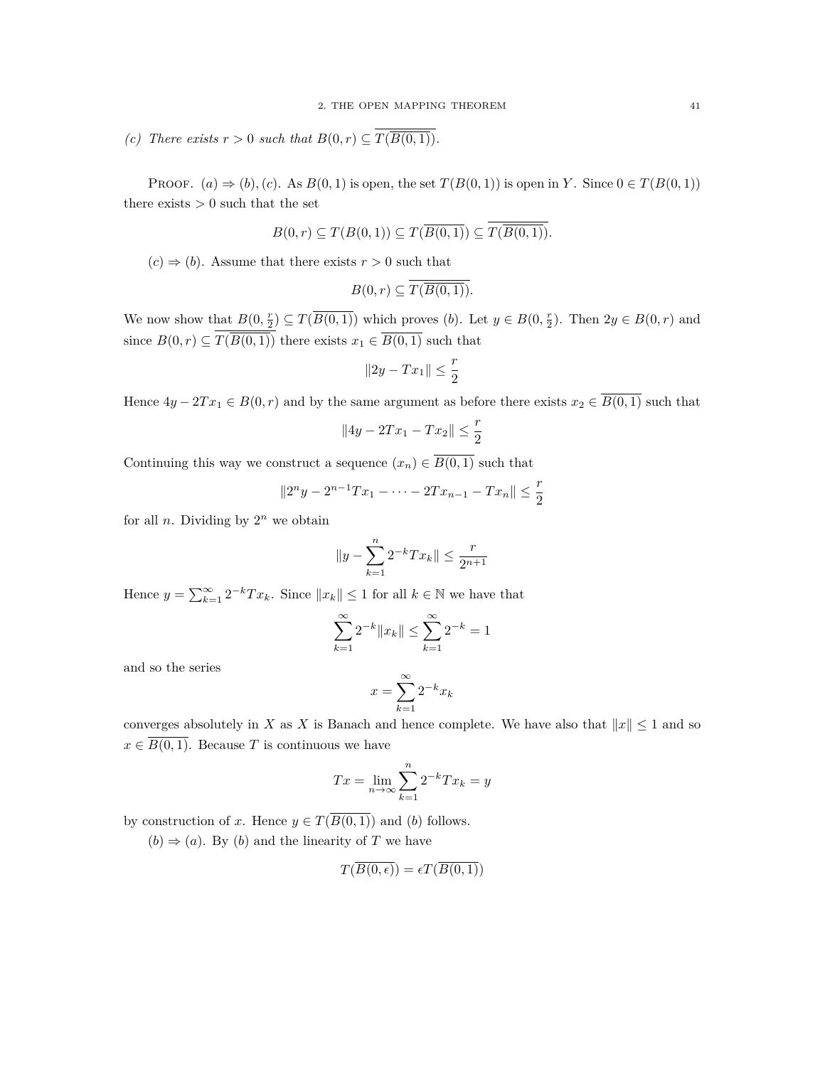*(c) There exists $r > 0$ such that $B(0,r) \subseteq \overline{T(\overline{B(0,1)})}$.*

Proof. $(a) \Rightarrow (b), (c)$. As $B(0,1)$ is open, the set $T(B(0,1))$ is open in $Y$. Since $0 \in T(B(0,1))$ there exists $> 0$ such that the set

$$B(0,r) \subseteq T(B(0,1)) \subseteq T(\overline{B(0,1)}) \subseteq \overline{T(\overline{B(0,1)})}.$$

$(c) \Rightarrow (b)$. Assume that there exists $r > 0$ such that

$$B(0,r) \subseteq \overline{T(\overline{B(0,1)})}.$$

We now show that $B(0, \frac{r}{2}) \subseteq T(\overline{B(0,1)})$ which proves $(b)$. Let $y \in B(0, \frac{r}{2})$. Then $2y \in B(0,r)$ and since $B(0,r) \subseteq \overline{T(\overline{B(0,1)})}$ there exists $x_1 \in \overline{B(0,1)}$ such that

$$\|2y - Tx_1\| \leq \frac{r}{2}$$

Hence $4y - 2Tx_1 \in B(0,r)$ and by the same argument as before there exists $x_2 \in \overline{B(0,1)}$ such that

$$\|4y - 2Tx_1 - Tx_2\| \leq \frac{r}{2}$$

Continuing this way we construct a sequence $(x_n) \in \overline{B(0,1)}$ such that

$$\|2^n y - 2^{n-1}Tx_1 - \cdots - 2Tx_{n-1} - Tx_n\| \leq \frac{r}{2}$$

for all $n$. Dividing by $2^n$ we obtain

$$\|y - \sum_{k=1}^{n} 2^{-k} Tx_k\| \leq \frac{r}{2^{n+1}}$$

Hence $y = \sum_{k=1}^{\infty} 2^{-k} Tx_k$. Since $\|x_k\| \leq 1$ for all $k \in \mathbb{N}$ we have that

$$\sum_{k=1}^{\infty} 2^{-k} \|x_k\| \leq \sum_{k=1}^{\infty} 2^{-k} = 1$$

and so the series

$$x = \sum_{k=1}^{\infty} 2^{-k} x_k$$

converges absolutely in $X$ as $X$ is Banach and hence complete. We have also that $\|x\| \leq 1$ and so $x \in \overline{B(0,1)}$. Because $T$ is continuous we have

$$Tx = \lim_{n \to \infty} \sum_{k=1}^{n} 2^{-k} Tx_k = y$$

by construction of $x$. Hence $y \in T(\overline{B(0,1)})$ and $(b)$ follows.

$(b) \Rightarrow (a)$. By $(b)$ and the linearity of $T$ we have

$$T(\overline{B(0,\epsilon)}) = \epsilon T(\overline{B(0,1)})$$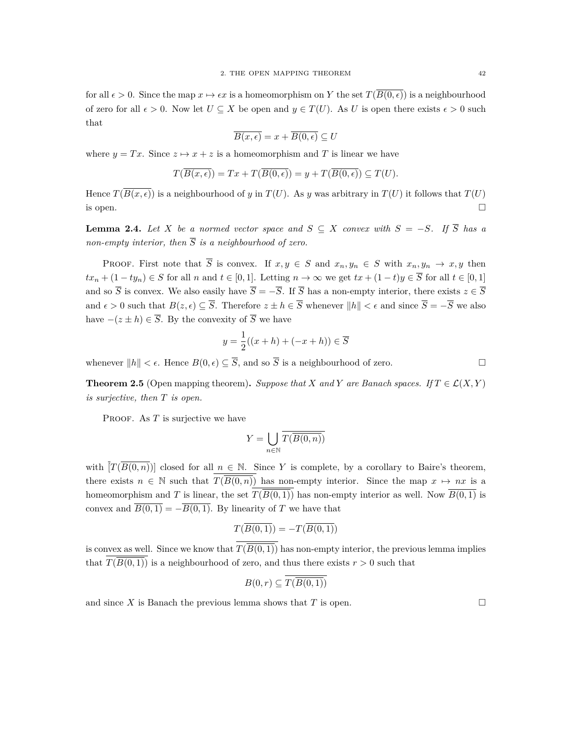for all $\epsilon > 0$. Since the map $x \mapsto \epsilon x$ is a homeomorphism on $Y$ the set $T(\overline{B(0,\epsilon)})$ is a neighbourhood of zero for all $\epsilon > 0$. Now let $U \subseteq X$ be open and $y \in T(U)$. As $U$ is open there exists $\epsilon > 0$ such that

$$\overline{B(x,\epsilon)} = x + \overline{B(0,\epsilon)} \subseteq U$$

where $y = Tx$. Since $z \mapsto x + z$ is a homeomorphism and $T$ is linear we have

$$T(\overline{B(x,\epsilon)}) = Tx + T(\overline{B(0,\epsilon)}) = y + T(\overline{B(0,\epsilon)}) \subseteq T(U).$$

Hence $T(\overline{B(x,\epsilon)})$ is a neighbourhood of $y$ in $T(U)$. As $y$ was arbitrary in $T(U)$ it follows that $T(U)$ is open. $\square$

**Lemma 2.4.** *Let $X$ be a normed vector space and $S \subseteq X$ convex with $S = -S$. If $\overline{S}$ has a non-empty interior, then $\overline{S}$ is a neighbourhood of zero.*

Proof. First note that $\overline{S}$ is convex. If $x, y \in S$ and $x_n, y_n \in S$ with $x_n, y_n \to x, y$ then $tx_n + (1 - ty_n) \in S$ for all $n$ and $t \in [0,1]$. Letting $n \to \infty$ we get $tx + (1-t)y \in \overline{S}$ for all $t \in [0,1]$ and so $\overline{S}$ is convex. We also easily have $\overline{S} = -\overline{S}$. If $\overline{S}$ has a non-empty interior, there exists $z \in \overline{S}$ and $\epsilon > 0$ such that $B(z,\epsilon) \subseteq \overline{S}$. Therefore $z \pm h \in \overline{S}$ whenever $\|h\| < \epsilon$ and since $\overline{S} = -\overline{S}$ we also have $-(z \pm h) \in \overline{S}$. By the convexity of $\overline{S}$ we have

$$y = \frac{1}{2}((x+h) + (-x+h)) \in \overline{S}$$

whenever $\|h\| < \epsilon$. Hence $B(0,\epsilon) \subseteq \overline{S}$, and so $\overline{S}$ is a neighbourhood of zero. $\square$

**Theorem 2.5** (Open mapping theorem)**.** *Suppose that $X$ and $Y$ are Banach spaces. If $T \in \mathcal{L}(X,Y)$ is surjective, then $T$ is open.*

Proof. As $T$ is surjective we have

$$Y = \bigcup_{n \in \mathbb{N}} \overline{T(\overline{B(0,n)})}$$

with $[T(\overline{B(0,n)})]$ closed for all $n \in \mathbb{N}$. Since $Y$ is complete, by a corollary to Baire's theorem, there exists $n \in \mathbb{N}$ such that $\overline{T(\overline{B(0,n)})}$ has non-empty interior. Since the map $x \mapsto nx$ is a homeomorphism and $T$ is linear, the set $\overline{T(\overline{B(0,1)})}$ has non-empty interior as well. Now $\overline{B(0,1)}$ is convex and $\overline{B(0,1)} = -\overline{B(0,1)}$. By linearity of $T$ we have that

$$T(\overline{B(0,1)}) = -T(\overline{B(0,1)})$$

is convex as well. Since we know that $\overline{T(\overline{B(0,1)})}$ has non-empty interior, the previous lemma implies that $\overline{T(\overline{B(0,1)})}$ is a neighbourhood of zero, and thus there exists $r > 0$ such that

$$B(0,r) \subseteq \overline{T(\overline{B(0,1)})}$$

and since $X$ is Banach the previous lemma shows that $T$ is open. $\square$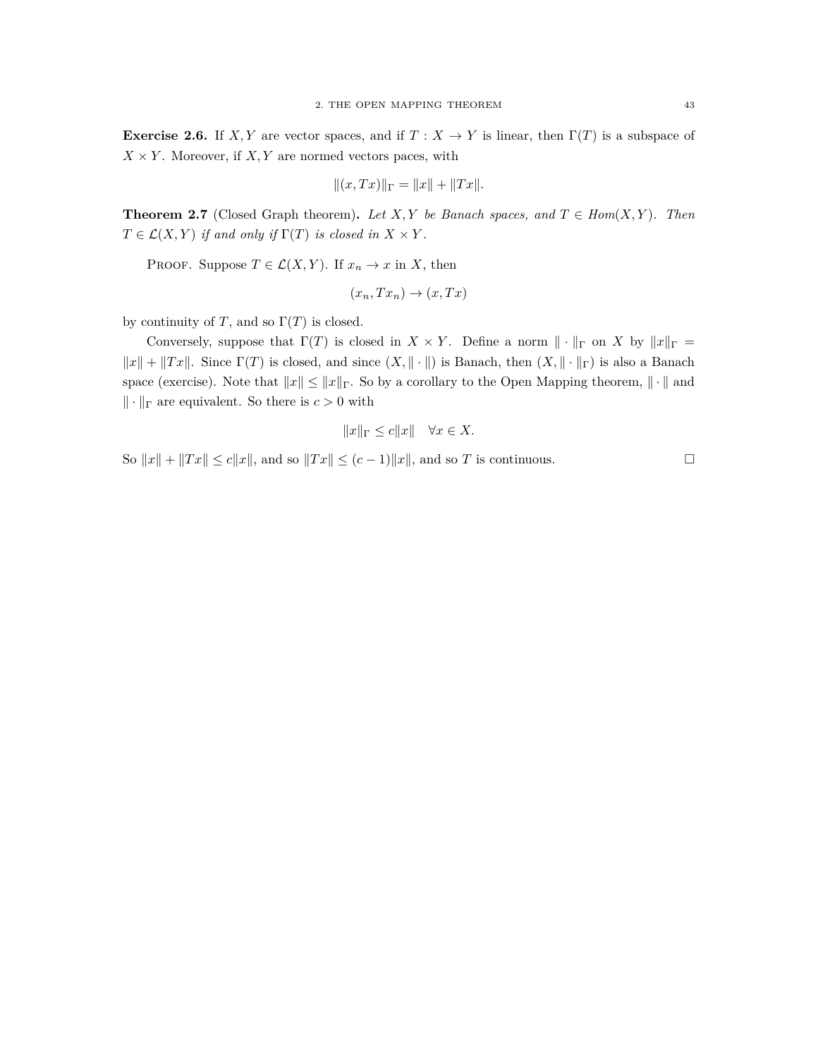**Exercise 2.6.** If $X, Y$ are vector spaces, and if $T : X \to Y$ is linear, then $\Gamma(T)$ is a subspace of $X \times Y$. Moreover, if $X, Y$ are normed vectors paces, with

$$\|(x, Tx)\|_\Gamma = \|x\| + \|Tx\|.$$

**Theorem 2.7** (Closed Graph theorem)**.** *Let $X, Y$ be Banach spaces, and $T \in Hom(X, Y)$. Then $T \in \mathcal{L}(X, Y)$ if and only if $\Gamma(T)$ is closed in $X \times Y$.*

Proof. Suppose $T \in \mathcal{L}(X, Y)$. If $x_n \to x$ in $X$, then

$$(x_n, Tx_n) \to (x, Tx)$$

by continuity of $T$, and so $\Gamma(T)$ is closed.

Conversely, suppose that $\Gamma(T)$ is closed in $X \times Y$. Define a norm $\| \cdot \|_\Gamma$ on $X$ by $\|x\|_\Gamma = \|x\| + \|Tx\|$. Since $\Gamma(T)$ is closed, and since $(X, \| \cdot \|)$ is Banach, then $(X, \| \cdot \|_\Gamma)$ is also a Banach space (exercise). Note that $\|x\| \leq \|x\|_\Gamma$. So by a corollary to the Open Mapping theorem, $\| \cdot \|$ and $\| \cdot \|_\Gamma$ are equivalent. So there is $c > 0$ with

$$\|x\|_\Gamma \leq c\|x\| \quad \forall x \in X.$$

So $\|x\| + \|Tx\| \leq c\|x\|$, and so $\|Tx\| \leq (c-1)\|x\|$, and so $T$ is continuous. □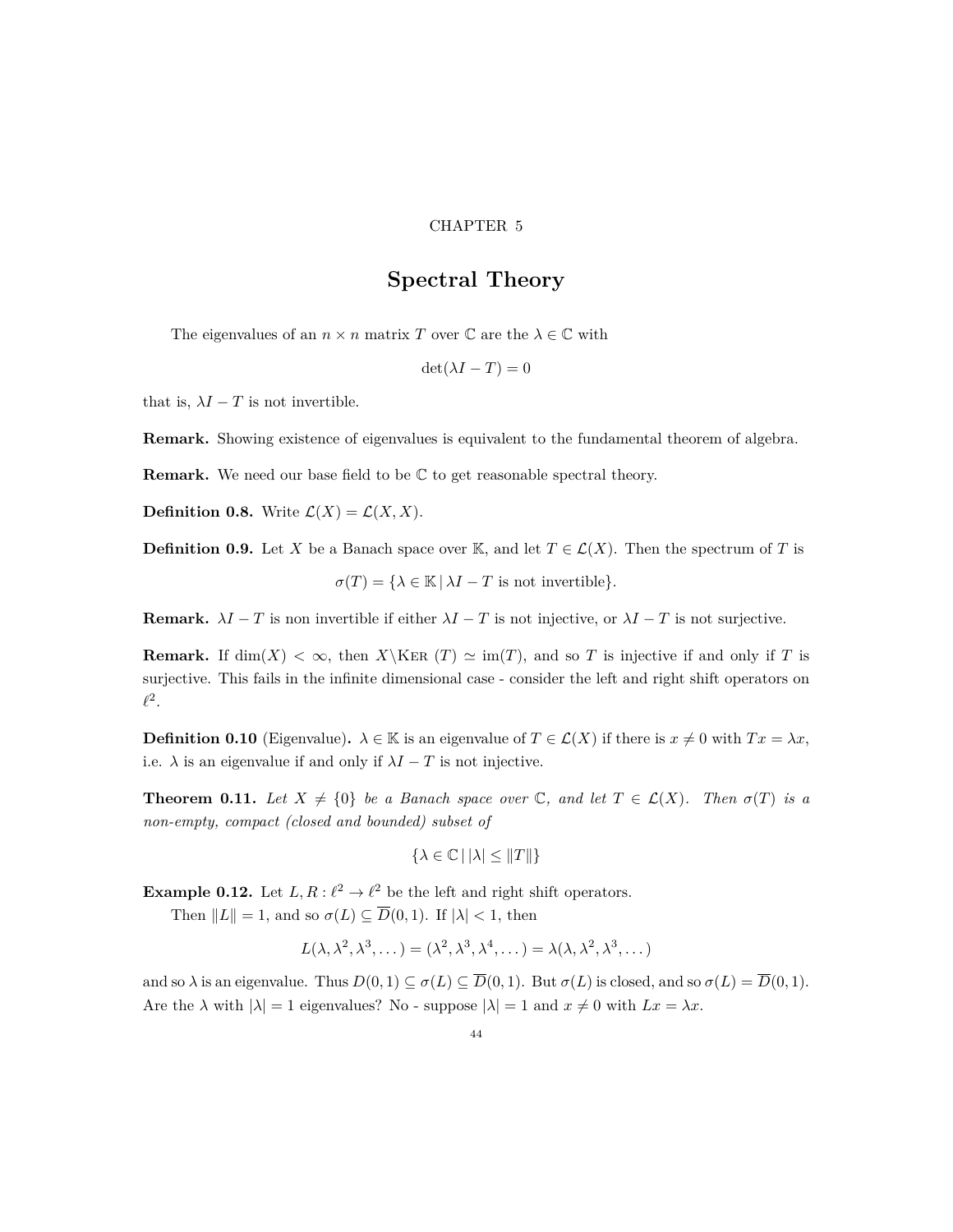CHAPTER 5

# Spectral Theory

The eigenvalues of an $n \times n$ matrix $T$ over $\mathbb{C}$ are the $\lambda \in \mathbb{C}$ with

$$\det(\lambda I - T) = 0$$

that is, $\lambda I - T$ is not invertible.

**Remark.** Showing existence of eigenvalues is equivalent to the fundamental theorem of algebra.

**Remark.** We need our base field to be $\mathbb{C}$ to get reasonable spectral theory.

**Definition 0.8.** Write $\mathcal{L}(X) = \mathcal{L}(X, X)$.

**Definition 0.9.** Let $X$ be a Banach space over $\mathbb{K}$, and let $T \in \mathcal{L}(X)$. Then the spectrum of $T$ is

$$\sigma(T) = \{\lambda \in \mathbb{K} \,|\, \lambda I - T \text{ is not invertible}\}.$$

**Remark.** $\lambda I - T$ is non invertible if either $\lambda I - T$ is not injective, or $\lambda I - T$ is not surjective.

**Remark.** If $\dim(X) < \infty$, then $X \backslash \textsc{Ker}\ (T) \simeq \text{im}(T)$, and so $T$ is injective if and only if $T$ is surjective. This fails in the infinite dimensional case - consider the left and right shift operators on $\ell^2$.

**Definition 0.10** (Eigenvalue)**.** $\lambda \in \mathbb{K}$ is an eigenvalue of $T \in \mathcal{L}(X)$ if there is $x \neq 0$ with $Tx = \lambda x$, i.e. $\lambda$ is an eigenvalue if and only if $\lambda I - T$ is not injective.

**Theorem 0.11.** *Let $X \neq \{0\}$ be a Banach space over $\mathbb{C}$, and let $T \in \mathcal{L}(X)$. Then $\sigma(T)$ is a non-empty, compact (closed and bounded) subset of*

$$\{\lambda \in \mathbb{C} \,|\, |\lambda| \leq \|T\|\}$$

**Example 0.12.** Let $L, R : \ell^2 \to \ell^2$ be the left and right shift operators.

Then $\|L\| = 1$, and so $\sigma(L) \subseteq \overline{D}(0, 1)$. If $|\lambda| < 1$, then

$$L(\lambda, \lambda^2, \lambda^3, \dots) = (\lambda^2, \lambda^3, \lambda^4, \dots) = \lambda(\lambda, \lambda^2, \lambda^3, \dots)$$

and so $\lambda$ is an eigenvalue. Thus $D(0, 1) \subseteq \sigma(L) \subseteq \overline{D}(0, 1)$. But $\sigma(L)$ is closed, and so $\sigma(L) = \overline{D}(0, 1)$. Are the $\lambda$ with $|\lambda| = 1$ eigenvalues? No - suppose $|\lambda| = 1$ and $x \neq 0$ with $Lx = \lambda x$.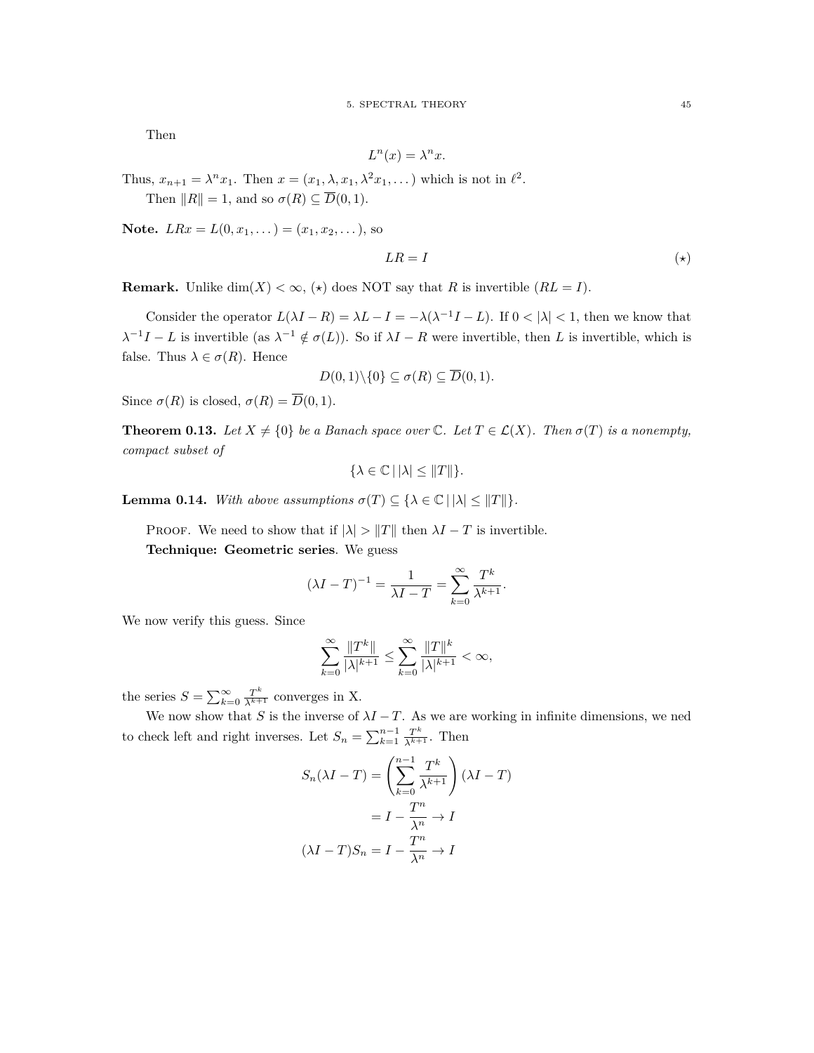Then

$$L^n(x) = \lambda^n x.$$

Thus, $x_{n+1} = \lambda^n x_1$. Then $x = (x_1, \lambda, x_1, \lambda^2 x_1, \dots)$ which is not in $\ell^2$.

Then $\|R\| = 1$, and so $\sigma(R) \subseteq \overline{D}(0,1)$.

**Note.** $LRx = L(0, x_1, \dots) = (x_1, x_2, \dots)$, so

$$LR = I \tag{$\star$}$$

**Remark.** Unlike $\dim(X) < \infty$, $(\star)$ does NOT say that $R$ is invertible ($RL = I$).

Consider the operator $L(\lambda I - R) = \lambda L - I = -\lambda(\lambda^{-1} I - L)$. If $0 < |\lambda| < 1$, then we know that $\lambda^{-1} I - L$ is invertible (as $\lambda^{-1} \notin \sigma(L)$). So if $\lambda I - R$ were invertible, then $L$ is invertible, which is false. Thus $\lambda \in \sigma(R)$. Hence

$$D(0,1) \backslash \{0\} \subseteq \sigma(R) \subseteq \overline{D}(0,1).$$

Since $\sigma(R)$ is closed, $\sigma(R) = \overline{D}(0,1)$.

**Theorem 0.13.** *Let $X \neq \{0\}$ be a Banach space over $\mathbb{C}$. Let $T \in \mathcal{L}(X)$. Then $\sigma(T)$ is a nonempty, compact subset of*

$$\{\lambda \in \mathbb{C} \,|\, |\lambda| \leq \|T\|\}.$$

**Lemma 0.14.** *With above assumptions $\sigma(T) \subseteq \{\lambda \in \mathbb{C} \,|\, |\lambda| \leq \|T\|\}$.*

Proof. We need to show that if $|\lambda| > \|T\|$ then $\lambda I - T$ is invertible.

**Technique: Geometric series**. We guess

$$(\lambda I - T)^{-1} = \frac{1}{\lambda I - T} = \sum_{k=0}^{\infty} \frac{T^k}{\lambda^{k+1}}.$$

We now verify this guess. Since

$$\sum_{k=0}^{\infty} \frac{\|T^k\|}{|\lambda|^{k+1}} \leq \sum_{k=0}^{\infty} \frac{\|T\|^k}{|\lambda|^{k+1}} < \infty,$$

the series $S = \sum_{k=0}^{\infty} \frac{T^k}{\lambda^{k+1}}$ converges in X.

We now show that $S$ is the inverse of $\lambda I - T$. As we are working in infinite dimensions, we ned to check left and right inverses. Let $S_n = \sum_{k=1}^{n-1} \frac{T^k}{\lambda^{k+1}}$. Then

$$\begin{aligned}
S_n(\lambda I - T) &= \left( \sum_{k=0}^{n-1} \frac{T^k}{\lambda^{k+1}} \right) (\lambda I - T) \\
&= I - \frac{T^n}{\lambda^n} \to I \\
(\lambda I - T) S_n &= I - \frac{T^n}{\lambda^n} \to I
\end{aligned}$$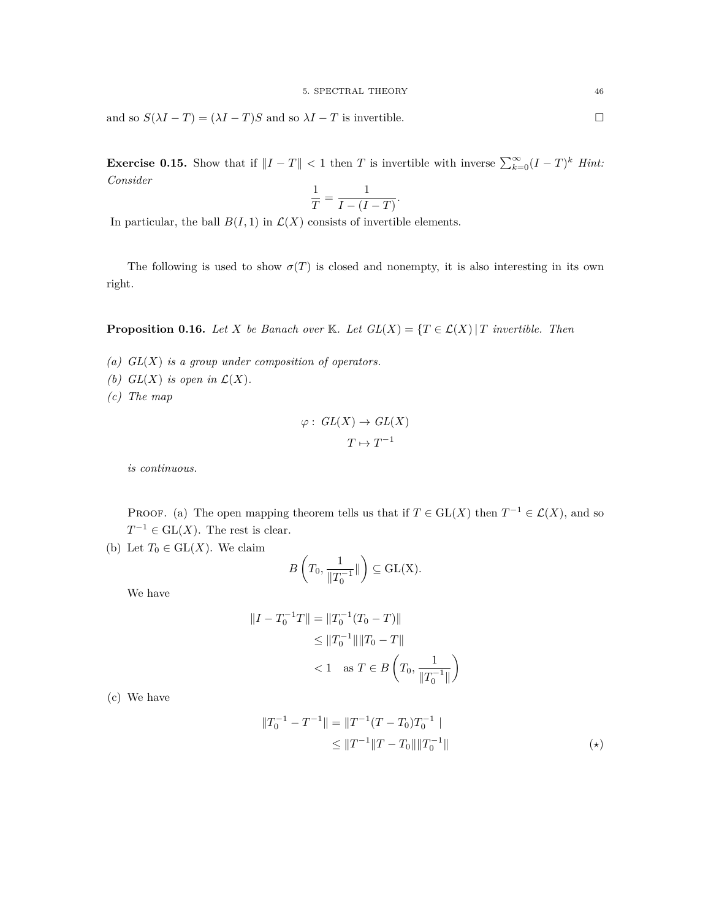and so $S(\lambda I - T) = (\lambda I - T)S$ and so $\lambda I - T$ is invertible. □

**Exercise 0.15.** Show that if $\|I - T\| < 1$ then $T$ is invertible with inverse $\sum_{k=0}^{\infty}(I-T)^k$ *Hint: Consider*

$$\frac{1}{T} = \frac{1}{I - (I - T)}.$$

In particular, the ball $B(I, 1)$ in $\mathcal{L}(X)$ consists of invertible elements.

The following is used to show $\sigma(T)$ is closed and nonempty, it is also interesting in its own right.

**Proposition 0.16.** *Let $X$ be Banach over $\mathbb{K}$. Let $GL(X) = \{T \in \mathcal{L}(X) \,|\, T$ invertible. Then*

*(a) $GL(X)$ is a group under composition of operators.*
*(b) $GL(X)$ is open in $\mathcal{L}(X)$.*
*(c) The map*

$$\begin{aligned} \varphi : \; GL(X) &\to GL(X) \\ T &\mapsto T^{-1} \end{aligned}$$

*is continuous.*

Proof. (a) The open mapping theorem tells us that if $T \in \mathrm{GL}(X)$ then $T^{-1} \in \mathcal{L}(X)$, and so $T^{-1} \in \mathrm{GL}(X)$. The rest is clear.

(b) Let $T_0 \in \mathrm{GL}(X)$. We claim

$$B\left(T_0, \frac{1}{\|T_0^{-1}}\|\right) \subseteq \mathrm{GL(X)}.$$

We have

$$\begin{aligned} \|I - T_0^{-1}T\| &= \|T_0^{-1}(T_0 - T)\| \\ &\leq \|T_0^{-1}\|\|T_0 - T\| \\ &< 1 \quad \text{as } T \in B\left(T_0, \frac{1}{\|T_0^{-1}\|}\right) \end{aligned}$$

(c) We have

$$\begin{aligned} \|T_0^{-1} - T^{-1}\| &= \|T^{-1}(T - T_0)T_0^{-1} \,| \\ &\leq \|T^{-1}\|T - T_0\|\|T_0^{-1}\| \end{aligned} \tag{$\star$}$$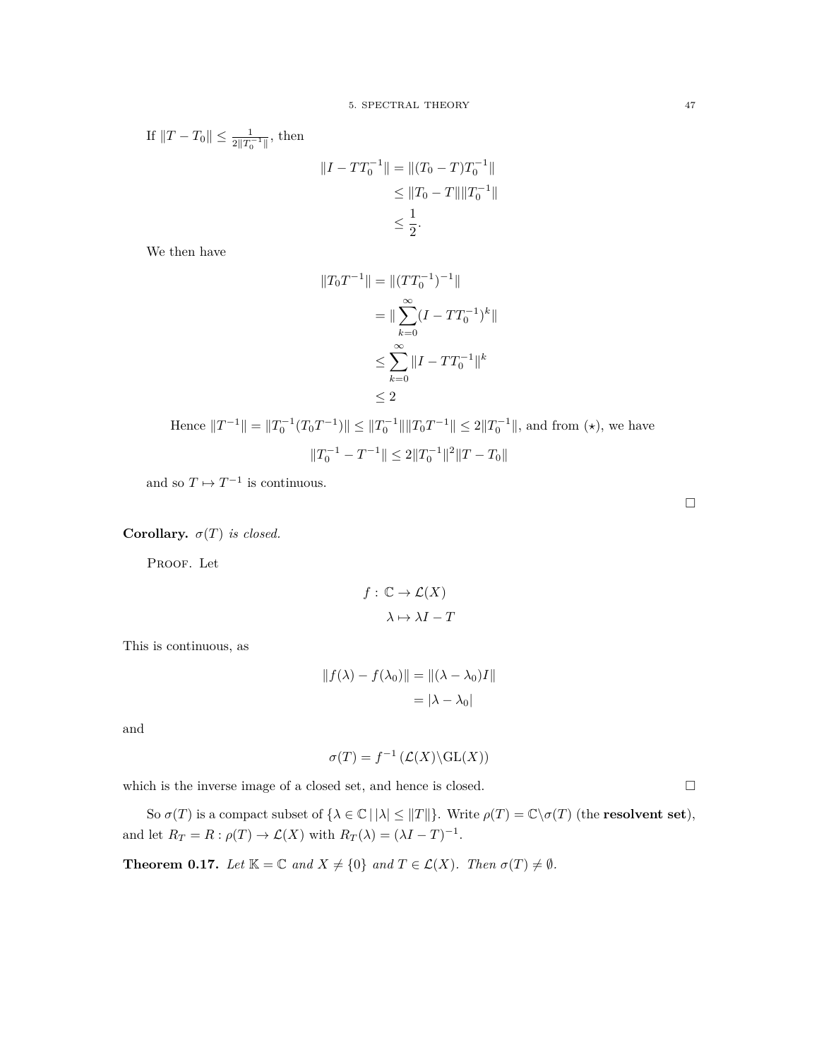If $\|T - T_0\| \leq \frac{1}{2\|T_0^{-1}\|}$, then

$$
\begin{aligned}
\|I - TT_0^{-1}\| &= \|(T_0 - T)T_0^{-1}\| \\
&\leq \|T_0 - T\|\|T_0^{-1}\| \\
&\leq \frac{1}{2}.
\end{aligned}
$$

We then have

$$
\begin{aligned}
\|T_0 T^{-1}\| &= \|(TT_0^{-1})^{-1}\| \\
&= \|\sum_{k=0}^{\infty}(I - TT_0^{-1})^k\| \\
&\leq \sum_{k=0}^{\infty}\|I - TT_0^{-1}\|^k \\
&\leq 2
\end{aligned}
$$

Hence $\|T^{-1}\| = \|T_0^{-1}(T_0 T^{-1})\| \leq \|T_0^{-1}\|\|T_0 T^{-1}\| \leq 2\|T_0^{-1}\|$, and from $(\star)$, we have

$$
\|T_0^{-1} - T^{-1}\| \leq 2\|T_0^{-1}\|^2\|T - T_0\|
$$

and so $T \mapsto T^{-1}$ is continuous.

□

**Corollary.** *$\sigma(T)$ is closed.*

Proof. Let

$$
\begin{aligned}
f : \mathbb{C} &\to \mathcal{L}(X) \\
\lambda &\mapsto \lambda I - T
\end{aligned}
$$

This is continuous, as

$$
\begin{aligned}
\|f(\lambda) - f(\lambda_0)\| &= \|(\lambda - \lambda_0)I\| \\
&= |\lambda - \lambda_0|
\end{aligned}
$$

and

$$
\sigma(T) = f^{-1}\left(\mathcal{L}(X)\backslash \mathrm{GL}(X)\right)
$$

which is the inverse image of a closed set, and hence is closed. □

So $\sigma(T)$ is a compact subset of $\{\lambda \in \mathbb{C} \mid |\lambda| \leq \|T\|\}$. Write $\rho(T) = \mathbb{C}\backslash\sigma(T)$ (the **resolvent set**), and let $R_T = R : \rho(T) \to \mathcal{L}(X)$ with $R_T(\lambda) = (\lambda I - T)^{-1}$.

**Theorem 0.17.** *Let $\mathbb{K} = \mathbb{C}$ and $X \neq \{0\}$ and $T \in \mathcal{L}(X)$. Then $\sigma(T) \neq \emptyset$.*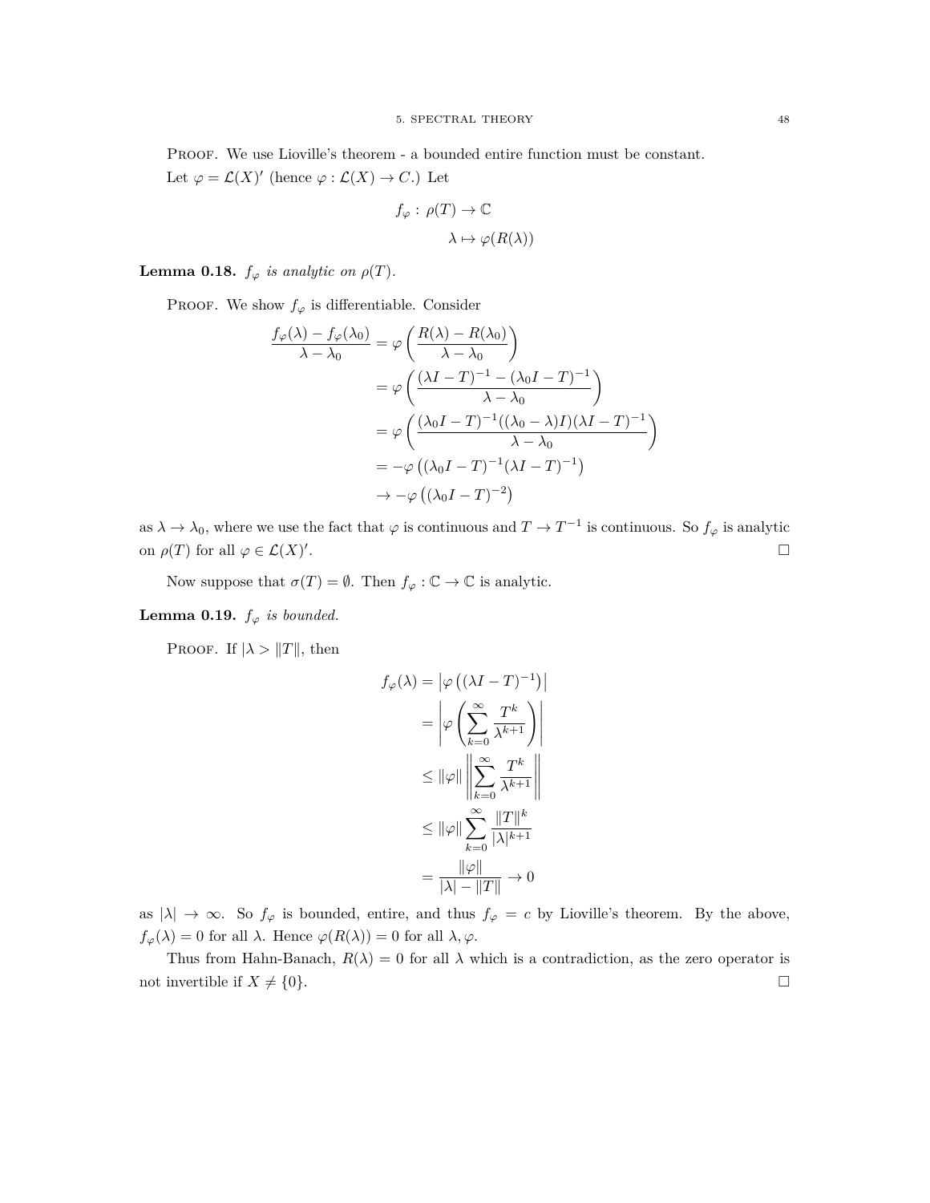PROOF. We use Lioville's theorem - a bounded entire function must be constant.

Let $\varphi = \mathcal{L}(X)'$ (hence $\varphi : \mathcal{L}(X) \to C$.) Let

$$
\begin{aligned}
f_\varphi :\ \rho(T) &\to \mathbb{C} \\
\lambda &\mapsto \varphi(R(\lambda))
\end{aligned}
$$

**Lemma 0.18.** *$f_\varphi$ is analytic on $\rho(T)$.*

PROOF. We show $f_\varphi$ is differentiable. Consider

$$
\begin{aligned}
\frac{f_\varphi(\lambda) - f_\varphi(\lambda_0)}{\lambda - \lambda_0} &= \varphi\left(\frac{R(\lambda) - R(\lambda_0)}{\lambda - \lambda_0}\right) \\
&= \varphi\left(\frac{(\lambda I - T)^{-1} - (\lambda_0 I - T)^{-1}}{\lambda - \lambda_0}\right) \\
&= \varphi\left(\frac{(\lambda_0 I - T)^{-1}((\lambda_0 - \lambda)I)(\lambda I - T)^{-1}}{\lambda - \lambda_0}\right) \\
&= -\varphi\left((\lambda_0 I - T)^{-1}(\lambda I - T)^{-1}\right) \\
&\to -\varphi\left((\lambda_0 I - T)^{-2}\right)
\end{aligned}
$$

as $\lambda \to \lambda_0$, where we use the fact that $\varphi$ is continuous and $T \to T^{-1}$ is continuous. So $f_\varphi$ is analytic on $\rho(T)$ for all $\varphi \in \mathcal{L}(X)'$. □

Now suppose that $\sigma(T) = \emptyset$. Then $f_\varphi : \mathbb{C} \to \mathbb{C}$ is analytic.

**Lemma 0.19.** *$f_\varphi$ is bounded.*

PROOF. If $|\lambda > \|T\|$, then

$$
\begin{aligned}
f_\varphi(\lambda) &= \left|\varphi\left((\lambda I - T)^{-1}\right)\right| \\
&= \left|\varphi\left(\sum_{k=0}^{\infty} \frac{T^k}{\lambda^{k+1}}\right)\right| \\
&\leq \|\varphi\| \left\|\sum_{k=0}^{\infty} \frac{T^k}{\lambda^{k+1}}\right\| \\
&\leq \|\varphi\| \sum_{k=0}^{\infty} \frac{\|T\|^k}{|\lambda|^{k+1}} \\
&= \frac{\|\varphi\|}{|\lambda| - \|T\|} \to 0
\end{aligned}
$$

as $|\lambda| \to \infty$. So $f_\varphi$ is bounded, entire, and thus $f_\varphi = c$ by Lioville's theorem. By the above, $f_\varphi(\lambda) = 0$ for all $\lambda$. Hence $\varphi(R(\lambda)) = 0$ for all $\lambda, \varphi$.

Thus from Hahn-Banach, $R(\lambda) = 0$ for all $\lambda$ which is a contradiction, as the zero operator is not invertible if $X \neq \{0\}$. □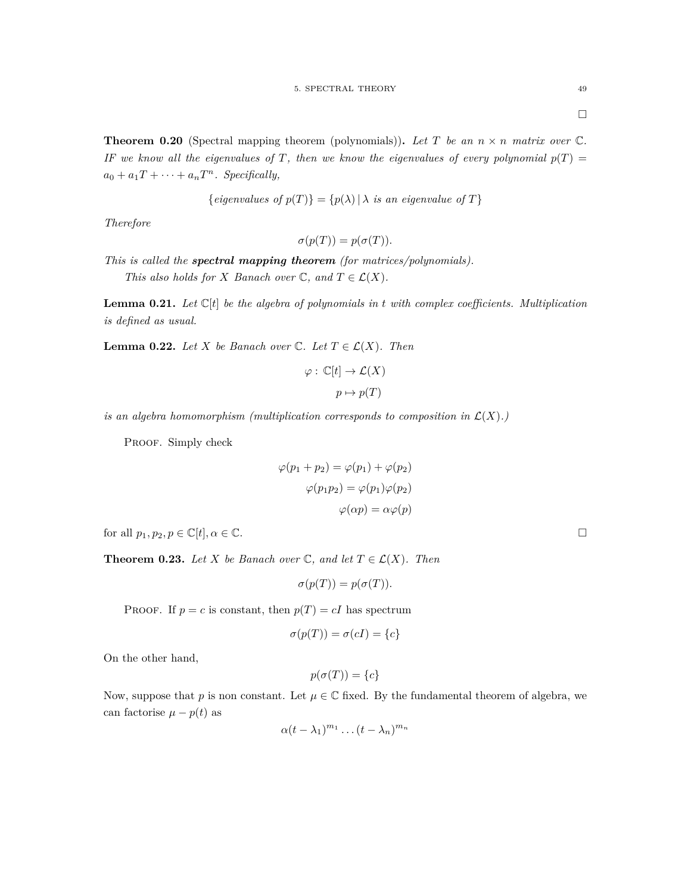□

**Theorem 0.20** (Spectral mapping theorem (polynomials))**.** *Let $T$ be an $n \times n$ matrix over $\mathbb{C}$. IF we know all the eigenvalues of $T$, then we know the eigenvalues of every polynomial $p(T) = a_0 + a_1 T + \cdots + a_n T^n$. Specifically,*

$$\{\textit{eigenvalues of } p(T)\} = \{p(\lambda) \,|\, \lambda \textit{ is an eigenvalue of } T\}$$

*Therefore*

$$\sigma(p(T)) = p(\sigma(T)).$$

*This is called the **spectral mapping theorem** (for matrices/polynomials).*

*This also holds for $X$ Banach over $\mathbb{C}$, and $T \in \mathcal{L}(X)$.*

**Lemma 0.21.** *Let $\mathbb{C}[t]$ be the algebra of polynomials in $t$ with complex coefficients. Multiplication is defined as usual.*

**Lemma 0.22.** *Let $X$ be Banach over $\mathbb{C}$. Let $T \in \mathcal{L}(X)$. Then*

$$\varphi : \mathbb{C}[t] \to \mathcal{L}(X)$$
$$p \mapsto p(T)$$

*is an algebra homomorphism (multiplication corresponds to composition in $\mathcal{L}(X)$.)*

Proof. Simply check

$$\varphi(p_1 + p_2) = \varphi(p_1) + \varphi(p_2)$$
$$\varphi(p_1 p_2) = \varphi(p_1)\varphi(p_2)$$
$$\varphi(\alpha p) = \alpha\varphi(p)$$

for all $p_1, p_2, p \in \mathbb{C}[t], \alpha \in \mathbb{C}$. □

**Theorem 0.23.** *Let $X$ be Banach over $\mathbb{C}$, and let $T \in \mathcal{L}(X)$. Then*

$$\sigma(p(T)) = p(\sigma(T)).$$

Proof. If $p = c$ is constant, then $p(T) = cI$ has spectrum

$$\sigma(p(T)) = \sigma(cI) = \{c\}$$

On the other hand,

$$p(\sigma(T)) = \{c\}$$

Now, suppose that $p$ is non constant. Let $\mu \in \mathbb{C}$ fixed. By the fundamental theorem of algebra, we can factorise $\mu - p(t)$ as

$$\alpha(t - \lambda_1)^{m_1} \ldots (t - \lambda_n)^{m_n}$$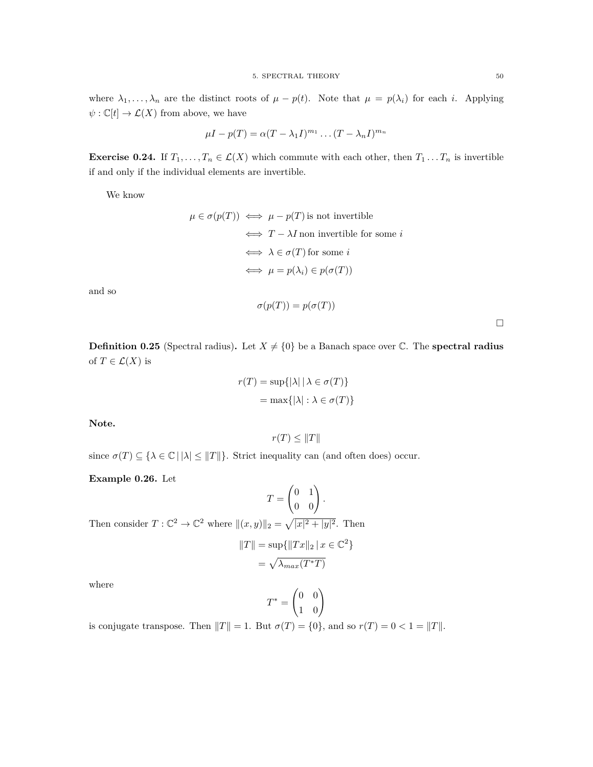where $\lambda_1, \ldots, \lambda_n$ are the distinct roots of $\mu - p(t)$. Note that $\mu = p(\lambda_i)$ for each $i$. Applying $\psi : \mathbb{C}[t] \to \mathcal{L}(X)$ from above, we have

$$\mu I - p(T) = \alpha(T - \lambda_1 I)^{m_1} \ldots (T - \lambda_n I)^{m_n}$$

**Exercise 0.24.** If $T_1, \ldots, T_n \in \mathcal{L}(X)$ which commute with each other, then $T_1 \ldots T_n$ is invertible if and only if the individual elements are invertible.

We know

$$\begin{aligned}
\mu \in \sigma(p(T)) &\iff \mu - p(T) \text{ is not invertible} \\
&\iff T - \lambda I \text{ non invertible for some } i \\
&\iff \lambda \in \sigma(T) \text{ for some } i \\
&\iff \mu = p(\lambda_i) \in p(\sigma(T))
\end{aligned}$$

and so

$$\sigma(p(T)) = p(\sigma(T))$$

□

**Definition 0.25** (Spectral radius)**.** Let $X \neq \{0\}$ be a Banach space over $\mathbb{C}$. The **spectral radius** of $T \in \mathcal{L}(X)$ is

$$\begin{aligned}
r(T) &= \sup\{|\lambda| \mid \lambda \in \sigma(T)\} \\
&= \max\{|\lambda| : \lambda \in \sigma(T)\}
\end{aligned}$$

**Note.**

$$r(T) \leq \|T\|$$

since $\sigma(T) \subseteq \{\lambda \in \mathbb{C} \mid |\lambda| \leq \|T\|\}$. Strict inequality can (and often does) occur.

**Example 0.26.** Let

$$T = \begin{pmatrix} 0 & 1 \\ 0 & 0 \end{pmatrix}.$$

Then consider $T : \mathbb{C}^2 \to \mathbb{C}^2$ where $\|(x, y)\|_2 = \sqrt{|x|^2 + |y|^2}$. Then

$$\begin{aligned}
\|T\| &= \sup\{\|Tx\|_2 \mid x \in \mathbb{C}^2\} \\
&= \sqrt{\lambda_{max}(T^* T)}
\end{aligned}$$

where

$$T^* = \begin{pmatrix} 0 & 0 \\ 1 & 0 \end{pmatrix}$$

is conjugate transpose. Then $\|T\| = 1$. But $\sigma(T) = \{0\}$, and so $r(T) = 0 < 1 = \|T\|$.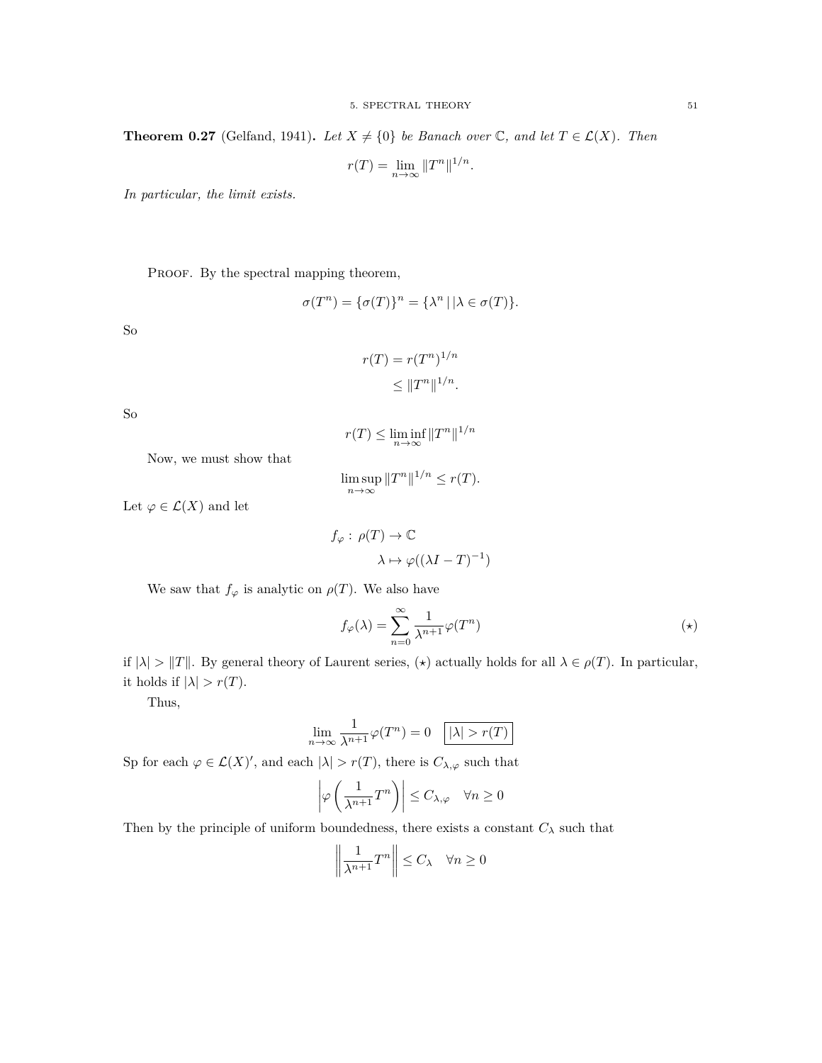**Theorem 0.27** (Gelfand, 1941)**.** *Let $X \neq \{0\}$ be Banach over $\mathbb{C}$, and let $T \in \mathcal{L}(X)$. Then*

$$r(T) = \lim_{n\to\infty} \|T^n\|^{1/n}.$$

*In particular, the limit exists.*

Proof. By the spectral mapping theorem,

$$\sigma(T^n) = \{\sigma(T)\}^n = \{\lambda^n \,|\, |\lambda \in \sigma(T)\}.$$

So

$$\begin{aligned} r(T) &= r(T^n)^{1/n} \\ &\leq \|T^n\|^{1/n}. \end{aligned}$$

So

$$r(T) \leq \liminf_{n\to\infty} \|T^n\|^{1/n}$$

Now, we must show that

$$\limsup_{n\to\infty} \|T^n\|^{1/n} \leq r(T).$$

Let $\varphi \in \mathcal{L}(X)$ and let

$$\begin{aligned} f_\varphi :\, \rho(T) &\to \mathbb{C} \\ \lambda &\mapsto \varphi((\lambda I - T)^{-1}) \end{aligned}$$

We saw that $f_\varphi$ is analytic on $\rho(T)$. We also have

$$f_\varphi(\lambda) = \sum_{n=0}^{\infty} \frac{1}{\lambda^{n+1}} \varphi(T^n) \tag{$\star$}$$

if $|\lambda| > \|T\|$. By general theory of Laurent series, $(\star)$ actually holds for all $\lambda \in \rho(T)$. In particular, it holds if $|\lambda| > r(T)$.

Thus,

$$\lim_{n\to\infty} \frac{1}{\lambda^{n+1}} \varphi(T^n) = 0 \quad \boxed{|\lambda| > r(T)}$$

Sp for each $\varphi \in \mathcal{L}(X)'$, and each $|\lambda| > r(T)$, there is $C_{\lambda,\varphi}$ such that

$$\left|\varphi\left(\frac{1}{\lambda^{n+1}} T^n\right)\right| \leq C_{\lambda,\varphi} \quad \forall n \geq 0$$

Then by the principle of uniform boundedness, there exists a constant $C_\lambda$ such that

$$\left\|\frac{1}{\lambda^{n+1}} T^n\right\| \leq C_\lambda \quad \forall n \geq 0$$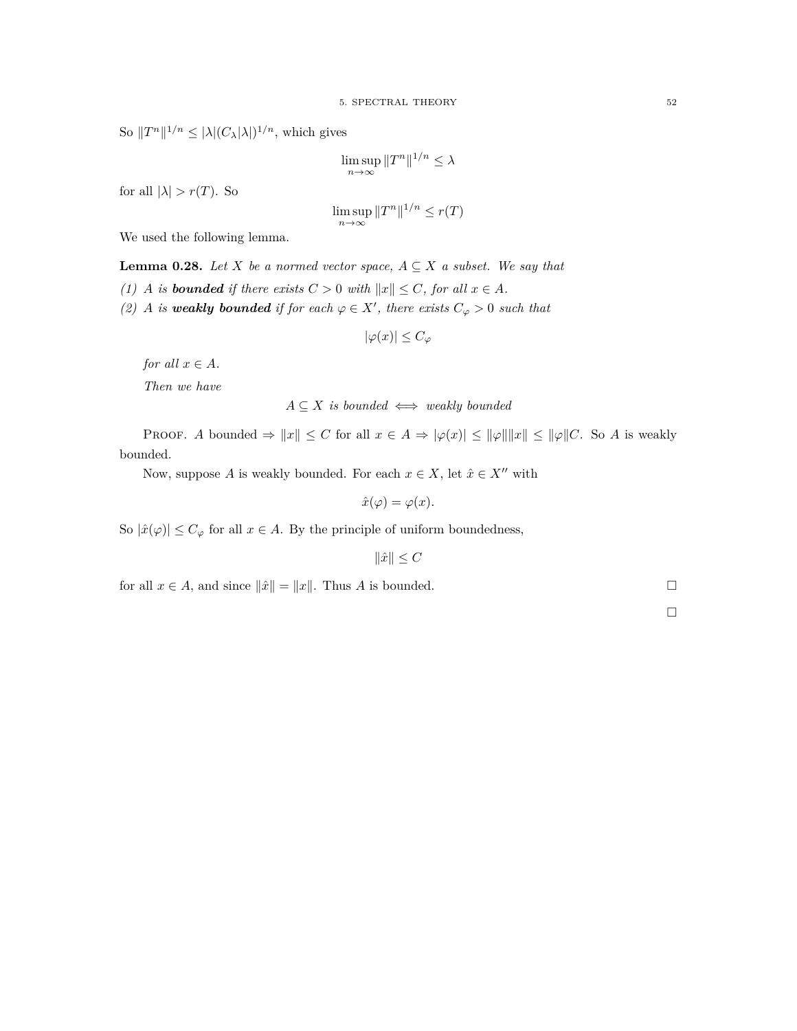So $\|T^n\|^{1/n} \leq |\lambda|(C_\lambda|\lambda|)^{1/n}$, which gives

$$\limsup_{n\to\infty} \|T^n\|^{1/n} \leq \lambda$$

for all $|\lambda| > r(T)$. So

$$\limsup_{n\to\infty} \|T^n\|^{1/n} \leq r(T)$$

We used the following lemma.

**Lemma 0.28.** *Let $X$ be a normed vector space, $A \subseteq X$ a subset. We say that*

*(1) $A$ is* ***bounded*** *if there exists $C > 0$ with $\|x\| \leq C$, for all $x \in A$.*

*(2) $A$ is* ***weakly bounded*** *if for each $\varphi \in X'$, there exists $C_\varphi > 0$ such that*

$$|\varphi(x)| \leq C_\varphi$$

*for all $x \in A$.*

*Then we have*

$$A \subseteq X \text{ is bounded} \iff \text{weakly bounded}$$

Proof. $A$ bounded $\Rightarrow \|x\| \leq C$ for all $x \in A \Rightarrow |\varphi(x)| \leq \|\varphi\|\|x\| \leq \|\varphi\|C$. So $A$ is weakly bounded.

Now, suppose $A$ is weakly bounded. For each $x \in X$, let $\hat{x} \in X''$ with

$$\hat{x}(\varphi) = \varphi(x).$$

So $|\hat{x}(\varphi)| \leq C_\varphi$ for all $x \in A$. By the principle of uniform boundedness,

$$\|\hat{x}\| \leq C$$

for all $x \in A$, and since $\|\hat{x}\| = \|x\|$. Thus $A$ is bounded. □

□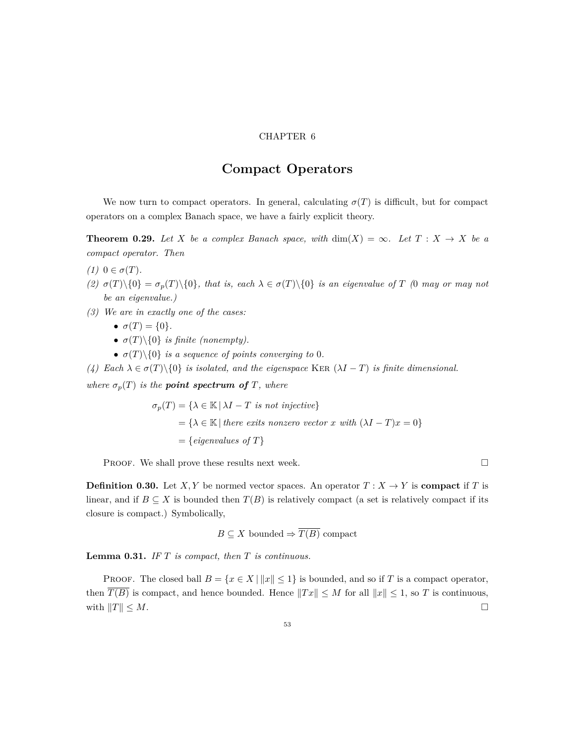CHAPTER 6

# Compact Operators

We now turn to compact operators. In general, calculating $\sigma(T)$ is difficult, but for compact operators on a complex Banach space, we have a fairly explicit theory.

**Theorem 0.29.** *Let $X$ be a complex Banach space, with $\dim(X) = \infty$. Let $T : X \to X$ be a compact operator. Then*

*(1) $0 \in \sigma(T)$.*

*(2) $\sigma(T)\backslash\{0\} = \sigma_p(T)\backslash\{0\}$, that is, each $\lambda \in \sigma(T)\backslash\{0\}$ is an eigenvalue of $T$ (0 may or may not be an eigenvalue.)*

*(3) We are in exactly one of the cases:*
- *$\sigma(T) = \{0\}$.*
- *$\sigma(T)\backslash\{0\}$ is finite (nonempty).*
- *$\sigma(T)\backslash\{0\}$ is a sequence of points converging to 0.*

*(4) Each $\lambda \in \sigma(T)\backslash\{0\}$ is isolated, and the eigenspace* KER *$(\lambda I - T)$ is finite dimensional.*

*where $\sigma_p(T)$ is the* ***point spectrum of*** *$T$, where*

$$\begin{aligned}\sigma_p(T) &= \{\lambda \in \mathbb{K} \,|\, \lambda I - T \text{ is not injective}\} \\ &= \{\lambda \in \mathbb{K} \,|\, \text{there exits nonzero vector } x \text{ with } (\lambda I - T)x = 0\} \\ &= \{\text{eigenvalues of } T\}\end{aligned}$$

Proof. We shall prove these results next week. □

**Definition 0.30.** Let $X, Y$ be normed vector spaces. An operator $T : X \to Y$ is **compact** if $T$ is linear, and if $B \subseteq X$ is bounded then $T(B)$ is relatively compact (a set is relatively compact if its closure is compact.) Symbolically,

$$B \subseteq X \text{ bounded} \Rightarrow \overline{T(B)} \text{ compact}$$

**Lemma 0.31.** *IF $T$ is compact, then $T$ is continuous.*

Proof. The closed ball $B = \{x \in X \,|\, \|x\| \leq 1\}$ is bounded, and so if $T$ is a compact operator, then $\overline{T(B)}$ is compact, and hence bounded. Hence $\|Tx\| \leq M$ for all $\|x\| \leq 1$, so $T$ is continuous, with $\|T\| \leq M$. □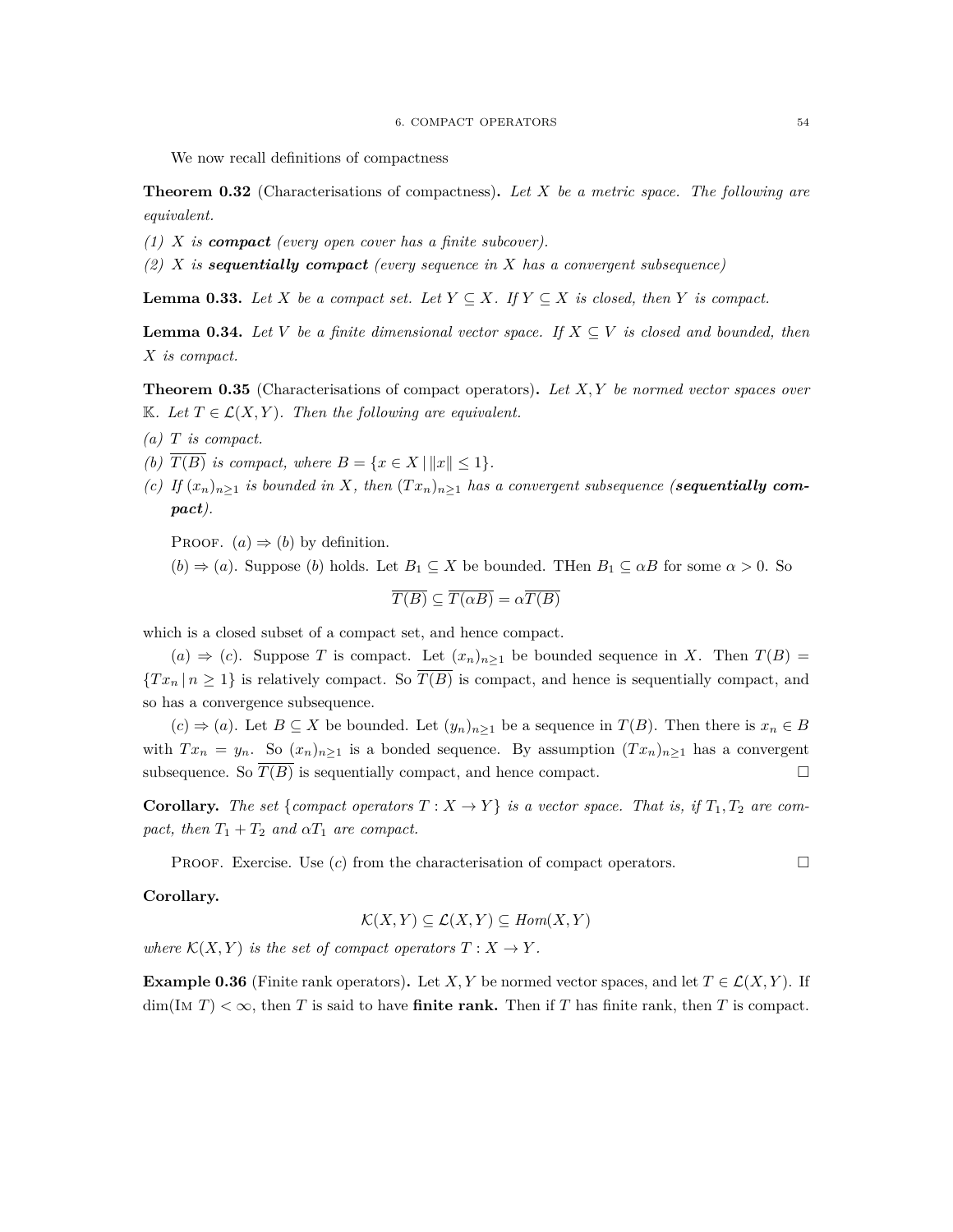We now recall definitions of compactness

**Theorem 0.32** (Characterisations of compactness)**.** *Let $X$ be a metric space. The following are equivalent.*

*(1) $X$ is **compact** (every open cover has a finite subcover).*

*(2) $X$ is **sequentially compact** (every sequence in $X$ has a convergent subsequence)*

**Lemma 0.33.** *Let $X$ be a compact set. Let $Y \subseteq X$. If $Y \subseteq X$ is closed, then $Y$ is compact.*

**Lemma 0.34.** *Let $V$ be a finite dimensional vector space. If $X \subseteq V$ is closed and bounded, then $X$ is compact.*

**Theorem 0.35** (Characterisations of compact operators)**.** *Let $X, Y$ be normed vector spaces over $\mathbb{K}$. Let $T \in \mathcal{L}(X, Y)$. Then the following are equivalent.*

*(a) $T$ is compact.*

*(b) $\overline{T(B)}$ is compact, where $B = \{x \in X \mid \|x\| \leq 1\}$.*

*(c) If $(x_n)_{n\geq 1}$ is bounded in $X$, then $(Tx_n)_{n\geq 1}$ has a convergent subsequence (**sequentially compact**).*

Proof. $(a) \Rightarrow (b)$ by definition.

$(b) \Rightarrow (a)$. Suppose $(b)$ holds. Let $B_1 \subseteq X$ be bounded. THen $B_1 \subseteq \alpha B$ for some $\alpha > 0$. So

$$\overline{T(B)} \subseteq \overline{T(\alpha B)} = \alpha \overline{T(B)}$$

which is a closed subset of a compact set, and hence compact.

$(a) \Rightarrow (c)$. Suppose $T$ is compact. Let $(x_n)_{n\geq 1}$ be bounded sequence in $X$. Then $T(B) = \{Tx_n \mid n \geq 1\}$ is relatively compact. So $\overline{T(B)}$ is compact, and hence is sequentially compact, and so has a convergence subsequence.

$(c) \Rightarrow (a)$. Let $B \subseteq X$ be bounded. Let $(y_n)_{n\geq 1}$ be a sequence in $T(B)$. Then there is $x_n \in B$ with $Tx_n = y_n$. So $(x_n)_{n\geq 1}$ is a bonded sequence. By assumption $(Tx_n)_{n\geq 1}$ has a convergent subsequence. So $\overline{T(B)}$ is sequentially compact, and hence compact. □

**Corollary.** *The set $\{$compact operators $T : X \to Y\}$ is a vector space. That is, if $T_1, T_2$ are compact, then $T_1 + T_2$ and $\alpha T_1$ are compact.*

Proof. Exercise. Use $(c)$ from the characterisation of compact operators. □

**Corollary.**

$$\mathcal{K}(X, Y) \subseteq \mathcal{L}(X, Y) \subseteq Hom(X, Y)$$

*where $\mathcal{K}(X, Y)$ is the set of compact operators $T : X \to Y$.*

**Example 0.36** (Finite rank operators)**.** Let $X, Y$ be normed vector spaces, and let $T \in \mathcal{L}(X, Y)$. If $\dim(\text{Im } T) < \infty$, then $T$ is said to have **finite rank.** Then if $T$ has finite rank, then $T$ is compact.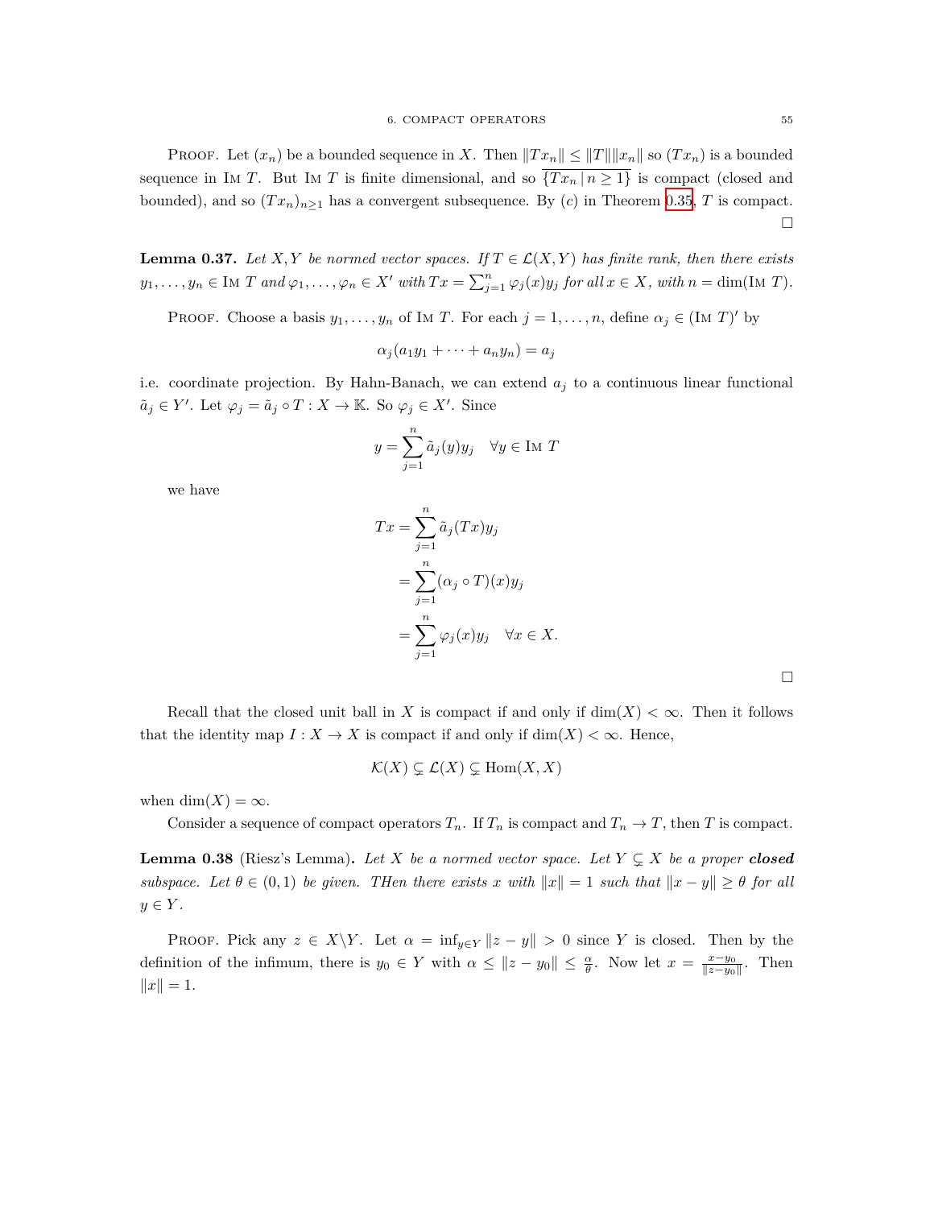Proof. Let $(x_n)$ be a bounded sequence in $X$. Then $\|Tx_n\| \le \|T\|\|x_n\|$ so $(Tx_n)$ is a bounded sequence in Im $T$. But Im $T$ is finite dimensional, and so $\overline{\{Tx_n \,|\, n \ge 1\}}$ is compact (closed and bounded), and so $(Tx_n)_{n\ge 1}$ has a convergent subsequence. By $(c)$ in Theorem 0.35, $T$ is compact. $\square$

**Lemma 0.37.** *Let $X, Y$ be normed vector spaces. If $T \in \mathcal{L}(X,Y)$ has finite rank, then there exists $y_1, \dots, y_n \in$ Im $T$ and $\varphi_1, \dots, \varphi_n \in X'$ with $Tx = \sum_{j=1}^n \varphi_j(x) y_j$ for all $x \in X$, with $n = \dim(\text{Im } T)$.*

Proof. Choose a basis $y_1, \dots, y_n$ of Im $T$. For each $j = 1, \dots, n$, define $\alpha_j \in (\text{Im } T)'$ by

$$\alpha_j(a_1 y_1 + \cdots + a_n y_n) = a_j$$

i.e. coordinate projection. By Hahn-Banach, we can extend $a_j$ to a continuous linear functional $\tilde{a}_j \in Y'$. Let $\varphi_j = \tilde{a}_j \circ T : X \to \mathbb{K}$. So $\varphi_j \in X'$. Since

$$y = \sum_{j=1}^n \tilde{a}_j(y) y_j \quad \forall y \in \text{Im } T$$

we have

$$\begin{aligned}
Tx &= \sum_{j=1}^n \tilde{a}_j(Tx) y_j \\
&= \sum_{j=1}^n (\alpha_j \circ T)(x) y_j \\
&= \sum_{j=1}^n \varphi_j(x) y_j \quad \forall x \in X.
\end{aligned}$$

$\square$

Recall that the closed unit ball in $X$ is compact if and only if $\dim(X) < \infty$. Then it follows that the identity map $I : X \to X$ is compact if and only if $\dim(X) < \infty$. Hence,

$$\mathcal{K}(X) \subsetneq \mathcal{L}(X) \subsetneq \text{Hom}(X, X)$$

when $\dim(X) = \infty$.

Consider a sequence of compact operators $T_n$. If $T_n$ is compact and $T_n \to T$, then $T$ is compact.

**Lemma 0.38** (Riesz's Lemma)**.** *Let $X$ be a normed vector space. Let $Y \subsetneq X$ be a proper **closed** subspace. Let $\theta \in (0,1)$ be given. THen there exists $x$ with $\|x\| = 1$ such that $\|x - y\| \ge \theta$ for all $y \in Y$.*

Proof. Pick any $z \in X \backslash Y$. Let $\alpha = \inf_{y \in Y} \|z - y\| > 0$ since $Y$ is closed. Then by the definition of the infimum, there is $y_0 \in Y$ with $\alpha \le \|z - y_0\| \le \frac{\alpha}{\theta}$. Now let $x = \frac{x - y_0}{\|z - y_0\|}$. Then $\|x\| = 1$.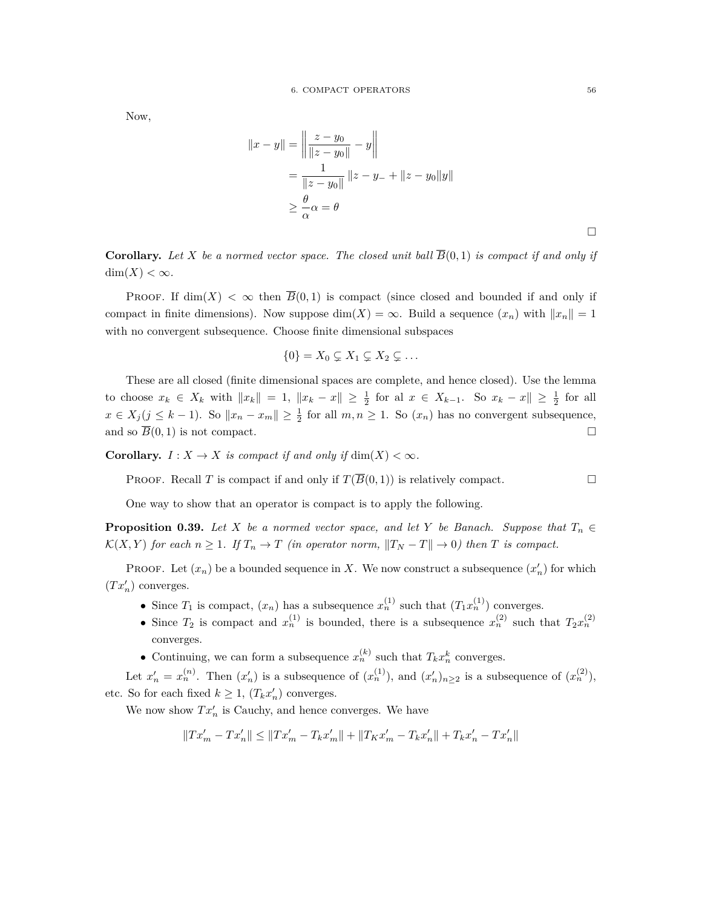Now,

$$\begin{aligned}\|x-y\| &= \left\|\frac{z-y_0}{\|z-y_0\|}-y\right\| \\ &= \frac{1}{\|z-y_0\|}\|z-y_- + \|z-y_0\|y\| \\ &\geq \frac{\theta}{\alpha}\alpha = \theta\end{aligned}$$

□

**Corollary.** *Let $X$ be a normed vector space. The closed unit ball $\overline{B}(0,1)$ is compact if and only if $\dim(X) < \infty$.*

Proof. If $\dim(X) < \infty$ then $\overline{B}(0,1)$ is compact (since closed and bounded if and only if compact in finite dimensions). Now suppose $\dim(X) = \infty$. Build a sequence $(x_n)$ with $\|x_n\| = 1$ with no convergent subsequence. Choose finite dimensional subspaces

$$\{0\} = X_0 \subsetneq X_1 \subsetneq X_2 \subsetneq \dots$$

These are all closed (finite dimensional spaces are complete, and hence closed). Use the lemma to choose $x_k \in X_k$ with $\|x_k\| = 1$, $\|x_k - x\| \geq \frac{1}{2}$ for al $x \in X_{k-1}$. So $x_k - x\| \geq \frac{1}{2}$ for all $x \in X_j (j \leq k-1)$. So $\|x_n - x_m\| \geq \frac{1}{2}$ for all $m, n \geq 1$. So $(x_n)$ has no convergent subsequence, and so $\overline{B}(0,1)$ is not compact. □

**Corollary.** *$I : X \to X$ is compact if and only if $\dim(X) < \infty$.*

Proof. Recall $T$ is compact if and only if $T(\overline{B}(0,1))$ is relatively compact. □

One way to show that an operator is compact is to apply the following.

**Proposition 0.39.** *Let $X$ be a normed vector space, and let $Y$ be Banach. Suppose that $T_n \in \mathcal{K}(X,Y)$ for each $n \geq 1$. If $T_n \to T$ (in operator norm, $\|T_N - T\| \to 0$) then $T$ is compact.*

Proof. Let $(x_n)$ be a bounded sequence in $X$. We now construct a subsequence $(x_n')$ for which $(Tx_n')$ converges.

- Since $T_1$ is compact, $(x_n)$ has a subsequence $x_n^{(1)}$ such that $(T_1 x_n^{(1)})$ converges.
- Since $T_2$ is compact and $x_n^{(1)}$ is bounded, there is a subsequence $x_n^{(2)}$ such that $T_2 x_n^{(2)}$ converges.
- Continuing, we can form a subsequence $x_n^{(k)}$ such that $T_k x_n^k$ converges.

Let $x_n' = x_n^{(n)}$. Then $(x_n')$ is a subsequence of $(x_n^{(1)})$, and $(x_n')_{n\geq 2}$ is a subsequence of $(x_n^{(2)})$, etc. So for each fixed $k \geq 1$, $(T_k x_n')$ converges.

We now show $Tx_n'$ is Cauchy, and hence converges. We have

$$\|Tx_m' - Tx_n'\| \leq \|Tx_m' - T_k x_m'\| + \|T_K x_m' - T_k x_n'\| + T_k x_n' - Tx_n'\|$$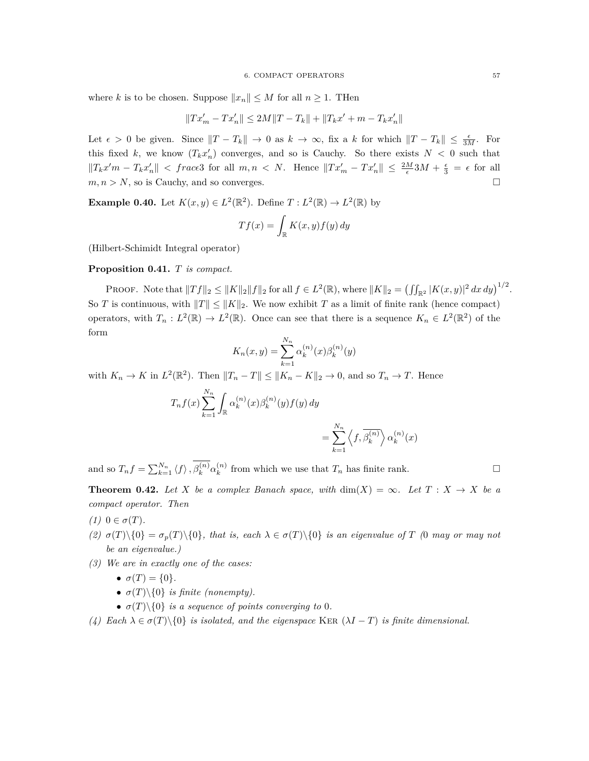where $k$ is to be chosen. Suppose $\|x_n\| \leq M$ for all $n \geq 1$. THen

$$\|Tx'_m - Tx'_n\| \leq 2M\|T - T_k\| + \|T_k x' + m - T_k x'_n\|$$

Let $\epsilon > 0$ be given. Since $\|T - T_k\| \to 0$ as $k \to \infty$, fix a $k$ for which $\|T - T_k\| \leq \frac{\epsilon}{3M}$. For this fixed $k$, we know $(T_k x'_n)$ converges, and so is Cauchy. So there exists $N < 0$ such that $\|T_k x'm - T_k x'_n\| < frac\epsilon 3$ for all $m, n < N$. Hence $\|Tx'_m - Tx'_n\| \leq \frac{2M}{\epsilon} 3M + \frac{\epsilon}{3} = \epsilon$ for all $m, n > N$, so is Cauchy, and so converges. □

**Example 0.40.** Let $K(x, y) \in L^2(\mathbb{R}^2)$. Define $T : L^2(\mathbb{R}) \to L^2(\mathbb{R})$ by

$$Tf(x) = \int_{\mathbb{R}} K(x, y) f(y)\, dy$$

(Hilbert-Schimidt Integral operator)

**Proposition 0.41.** *$T$ is compact.*

Proof. Note that $\|Tf\|_2 \leq \|K\|_2 \|f\|_2$ for all $f \in L^2(\mathbb{R})$, where $\|K\|_2 = \left(\iint_{\mathbb{R}^2} |K(x,y)|^2\, dx\, dy\right)^{1/2}$. So $T$ is continuous, with $\|T\| \leq \|K\|_2$. We now exhibit $T$ as a limit of finite rank (hence compact) operators, with $T_n : L^2(\mathbb{R}) \to L^2(\mathbb{R})$. Once can see that there is a sequence $K_n \in L^2(\mathbb{R}^2)$ of the form

$$K_n(x, y) = \sum_{k=1}^{N_n} \alpha_k^{(n)}(x) \beta_k^{(n)}(y)$$

with $K_n \to K$ in $L^2(\mathbb{R}^2)$. Then $\|T_n - T\| \leq \|K_n - K\|_2 \to 0$, and so $T_n \to T$. Hence

$$T_n f(x) \sum_{k=1}^{N_n} \int_{\mathbb{R}} \alpha_k^{(n)}(x) \beta_k^{(n)}(y) f(y)\, dy$$

$$= \sum_{k=1}^{N_n} \left\langle f, \overline{\beta_k^{(n)}} \right\rangle \alpha_k^{(n)}(x)$$

and so $T_n f = \sum_{k=1}^{N_n} \langle f \rangle, \overline{\beta_k^{(n)}} \alpha_k^{(n)}$ from which we use that $T_n$ has finite rank. □

**Theorem 0.42.** *Let $X$ be a complex Banach space, with $\dim(X) = \infty$. Let $T : X \to X$ be a compact operator. Then*

*(1) $0 \in \sigma(T)$.*

*(2) $\sigma(T) \backslash \{0\} = \sigma_p(T) \backslash \{0\}$, that is, each $\lambda \in \sigma(T) \backslash \{0\}$ is an eigenvalue of $T$ (0 may or may not be an eigenvalue.)*

*(3) We are in exactly one of the cases:*
- *$\sigma(T) = \{0\}$.*
- *$\sigma(T) \backslash \{0\}$ is finite (nonempty).*
- *$\sigma(T) \backslash \{0\}$ is a sequence of points converging to 0.*

*(4) Each $\lambda \in \sigma(T) \backslash \{0\}$ is isolated, and the eigenspace* Ker $(\lambda I - T)$ *is finite dimensional.*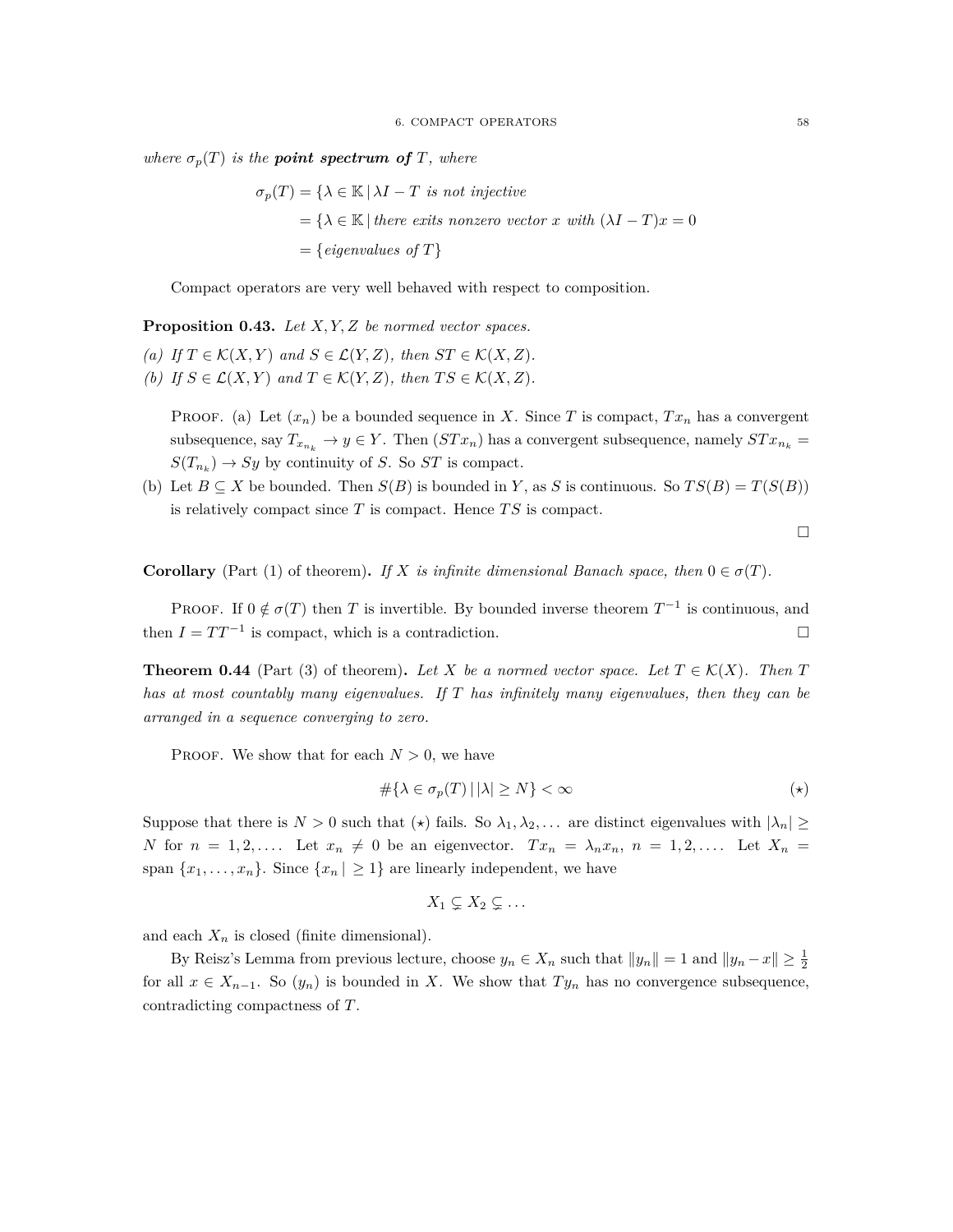*where $\sigma_p(T)$ is the* ***point spectrum of*** *$T$, where*

$$\begin{aligned}\sigma_p(T) &= \{\lambda \in \mathbb{K} \,|\, \lambda I - T \textit{ is not injective} \\ &= \{\lambda \in \mathbb{K} \,|\, \textit{there exits nonzero vector } x \textit{ with } (\lambda I - T)x = 0 \\ &= \{\textit{eigenvalues of } T\}\end{aligned}$$

Compact operators are very well behaved with respect to composition.

**Proposition 0.43.** *Let $X, Y, Z$ be normed vector spaces.*

*(a) If $T \in \mathcal{K}(X, Y)$ and $S \in \mathcal{L}(Y, Z)$, then $ST \in \mathcal{K}(X, Z)$.*
*(b) If $S \in \mathcal{L}(X, Y)$ and $T \in \mathcal{K}(Y, Z)$, then $TS \in \mathcal{K}(X, Z)$.*

Proof. (a) Let $(x_n)$ be a bounded sequence in $X$. Since $T$ is compact, $Tx_n$ has a convergent subsequence, say $T_{x_{n_k}} \to y \in Y$. Then $(STx_n)$ has a convergent subsequence, namely $STx_{n_k} = S(T_{n_k}) \to Sy$ by continuity of $S$. So $ST$ is compact.

(b) Let $B \subseteq X$ be bounded. Then $S(B)$ is bounded in $Y$, as $S$ is continuous. So $TS(B) = T(S(B))$ is relatively compact since $T$ is compact. Hence $TS$ is compact.

□

**Corollary** (Part (1) of theorem)**.** *If $X$ is infinite dimensional Banach space, then $0 \in \sigma(T)$.*

Proof. If $0 \notin \sigma(T)$ then $T$ is invertible. By bounded inverse theorem $T^{-1}$ is continuous, and then $I = TT^{-1}$ is compact, which is a contradiction. □

**Theorem 0.44** (Part (3) of theorem)**.** *Let $X$ be a normed vector space. Let $T \in \mathcal{K}(X)$. Then $T$ has at most countably many eigenvalues. If $T$ has infinitely many eigenvalues, then they can be arranged in a sequence converging to zero.*

Proof. We show that for each $N > 0$, we have

$$\#\{\lambda \in \sigma_p(T) \,|\, |\lambda| \geq N\} < \infty \tag{$\star$}$$

Suppose that there is $N > 0$ such that ($\star$) fails. So $\lambda_1, \lambda_2, \dots$ are distinct eigenvalues with $|\lambda_n| \geq N$ for $n = 1, 2, \dots$. Let $x_n \neq 0$ be an eigenvector. $Tx_n = \lambda_n x_n$, $n = 1, 2, \dots$. Let $X_n = \text{span}\,\{x_1, \dots, x_n\}$. Since $\{x_n \mid \geq 1\}$ are linearly independent, we have

$$X_1 \subsetneq X_2 \subsetneq \dots$$

and each $X_n$ is closed (finite dimensional).

By Reisz's Lemma from previous lecture, choose $y_n \in X_n$ such that $\|y_n\| = 1$ and $\|y_n - x\| \geq \frac{1}{2}$ for all $x \in X_{n-1}$. So $(y_n)$ is bounded in $X$. We show that $Ty_n$ has no convergence subsequence, contradicting compactness of $T$.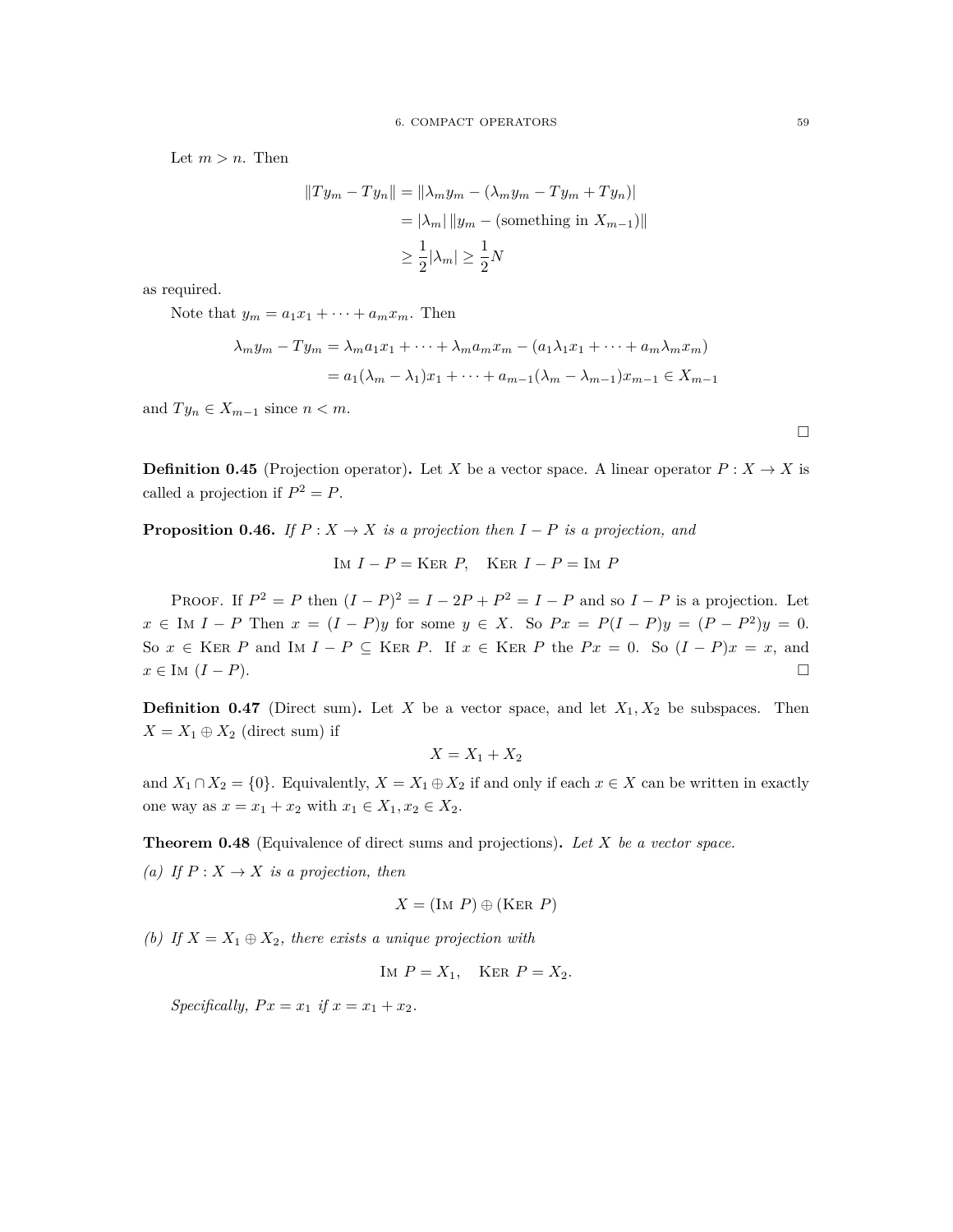Let $m > n$. Then

$$\begin{aligned}
\|Ty_m - Ty_n\| &= \|\lambda_m y_m - (\lambda_m y_m - Ty_m + Ty_n)| \\
&= |\lambda_m| \, \|y_m - (\text{something in } X_{m-1})\| \\
&\geq \frac{1}{2}|\lambda_m| \geq \frac{1}{2}N
\end{aligned}$$

as required.

Note that $y_m = a_1 x_1 + \cdots + a_m x_m$. Then

$$\begin{aligned}
\lambda_m y_m - Ty_m &= \lambda_m a_1 x_1 + \cdots + \lambda_m a_m x_m - (a_1 \lambda_1 x_1 + \cdots + a_m \lambda_m x_m) \\
&= a_1(\lambda_m - \lambda_1)x_1 + \cdots + a_{m-1}(\lambda_m - \lambda_{m-1})x_{m-1} \in X_{m-1}
\end{aligned}$$

and $Ty_n \in X_{m-1}$ since $n < m$.

□

**Definition 0.45** (Projection operator)**.** Let $X$ be a vector space. A linear operator $P : X \to X$ is called a projection if $P^2 = P$.

**Proposition 0.46.** *If $P : X \to X$ is a projection then $I - P$ is a projection, and*

$$\text{Im } I - P = \text{Ker } P, \quad \text{Ker } I - P = \text{Im } P$$

Proof. If $P^2 = P$ then $(I - P)^2 = I - 2P + P^2 = I - P$ and so $I - P$ is a projection. Let $x \in \text{Im } I - P$ Then $x = (I - P)y$ for some $y \in X$. So $Px = P(I - P)y = (P - P^2)y = 0$. So $x \in \text{Ker } P$ and $\text{Im } I - P \subseteq \text{Ker } P$. If $x \in \text{Ker } P$ the $Px = 0$. So $(I - P)x = x$, and $x \in \text{Im } (I - P)$. □

**Definition 0.47** (Direct sum)**.** Let $X$ be a vector space, and let $X_1, X_2$ be subspaces. Then $X = X_1 \oplus X_2$ (direct sum) if

$$X = X_1 + X_2$$

and $X_1 \cap X_2 = \{0\}$. Equivalently, $X = X_1 \oplus X_2$ if and only if each $x \in X$ can be written in exactly one way as $x = x_1 + x_2$ with $x_1 \in X_1, x_2 \in X_2$.

**Theorem 0.48** (Equivalence of direct sums and projections)**.** *Let $X$ be a vector space.*

*(a) If $P : X \to X$ is a projection, then*

$$X = (\text{Im } P) \oplus (\text{Ker } P)$$

*(b) If $X = X_1 \oplus X_2$, there exists a unique projection with*

$$\text{Im } P = X_1, \quad \text{Ker } P = X_2.$$

*Specifically, $Px = x_1$ if $x = x_1 + x_2$.*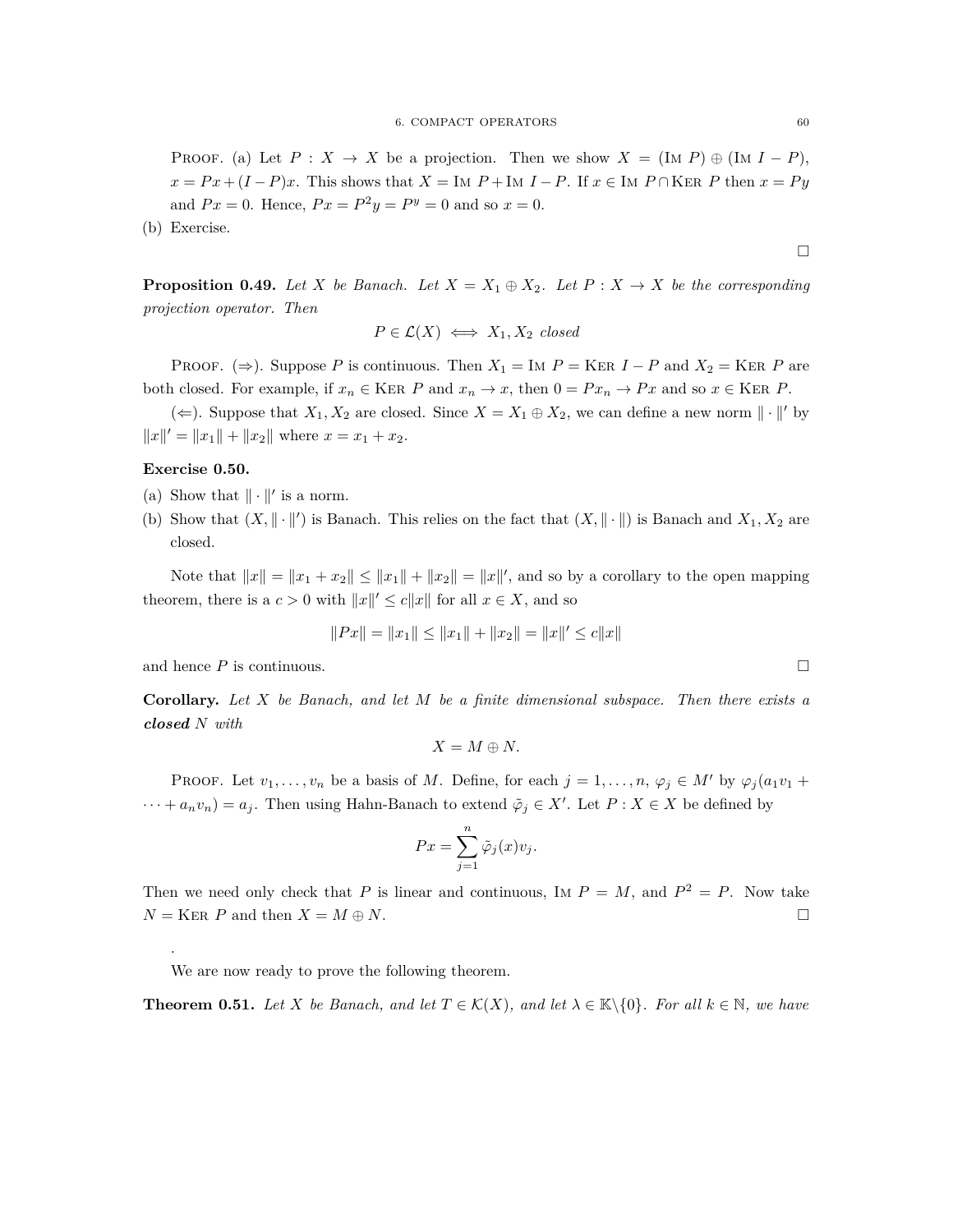Proof. (a) Let $P : X \to X$ be a projection. Then we show $X = (\text{Im } P) \oplus (\text{Im } I - P)$, $x = Px + (I - P)x$. This shows that $X = \text{Im } P + \text{Im } I - P$. If $x \in \text{Im } P \cap \text{Ker } P$ then $x = Py$ and $Px = 0$. Hence, $Px = P^2y = P^y = 0$ and so $x = 0$.

(b) Exercise.

□

**Proposition 0.49.** *Let $X$ be Banach. Let $X = X_1 \oplus X_2$. Let $P : X \to X$ be the corresponding projection operator. Then*

$$P \in \mathcal{L}(X) \iff X_1, X_2 \text{ closed}$$

Proof. ($\Rightarrow$). Suppose $P$ is continuous. Then $X_1 = \text{Im } P = \text{Ker } I - P$ and $X_2 = \text{Ker } P$ are both closed. For example, if $x_n \in \text{Ker } P$ and $x_n \to x$, then $0 = Px_n \to Px$ and so $x \in \text{Ker } P$.

($\Leftarrow$). Suppose that $X_1, X_2$ are closed. Since $X = X_1 \oplus X_2$, we can define a new norm $\|\cdot\|'$ by $\|x\|' = \|x_1\| + \|x_2\|$ where $x = x_1 + x_2$.

**Exercise 0.50.**

(a) Show that $\|\cdot\|'$ is a norm.

(b) Show that $(X, \|\cdot\|')$ is Banach. This relies on the fact that $(X, \|\cdot\|)$ is Banach and $X_1, X_2$ are closed.

Note that $\|x\| = \|x_1 + x_2\| \leq \|x_1\| + \|x_2\| = \|x\|'$, and so by a corollary to the open mapping theorem, there is a $c > 0$ with $\|x\|' \leq c\|x\|$ for all $x \in X$, and so

$$\|Px\| = \|x_1\| \leq \|x_1\| + \|x_2\| = \|x\|' \leq c\|x\|$$

and hence $P$ is continuous. □

**Corollary.** *Let $X$ be Banach, and let $M$ be a finite dimensional subspace. Then there exists a* ***closed*** *$N$ with*

$$X = M \oplus N.$$

Proof. Let $v_1, \ldots, v_n$ be a basis of $M$. Define, for each $j = 1, \ldots, n$, $\varphi_j \in M'$ by $\varphi_j(a_1v_1 + \cdots + a_nv_n) = a_j$. Then using Hahn-Banach to extend $\tilde{\varphi}_j \in X'$. Let $P : X \in X$ be defined by

$$Px = \sum_{j=1}^{n} \tilde{\varphi}_j(x)v_j.$$

Then we need only check that $P$ is linear and continuous, $\text{Im } P = M$, and $P^2 = P$. Now take $N = \text{Ker } P$ and then $X = M \oplus N$. □

.

We are now ready to prove the following theorem.

**Theorem 0.51.** *Let $X$ be Banach, and let $T \in \mathcal{K}(X)$, and let $\lambda \in \mathbb{K}\backslash\{0\}$. For all $k \in \mathbb{N}$, we have*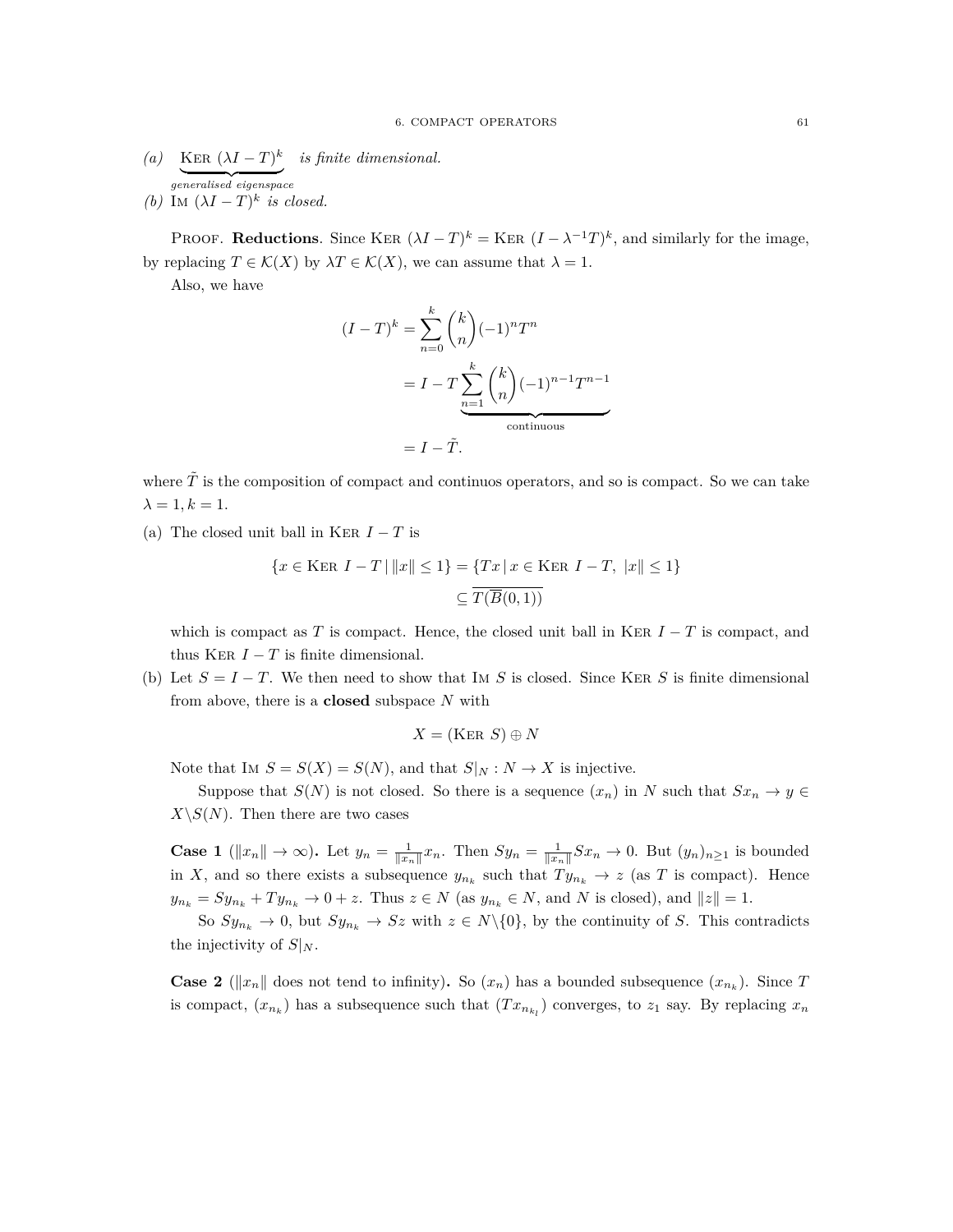*(a)* $\underbrace{\text{Ker } (\lambda I - T)^k}_{\textit{generalised eigenspace}}$ *is finite dimensional.*

*(b)* $\text{Im } (\lambda I - T)^k$ *is closed.*

Proof. **Reductions**. Since $\text{Ker } (\lambda I - T)^k = \text{Ker } (I - \lambda^{-1} T)^k$, and similarly for the image, by replacing $T \in \mathcal{K}(X)$ by $\lambda T \in \mathcal{K}(X)$, we can assume that $\lambda = 1$.

Also, we have

$$
\begin{aligned}
(I - T)^k &= \sum_{n=0}^{k} \binom{k}{n} (-1)^n T^n \\
&= I - T \underbrace{\sum_{n=1}^{k} \binom{k}{n} (-1)^{n-1} T^{n-1}}_{\text{continuous}} \\
&= I - \tilde{T}.
\end{aligned}
$$

where $\tilde{T}$ is the composition of compact and continuos operators, and so is compact. So we can take $\lambda = 1, k = 1$.

(a) The closed unit ball in $\text{Ker } I - T$ is

$$
\begin{aligned}
\{x \in \text{Ker } I - T \,|\, \|x\| \leq 1\} &= \{Tx \,|\, x \in \text{Ker } I - T, \ |x\| \leq 1\} \\
&\subseteq \overline{T(\overline{B}(0,1))}
\end{aligned}
$$

which is compact as $T$ is compact. Hence, the closed unit ball in $\text{Ker } I - T$ is compact, and thus $\text{Ker } I - T$ is finite dimensional.

(b) Let $S = I - T$. We then need to show that $\text{Im } S$ is closed. Since $\text{Ker } S$ is finite dimensional from above, there is a **closed** subspace $N$ with

$$X = (\text{Ker } S) \oplus N$$

Note that $\text{Im } S = S(X) = S(N)$, and that $S|_N : N \to X$ is injective.

Suppose that $S(N)$ is not closed. So there is a sequence $(x_n)$ in $N$ such that $Sx_n \to y \in X \backslash S(N)$. Then there are two cases

**Case 1** ($\|x_n\| \to \infty$)**.** Let $y_n = \frac{1}{\|x_n\|} x_n$. Then $Sy_n = \frac{1}{\|x_n\|} Sx_n \to 0$. But $(y_n)_{n \geq 1}$ is bounded in $X$, and so there exists a subsequence $y_{n_k}$ such that $Ty_{n_k} \to z$ (as $T$ is compact). Hence $y_{n_k} = Sy_{n_k} + Ty_{n_k} \to 0 + z$. Thus $z \in N$ (as $y_{n_k} \in N$, and $N$ is closed), and $\|z\| = 1$.

So $Sy_{n_k} \to 0$, but $Sy_{n_k} \to Sz$ with $z \in N \backslash \{0\}$, by the continuity of $S$. This contradicts the injectivity of $S|_N$.

**Case 2** ($\|x_n\|$ does not tend to infinity)**.** So $(x_n)$ has a bounded subsequence $(x_{n_k})$. Since $T$ is compact, $(x_{n_k})$ has a subsequence such that $(Tx_{n_{k_l}})$ converges, to $z_1$ say. By replacing $x_n$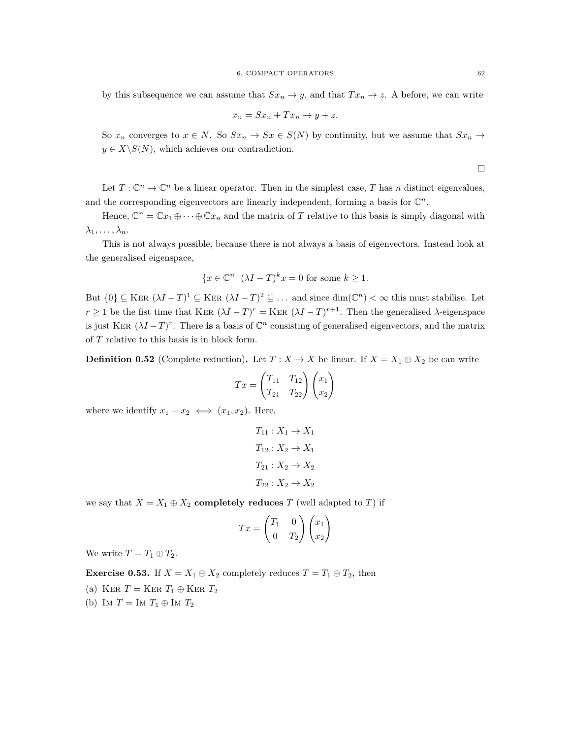by this subsequence we can assume that $Sx_n \to y$, and that $Tx_n \to z$. A before, we can write

$$x_n = Sx_n + Tx_n \to y + z.$$

So $x_n$ converges to $x \in N$. So $Sx_n \to Sx \in S(N)$ by continuity, but we assume that $Sx_n \to y \in X \backslash S(N)$, which achieves our contradiction.

□

Let $T : \mathbb{C}^n \to \mathbb{C}^n$ be a linear operator. Then in the simplest case, $T$ has $n$ distinct eigenvalues, and the corresponding eigenvectors are linearly independent, forming a basis for $\mathbb{C}^n$.

Hence, $\mathbb{C}^n = \mathbb{C}x_1 \oplus \cdots \oplus \mathbb{C}x_n$ and the matrix of $T$ relative to this basis is simply diagonal with $\lambda_1, \ldots, \lambda_n$.

This is not always possible, because there is not always a basis of eigenvectors. Instead look at the generalised eigenspace,

$$\{x \in \mathbb{C}^n \,|\, (\lambda I - T)^k x = 0 \text{ for some } k \geq 1.$$

But $\{0\} \subseteq \textsc{Ker}\ (\lambda I - T)^1 \subseteq \textsc{Ker}\ (\lambda I - T)^2 \subseteq \ldots$ and since $\dim(\mathbb{C}^n) < \infty$ this must stabilise. Let $r \geq 1$ be the fist time that $\textsc{Ker}\ (\lambda I - T)^r = \textsc{Ker}\ (\lambda I - T)^{r+1}$. Then the generalised $\lambda$-eigenspace is just $\textsc{Ker}\ (\lambda I - T)^r$. There **is** a basis of $\mathbb{C}^n$ consisting of generalised eigenvectors, and the matrix of $T$ relative to this basis is in block form.

**Definition 0.52** (Complete reduction)**.** Let $T : X \to X$ be linear. If $X = X_1 \oplus X_2$ be can write

$$Tx = \begin{pmatrix} T_{11} & T_{12} \\ T_{21} & T_{22} \end{pmatrix} \begin{pmatrix} x_1 \\ x_2 \end{pmatrix}$$

where we identify $x_1 + x_2 \iff (x_1, x_2)$. Here,

$$T_{11} : X_1 \to X_1$$
$$T_{12} : X_2 \to X_1$$
$$T_{21} : X_2 \to X_2$$
$$T_{22} : X_2 \to X_2$$

we say that $X = X_1 \oplus X_2$ **completely reduces** $T$ (well adapted to $T$) if

$$Tx = \begin{pmatrix} T_1 & 0 \\ 0 & T_2 \end{pmatrix} \begin{pmatrix} x_1 \\ x_2 \end{pmatrix}$$

We write $T = T_1 \oplus T_2$.

**Exercise 0.53.** If $X = X_1 \oplus X_2$ completely reduces $T = T_1 \oplus T_2$, then

(a) $\textsc{Ker}\ T = \textsc{Ker}\ T_1 \oplus \textsc{Ker}\ T_2$

(b) $\textsc{Im}\ T = \textsc{Im}\ T_1 \oplus \textsc{Im}\ T_2$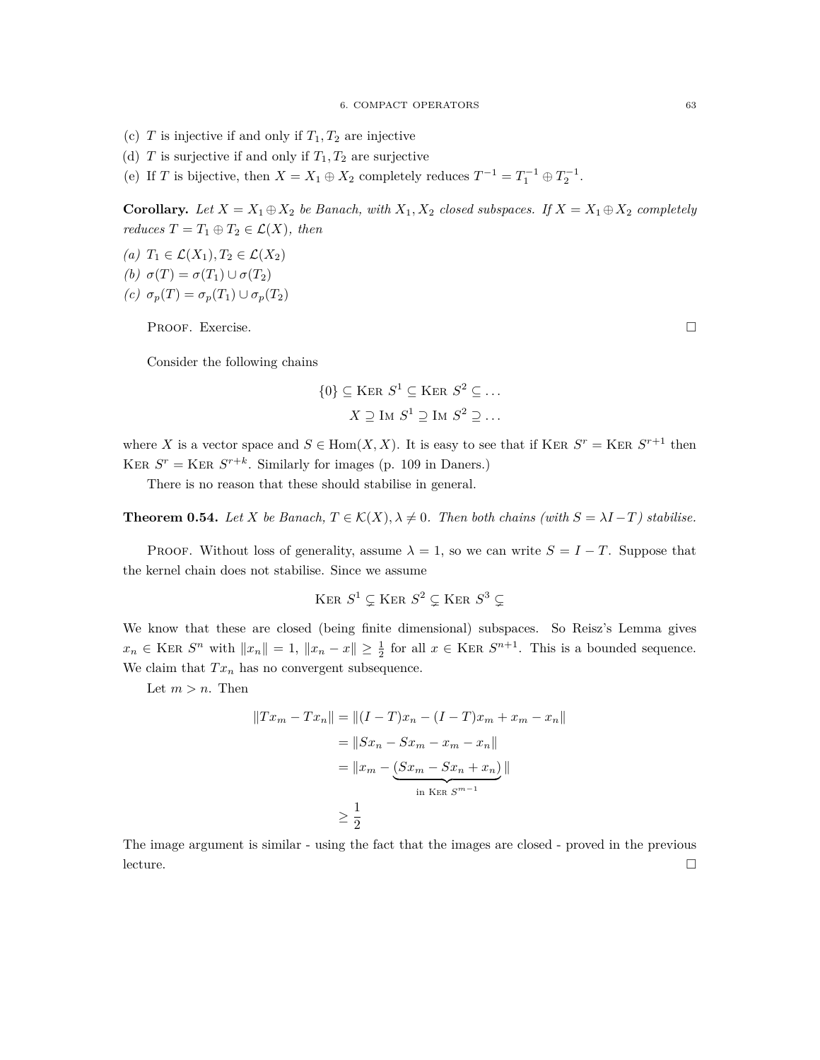(c) $T$ is injective if and only if $T_1, T_2$ are injective

(d) $T$ is surjective if and only if $T_1, T_2$ are surjective

(e) If $T$ is bijective, then $X = X_1 \oplus X_2$ completely reduces $T^{-1} = T_1^{-1} \oplus T_2^{-1}$.

**Corollary.** *Let $X = X_1 \oplus X_2$ be Banach, with $X_1, X_2$ closed subspaces. If $X = X_1 \oplus X_2$ completely reduces $T = T_1 \oplus T_2 \in \mathcal{L}(X)$, then*

*(a)* $T_1 \in \mathcal{L}(X_1), T_2 \in \mathcal{L}(X_2)$

*(b)* $\sigma(T) = \sigma(T_1) \cup \sigma(T_2)$

*(c)* $\sigma_p(T) = \sigma_p(T_1) \cup \sigma_p(T_2)$

Proof. Exercise. □

Consider the following chains

$$\{0\} \subseteq \text{Ker } S^1 \subseteq \text{Ker } S^2 \subseteq \dots$$
$$X \supseteq \text{Im } S^1 \supseteq \text{Im } S^2 \supseteq \dots$$

where $X$ is a vector space and $S \in \text{Hom}(X, X)$. It is easy to see that if $\text{Ker } S^r = \text{Ker } S^{r+1}$ then $\text{Ker } S^r = \text{Ker } S^{r+k}$. Similarly for images (p. 109 in Daners.)

There is no reason that these should stabilise in general.

**Theorem 0.54.** *Let $X$ be Banach, $T \in \mathcal{K}(X), \lambda \neq 0$. Then both chains (with $S = \lambda I - T$) stabilise.*

Proof. Without loss of generality, assume $\lambda = 1$, so we can write $S = I - T$. Suppose that the kernel chain does not stabilise. Since we assume

$$\text{Ker } S^1 \subsetneq \text{Ker } S^2 \subsetneq \text{Ker } S^3 \subsetneq$$

We know that these are closed (being finite dimensional) subspaces. So Reisz's Lemma gives $x_n \in \text{Ker } S^n$ with $\|x_n\| = 1$, $\|x_n - x\| \geq \frac{1}{2}$ for all $x \in \text{Ker } S^{n+1}$. This is a bounded sequence. We claim that $Tx_n$ has no convergent subsequence.

Let $m > n$. Then

$$\begin{aligned}
\|Tx_m - Tx_n\| &= \|(I - T)x_n - (I - T)x_m + x_m - x_n\| \\
&= \|Sx_n - Sx_m - x_m - x_n\| \\
&= \|x_m - \underbrace{(Sx_m - Sx_n + x_n)}_{\text{in Ker } S^{m-1}}\| \\
&\geq \frac{1}{2}
\end{aligned}$$

The image argument is similar - using the fact that the images are closed - proved in the previous lecture. □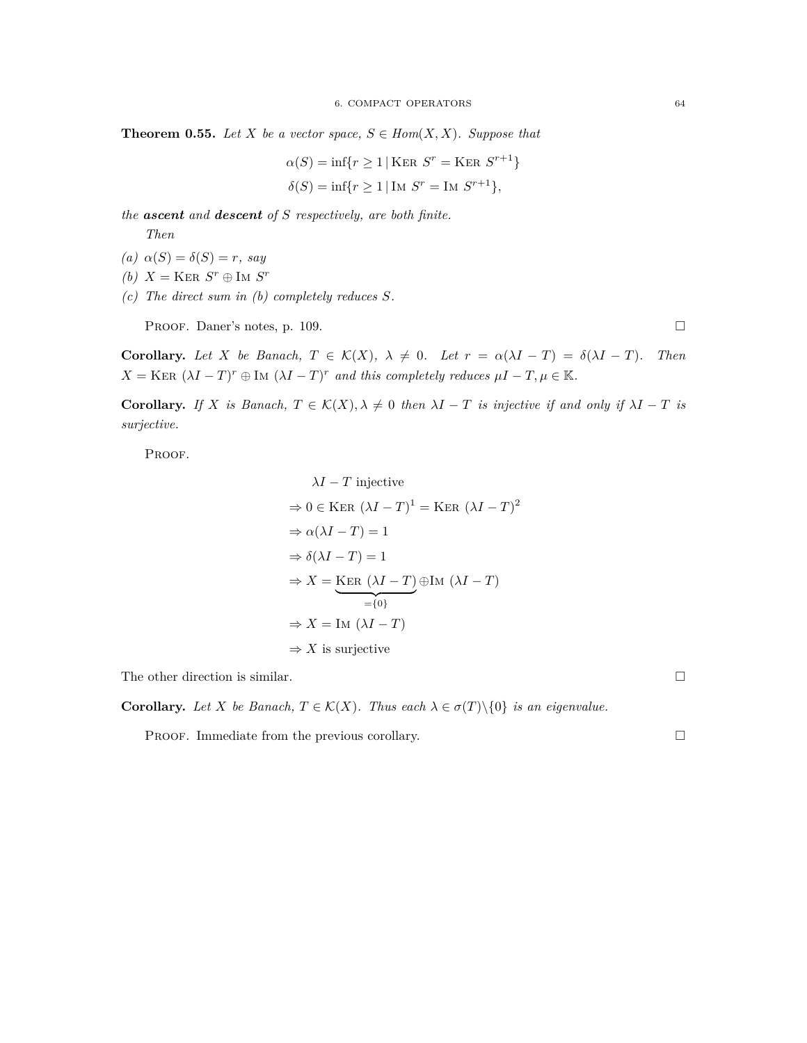**Theorem 0.55.** *Let $X$ be a vector space, $S \in Hom(X,X)$. Suppose that*

$$\alpha(S) = \inf\{r \geq 1 \mid \text{Ker } S^r = \text{Ker } S^{r+1}\}$$
$$\delta(S) = \inf\{r \geq 1 \mid \text{Im } S^r = \text{Im } S^{r+1}\},$$

*the* ***ascent*** *and* ***descent*** *of $S$ respectively, are both finite.*

*Then*

*(a) $\alpha(S) = \delta(S) = r$, say*

*(b) $X = \text{Ker } S^r \oplus \text{Im } S^r$*

*(c) The direct sum in (b) completely reduces $S$.*

Proof. Daner's notes, p. 109. □

**Corollary.** *Let $X$ be Banach, $T \in \mathcal{K}(X)$, $\lambda \neq 0$. Let $r = \alpha(\lambda I - T) = \delta(\lambda I - T)$. Then $X = \text{Ker } (\lambda I - T)^r \oplus \text{Im } (\lambda I - T)^r$ and this completely reduces $\mu I - T, \mu \in \mathbb{K}$.*

**Corollary.** *If $X$ is Banach, $T \in \mathcal{K}(X), \lambda \neq 0$ then $\lambda I - T$ is injective if and only if $\lambda I - T$ is surjective.*

Proof.

$$\begin{aligned}
&\lambda I - T \text{ injective} \\
&\Rightarrow 0 \in \text{Ker } (\lambda I - T)^1 = \text{Ker } (\lambda I - T)^2 \\
&\Rightarrow \alpha(\lambda I - T) = 1 \\
&\Rightarrow \delta(\lambda I - T) = 1 \\
&\Rightarrow X = \underbrace{\text{Ker } (\lambda I - T)}_{=\{0\}} \oplus \text{Im } (\lambda I - T) \\
&\Rightarrow X = \text{Im } (\lambda I - T) \\
&\Rightarrow X \text{ is surjective}
\end{aligned}$$

The other direction is similar. □

**Corollary.** *Let $X$ be Banach, $T \in \mathcal{K}(X)$. Thus each $\lambda \in \sigma(T) \backslash \{0\}$ is an eigenvalue.*

Proof. Immediate from the previous corollary. □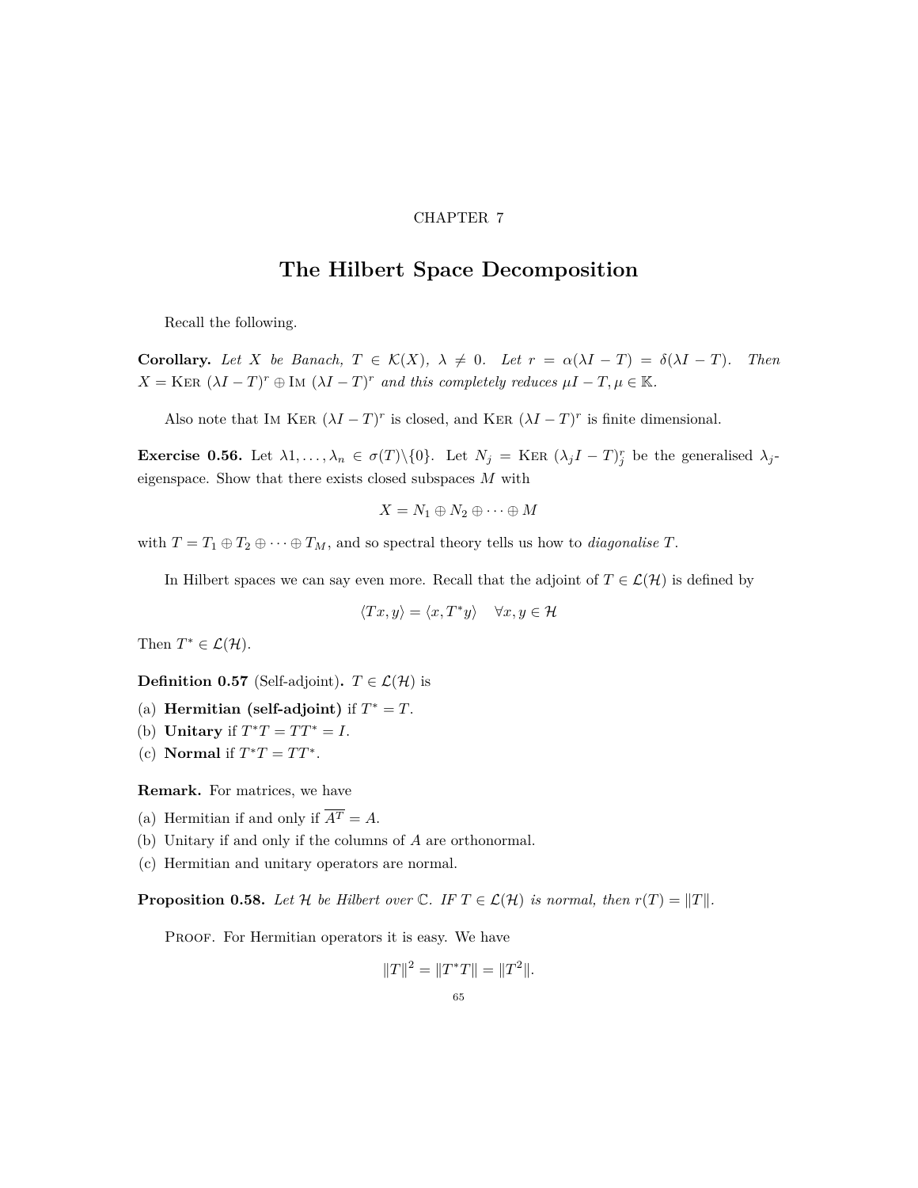CHAPTER 7

# The Hilbert Space Decomposition

Recall the following.

**Corollary.** *Let $X$ be Banach, $T \in \mathcal{K}(X)$, $\lambda \neq 0$. Let $r = \alpha(\lambda I - T) = \delta(\lambda I - T)$. Then $X = \text{Ker } (\lambda I - T)^r \oplus \text{Im } (\lambda I - T)^r$ and this completely reduces $\mu I - T, \mu \in \mathbb{K}$.*

Also note that Im Ker $(\lambda I - T)^r$ is closed, and Ker $(\lambda I - T)^r$ is finite dimensional.

**Exercise 0.56.** Let $\lambda 1, \ldots, \lambda_n \in \sigma(T) \backslash \{0\}$. Let $N_j = \text{Ker } (\lambda_j I - T)_j^r$ be the generalised $\lambda_j$-eigenspace. Show that there exists closed subspaces $M$ with

$$X = N_1 \oplus N_2 \oplus \cdots \oplus M$$

with $T = T_1 \oplus T_2 \oplus \cdots \oplus T_M$, and so spectral theory tells us how to *diagonalise* $T$.

In Hilbert spaces we can say even more. Recall that the adjoint of $T \in \mathcal{L}(\mathcal{H})$ is defined by

$$\langle Tx, y \rangle = \langle x, T^* y \rangle \quad \forall x, y \in \mathcal{H}$$

Then $T^* \in \mathcal{L}(\mathcal{H})$.

**Definition 0.57** (Self-adjoint)**.** $T \in \mathcal{L}(\mathcal{H})$ is

(a) **Hermitian (self-adjoint)** if $T^* = T$.
(b) **Unitary** if $T^* T = T T^* = I$.
(c) **Normal** if $T^* T = T T^*$.

**Remark.** For matrices, we have

(a) Hermitian if and only if $\overline{A^T} = A$.
(b) Unitary if and only if the columns of $A$ are orthonormal.
(c) Hermitian and unitary operators are normal.

**Proposition 0.58.** *Let $\mathcal{H}$ be Hilbert over $\mathbb{C}$. IF $T \in \mathcal{L}(\mathcal{H})$ is normal, then $r(T) = \|T\|$.*

Proof. For Hermitian operators it is easy. We have

$$\|T\|^2 = \|T^* T\| = \|T^2\|.$$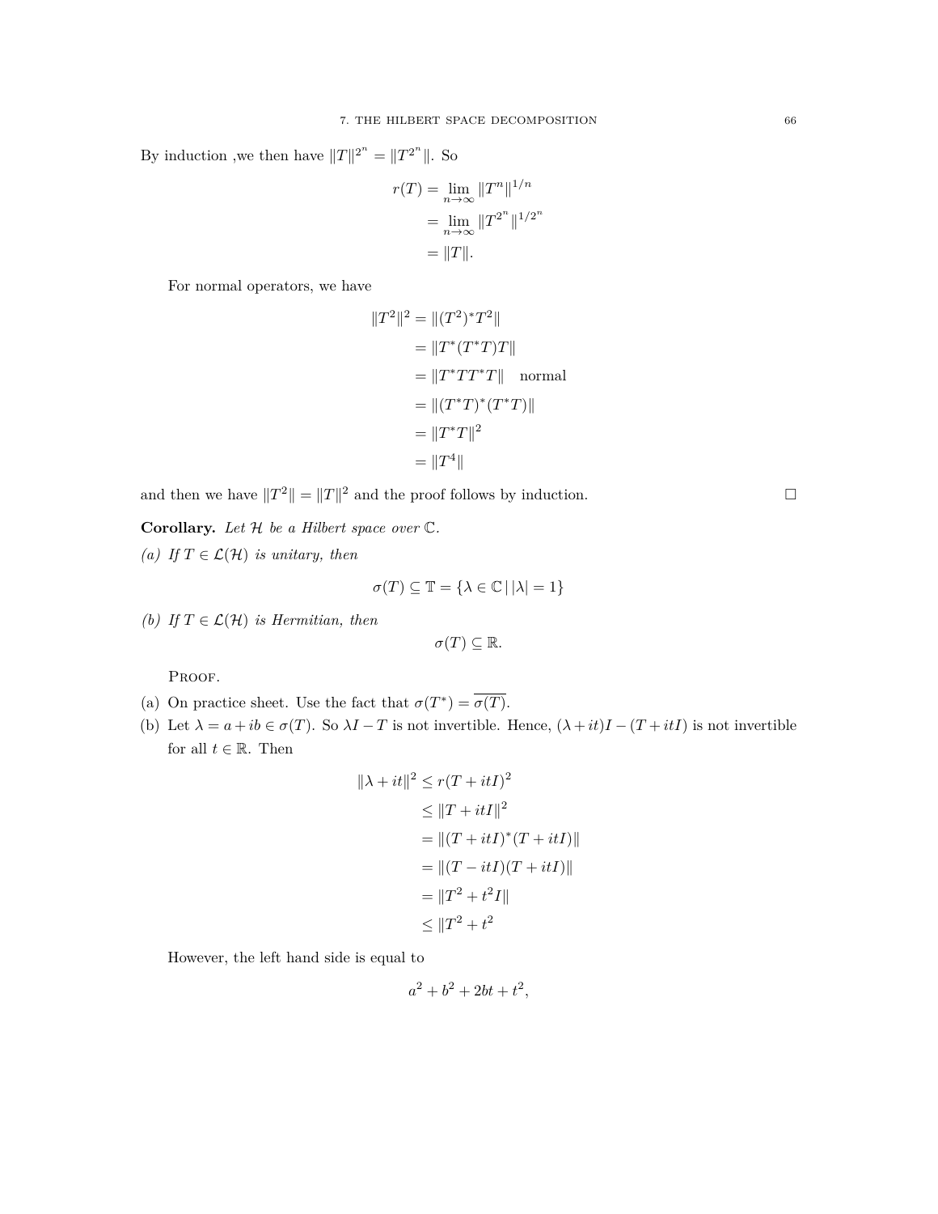By induction ,we then have $\|T\|^{2^n} = \|T^{2^n}\|$. So

$$
\begin{aligned}
r(T) &= \lim_{n\to\infty} \|T^n\|^{1/n} \\
&= \lim_{n\to\infty} \|T^{2^n}\|^{1/2^n} \\
&= \|T\|.
\end{aligned}
$$

For normal operators, we have

$$
\begin{aligned}
\|T^2\|^2 &= \|(T^2)^*T^2\| \\
&= \|T^*(T^*T)T\| \\
&= \|T^*TT^*T\| \quad \text{normal} \\
&= \|(T^*T)^*(T^*T)\| \\
&= \|T^*T\|^2 \\
&= \|T^4\|
\end{aligned}
$$

and then we have $\|T^2\| = \|T\|^2$ and the proof follows by induction. □

**Corollary.** *Let $\mathcal{H}$ be a Hilbert space over $\mathbb{C}$.*

*(a) If $T \in \mathcal{L}(\mathcal{H})$ is unitary, then*

$$
\sigma(T) \subseteq \mathbb{T} = \{\lambda \in \mathbb{C} \,|\, |\lambda| = 1\}
$$

*(b) If $T \in \mathcal{L}(\mathcal{H})$ is Hermitian, then*

$$
\sigma(T) \subseteq \mathbb{R}.
$$

Proof.

(a) On practice sheet. Use the fact that $\sigma(T^*) = \overline{\sigma(T)}$.

(b) Let $\lambda = a + ib \in \sigma(T)$. So $\lambda I - T$ is not invertible. Hence, $(\lambda + it)I - (T + itI)$ is not invertible for all $t \in \mathbb{R}$. Then

$$
\begin{aligned}
\|\lambda + it\|^2 &\leq r(T + itI)^2 \\
&\leq \|T + itI\|^2 \\
&= \|(T + itI)^*(T + itI)\| \\
&= \|(T - itI)(T + itI)\| \\
&= \|T^2 + t^2 I\| \\
&\leq \|T^2 + t^2
\end{aligned}
$$

However, the left hand side is equal to

$$
a^2 + b^2 + 2bt + t^2,
$$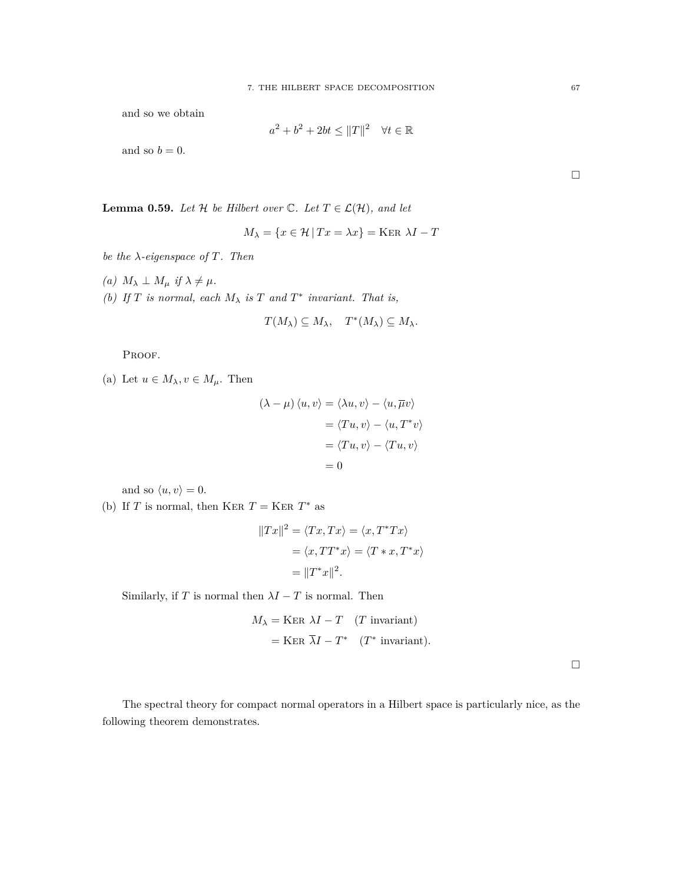and so we obtain

$$a^2 + b^2 + 2bt \leq \|T\|^2 \quad \forall t \in \mathbb{R}$$

and so $b = 0$.

□

**Lemma 0.59.** *Let $\mathcal{H}$ be Hilbert over $\mathbb{C}$. Let $T \in \mathcal{L}(\mathcal{H})$, and let*

$$M_\lambda = \{x \in \mathcal{H} \,|\, Tx = \lambda x\} = \text{Ker } \lambda I - T$$

*be the $\lambda$-eigenspace of $T$. Then*

*(a) $M_\lambda \perp M_\mu$ if $\lambda \neq \mu$.*

*(b) If $T$ is normal, each $M_\lambda$ is $T$ and $T^*$ invariant. That is,*

$$T(M_\lambda) \subseteq M_\lambda, \quad T^*(M_\lambda) \subseteq M_\lambda.$$

Proof.

(a) Let $u \in M_\lambda, v \in M_\mu$. Then

$$\begin{aligned}
(\lambda - \mu) \langle u, v \rangle &= \langle \lambda u, v \rangle - \langle u, \overline{\mu} v \rangle \\
&= \langle Tu, v \rangle - \langle u, T^* v \rangle \\
&= \langle Tu, v \rangle - \langle Tu, v \rangle \\
&= 0
\end{aligned}$$

and so $\langle u, v \rangle = 0$.

(b) If $T$ is normal, then $\text{Ker } T = \text{Ker } T^*$ as

$$\begin{aligned}
\|Tx\|^2 = \langle Tx, Tx \rangle &= \langle x, T^* T x \rangle \\
&= \langle x, TT^* x \rangle = \langle T * x, T^* x \rangle \\
&= \|T^* x\|^2.
\end{aligned}$$

Similarly, if $T$ is normal then $\lambda I - T$ is normal. Then

$$\begin{aligned}
M_\lambda &= \text{Ker } \lambda I - T \quad (T \text{ invariant}) \\
&= \text{Ker } \overline{\lambda} I - T^* \quad (T^* \text{ invariant}).
\end{aligned}$$

□

The spectral theory for compact normal operators in a Hilbert space is particularly nice, as the following theorem demonstrates.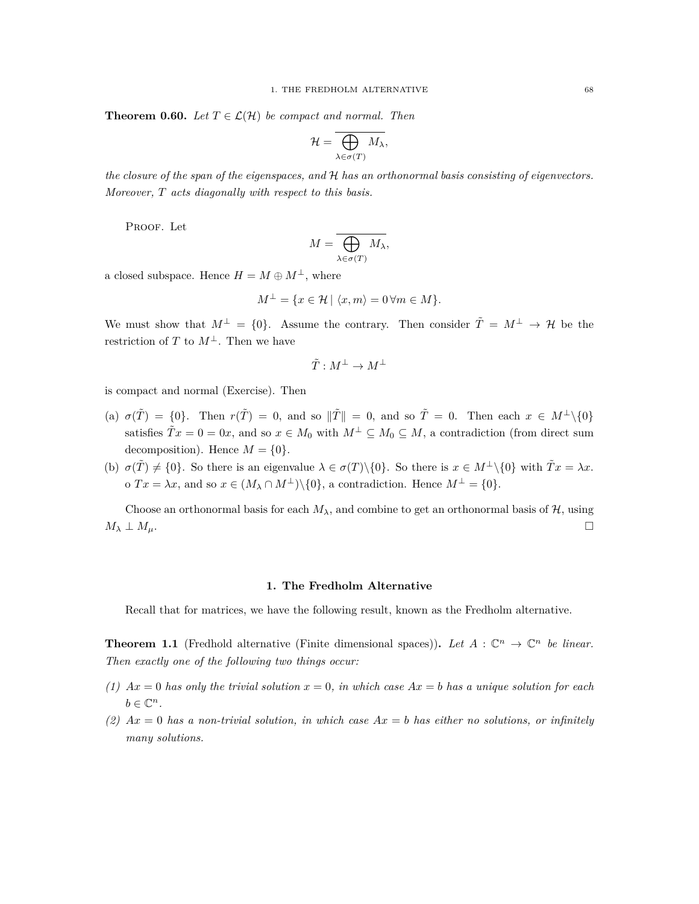**Theorem 0.60.** *Let $T \in \mathcal{L}(\mathcal{H})$ be compact and normal. Then*

$$\mathcal{H} = \overline{\bigoplus_{\lambda \in \sigma(T)} M_\lambda},$$

*the closure of the span of the eigenspaces, and $\mathcal{H}$ has an orthonormal basis consisting of eigenvectors. Moreover, $T$ acts diagonally with respect to this basis.*

Proof. Let

$$M = \overline{\bigoplus_{\lambda \in \sigma(T)} M_\lambda},$$

a closed subspace. Hence $H = M \oplus M^\perp$, where

$$M^\perp = \{x \in \mathcal{H} \mid \langle x, m \rangle = 0 \,\forall m \in M\}.$$

We must show that $M^\perp = \{0\}$. Assume the contrary. Then consider $\tilde{T} = M^\perp \to \mathcal{H}$ be the restriction of $T$ to $M^\perp$. Then we have

$$\tilde{T} : M^\perp \to M^\perp$$

is compact and normal (Exercise). Then

(a) $\sigma(\tilde{T}) = \{0\}$. Then $r(\tilde{T}) = 0$, and so $\|\tilde{T}\| = 0$, and so $\tilde{T} = 0$. Then each $x \in M^\perp \backslash \{0\}$ satisfies $\tilde{T}x = 0 = 0x$, and so $x \in M_0$ with $M^\perp \subseteq M_0 \subseteq M$, a contradiction (from direct sum decomposition). Hence $M = \{0\}$.

(b) $\sigma(\tilde{T}) \neq \{0\}$. So there is an eigenvalue $\lambda \in \sigma(T) \backslash \{0\}$. So there is $x \in M^\perp \backslash \{0\}$ with $\tilde{T}x = \lambda x$. o $Tx = \lambda x$, and so $x \in (M_\lambda \cap M^\perp) \backslash \{0\}$, a contradiction. Hence $M^\perp = \{0\}$.

Choose an orthonormal basis for each $M_\lambda$, and combine to get an orthonormal basis of $\mathcal{H}$, using $M_\lambda \perp M_\mu$. □

## 1. The Fredholm Alternative

Recall that for matrices, we have the following result, known as the Fredholm alternative.

**Theorem 1.1** (Fredhold alternative (Finite dimensional spaces))**.** *Let $A : \mathbb{C}^n \to \mathbb{C}^n$ be linear. Then exactly one of the following two things occur:*

*(1) $Ax = 0$ has only the trivial solution $x = 0$, in which case $Ax = b$ has a unique solution for each $b \in \mathbb{C}^n$.*

*(2) $Ax = 0$ has a non-trivial solution, in which case $Ax = b$ has either no solutions, or infinitely many solutions.*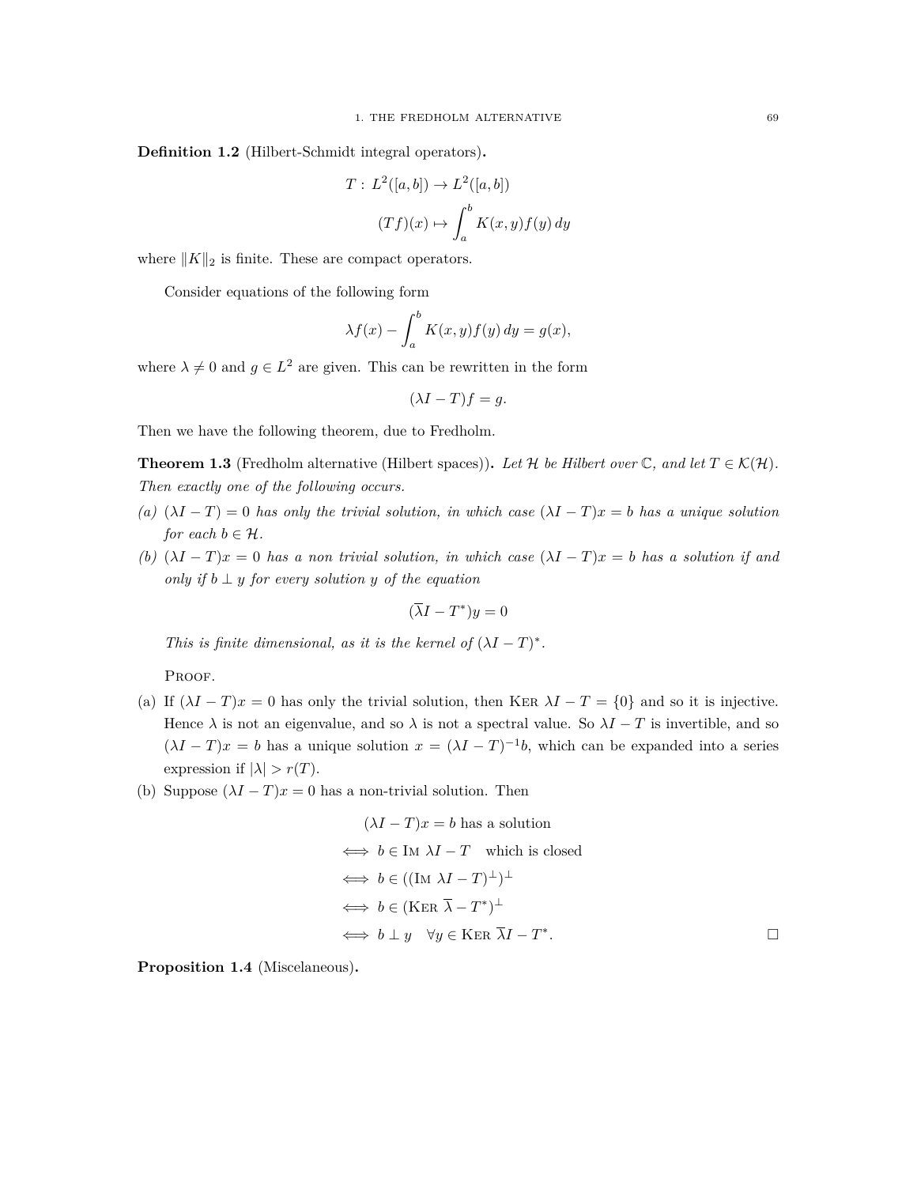**Definition 1.2** (Hilbert-Schmidt integral operators)**.**

$$T : L^2([a,b]) \to L^2([a,b])$$
$$(Tf)(x) \mapsto \int_a^b K(x,y)f(y)\,dy$$

where $\|K\|_2$ is finite. These are compact operators.

Consider equations of the following form

$$\lambda f(x) - \int_a^b K(x,y)f(y)\,dy = g(x),$$

where $\lambda \neq 0$ and $g \in L^2$ are given. This can be rewritten in the form

$$(\lambda I - T)f = g.$$

Then we have the following theorem, due to Fredholm.

**Theorem 1.3** (Fredholm alternative (Hilbert spaces))**.** *Let $\mathcal{H}$ be Hilbert over $\mathbb{C}$, and let $T \in \mathcal{K}(\mathcal{H})$. Then exactly one of the following occurs.*

*(a) $(\lambda I - T) = 0$ has only the trivial solution, in which case $(\lambda I - T)x = b$ has a unique solution for each $b \in \mathcal{H}$.*

*(b) $(\lambda I - T)x = 0$ has a non trivial solution, in which case $(\lambda I - T)x = b$ has a solution if and only if $b \perp y$ for every solution $y$ of the equation*

$$(\overline{\lambda} I - T^*)y = 0$$

*This is finite dimensional, as it is the kernel of $(\lambda I - T)^*$.*

Proof.

(a) If $(\lambda I - T)x = 0$ has only the trivial solution, then $\text{Ker } \lambda I - T = \{0\}$ and so it is injective. Hence $\lambda$ is not an eigenvalue, and so $\lambda$ is not a spectral value. So $\lambda I - T$ is invertible, and so $(\lambda I - T)x = b$ has a unique solution $x = (\lambda I - T)^{-1}b$, which can be expanded into a series expression if $|\lambda| > r(T)$.

(b) Suppose $(\lambda I - T)x = 0$ has a non-trivial solution. Then

$$\begin{aligned}
&(\lambda I - T)x = b \text{ has a solution} \\
\iff\ & b \in \text{Im } \lambda I - T \quad \text{which is closed} \\
\iff\ & b \in ((\text{Im } \lambda I - T)^\perp)^\perp \\
\iff\ & b \in (\text{Ker } \overline{\lambda} - T^*)^\perp \\
\iff\ & b \perp y \quad \forall y \in \text{Ker } \overline{\lambda} I - T^*.
\end{aligned}$$

□

**Proposition 1.4** (Miscelaneous)**.**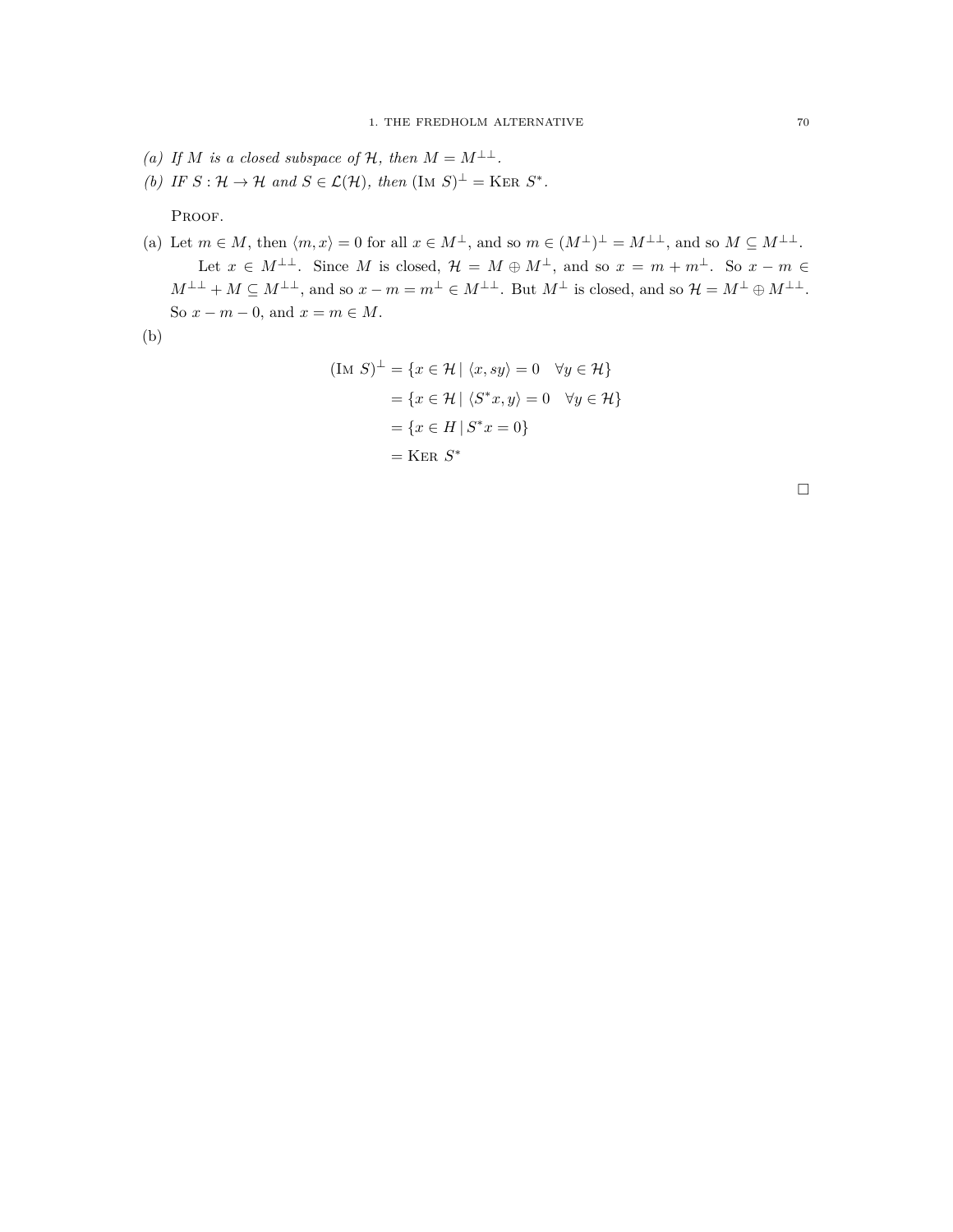*(a) If $M$ is a closed subspace of $\mathcal{H}$, then $M = M^{\perp\perp}$.*

*(b) IF $S : \mathcal{H} \to \mathcal{H}$ and $S \in \mathcal{L}(\mathcal{H})$, then $(\text{Im } S)^{\perp} = \text{Ker } S^*$.*

Proof.

(a) Let $m \in M$, then $\langle m, x\rangle = 0$ for all $x \in M^{\perp}$, and so $m \in (M^{\perp})^{\perp} = M^{\perp\perp}$, and so $M \subseteq M^{\perp\perp}$.

Let $x \in M^{\perp\perp}$. Since $M$ is closed, $\mathcal{H} = M \oplus M^{\perp}$, and so $x = m + m^{\perp}$. So $x - m \in M^{\perp\perp} + M \subseteq M^{\perp\perp}$, and so $x - m = m^{\perp} \in M^{\perp\perp}$. But $M^{\perp}$ is closed, and so $\mathcal{H} = M^{\perp} \oplus M^{\perp\perp}$. So $x - m - 0$, and $x = m \in M$.

(b)

$$
\begin{aligned}
(\text{Im } S)^{\perp} &= \{x \in \mathcal{H} \mid \langle x, sy\rangle = 0 \quad \forall y \in \mathcal{H}\} \\
&= \{x \in \mathcal{H} \mid \langle S^* x, y\rangle = 0 \quad \forall y \in \mathcal{H}\} \\
&= \{x \in H \mid S^* x = 0\} \\
&= \text{Ker } S^*
\end{aligned}
$$

□